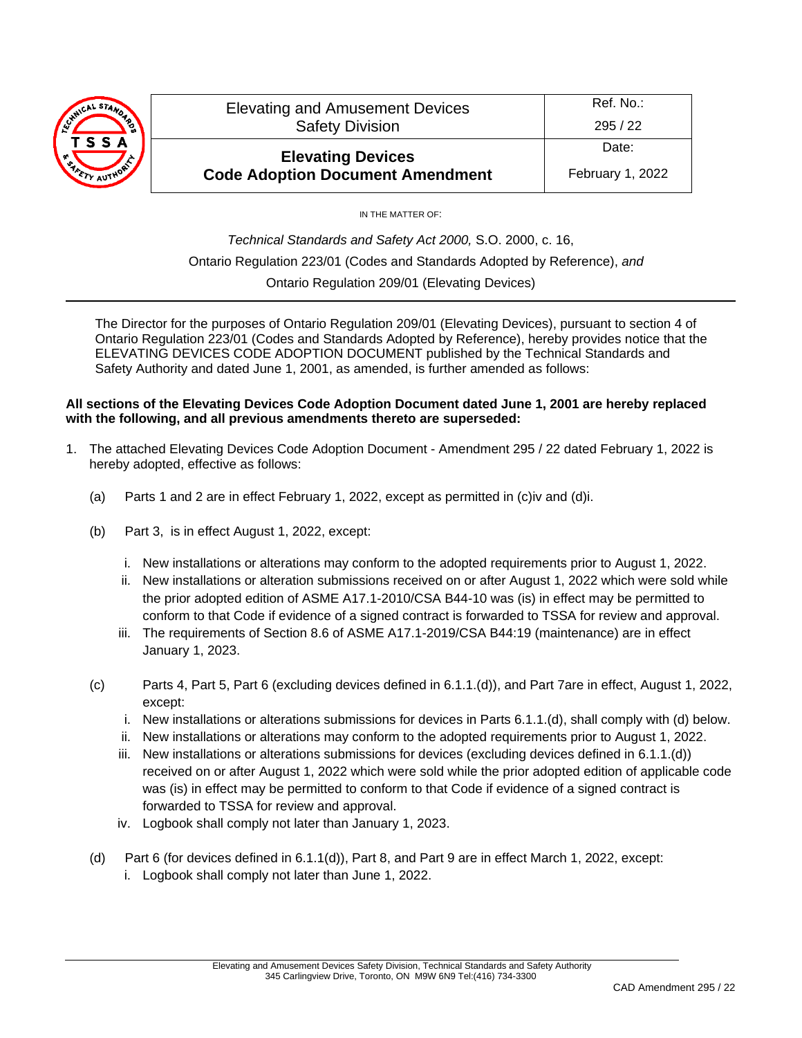| Elevating and Amusement Devices Safety Division | Ref. No.: 295 / 22 |
|---|---|
| **Elevating Devices Code Adoption Document Amendment** | Date: February 1, 2022 |

IN THE MATTER OF:

*Technical Standards and Safety Act 2000,* S.O. 2000, c. 16,
Ontario Regulation 223/01 (Codes and Standards Adopted by Reference), *and*
Ontario Regulation 209/01 (Elevating Devices)

---

The Director for the purposes of Ontario Regulation 209/01 (Elevating Devices), pursuant to section 4 of Ontario Regulation 223/01 (Codes and Standards Adopted by Reference), hereby provides notice that the ELEVATING DEVICES CODE ADOPTION DOCUMENT published by the Technical Standards and Safety Authority and dated June 1, 2001, as amended, is further amended as follows:

**All sections of the Elevating Devices Code Adoption Document dated June 1, 2001 are hereby replaced with the following, and all previous amendments thereto are superseded:**

1. The attached Elevating Devices Code Adoption Document - Amendment 295 / 22 dated February 1, 2022 is hereby adopted, effective as follows:

   (a) Parts 1 and 2 are in effect February 1, 2022, except as permitted in (c)iv and (d)i.

   (b) Part 3, is in effect August 1, 2022, except:

      i. New installations or alterations may conform to the adopted requirements prior to August 1, 2022.
      ii. New installations or alteration submissions received on or after August 1, 2022 which were sold while the prior adopted edition of ASME A17.1-2010/CSA B44-10 was (is) in effect may be permitted to conform to that Code if evidence of a signed contract is forwarded to TSSA for review and approval.
      iii. The requirements of Section 8.6 of ASME A17.1-2019/CSA B44:19 (maintenance) are in effect January 1, 2023.

   (c) Parts 4, Part 5, Part 6 (excluding devices defined in 6.1.1.(d)), and Part 7are in effect, August 1, 2022, except:

      i. New installations or alterations submissions for devices in Parts 6.1.1.(d), shall comply with (d) below.
      ii. New installations or alterations may conform to the adopted requirements prior to August 1, 2022.
      iii. New installations or alterations submissions for devices (excluding devices defined in 6.1.1.(d)) received on or after August 1, 2022 which were sold while the prior adopted edition of applicable code was (is) in effect may be permitted to conform to that Code if evidence of a signed contract is forwarded to TSSA for review and approval.
      iv. Logbook shall comply not later than January 1, 2023.

   (d) Part 6 (for devices defined in 6.1.1(d)), Part 8, and Part 9 are in effect March 1, 2022, except:

      i. Logbook shall comply not later than June 1, 2022.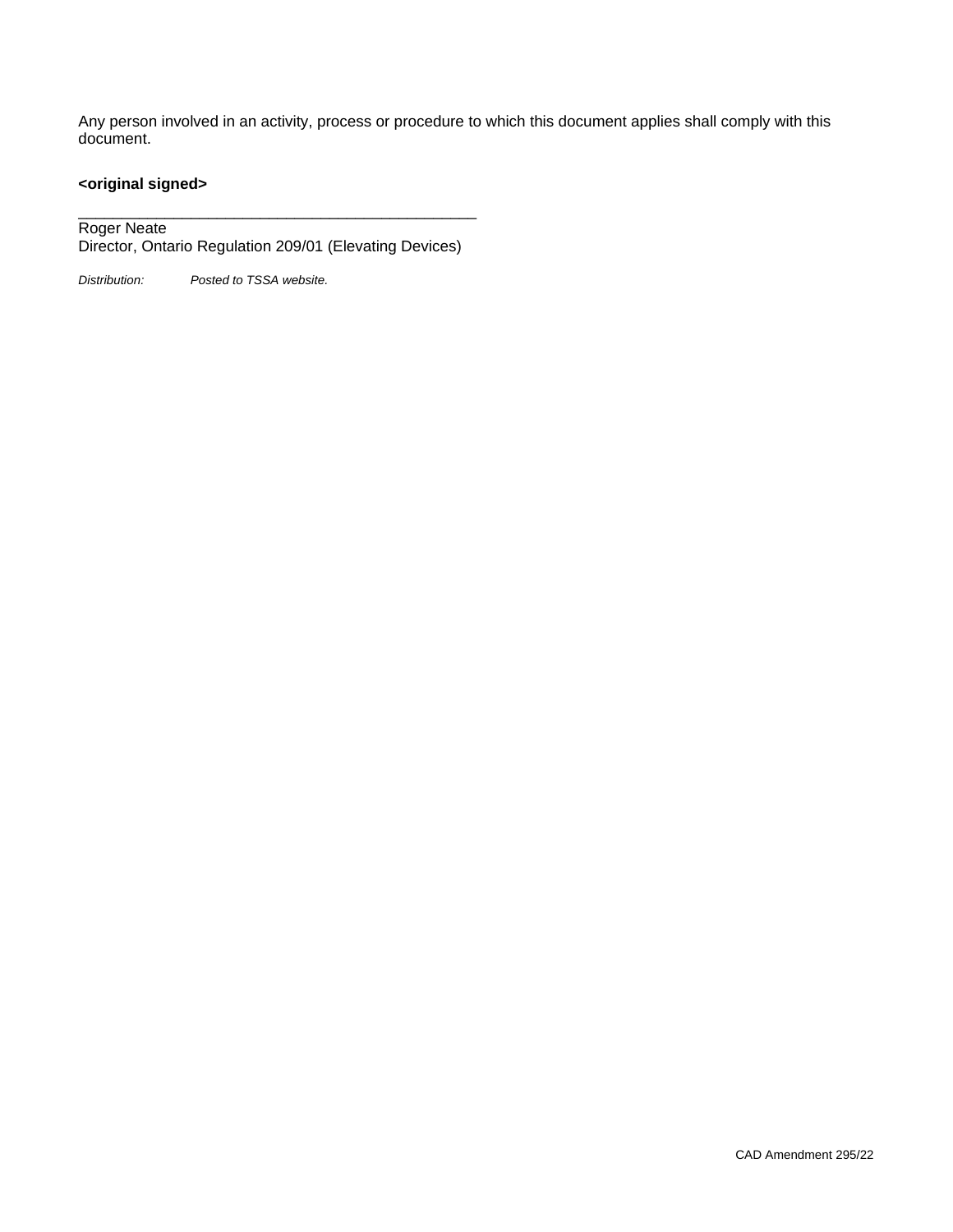Any person involved in an activity, process or procedure to which this document applies shall comply with this document.

**<original signed>**

______________________________________________

Roger Neate
Director, Ontario Regulation 209/01 (Elevating Devices)

*Distribution:* *Posted to TSSA website.*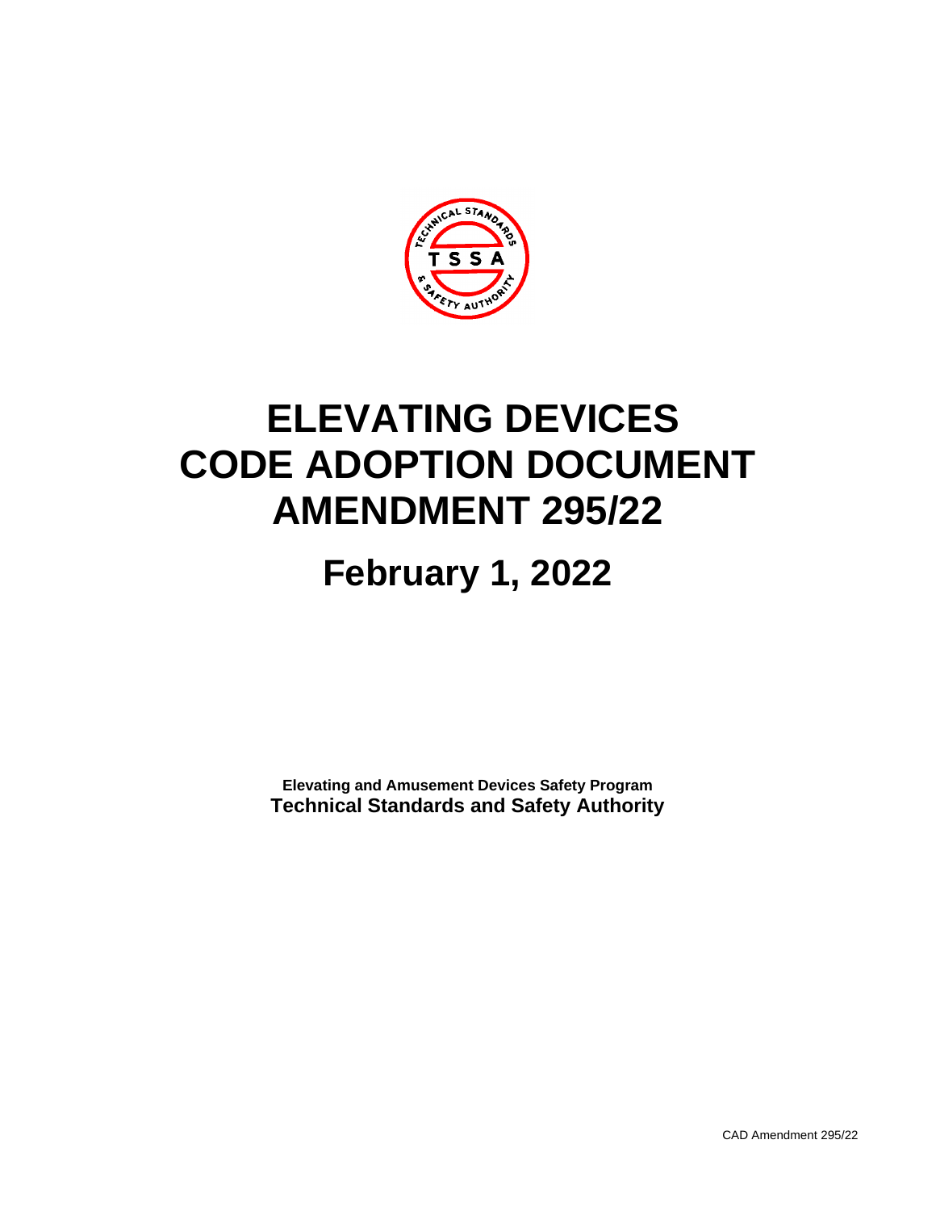# ELEVATING DEVICES CODE ADOPTION DOCUMENT AMENDMENT 295/22

## February 1, 2022

**Elevating and Amusement Devices Safety Program**
**Technical Standards and Safety Authority**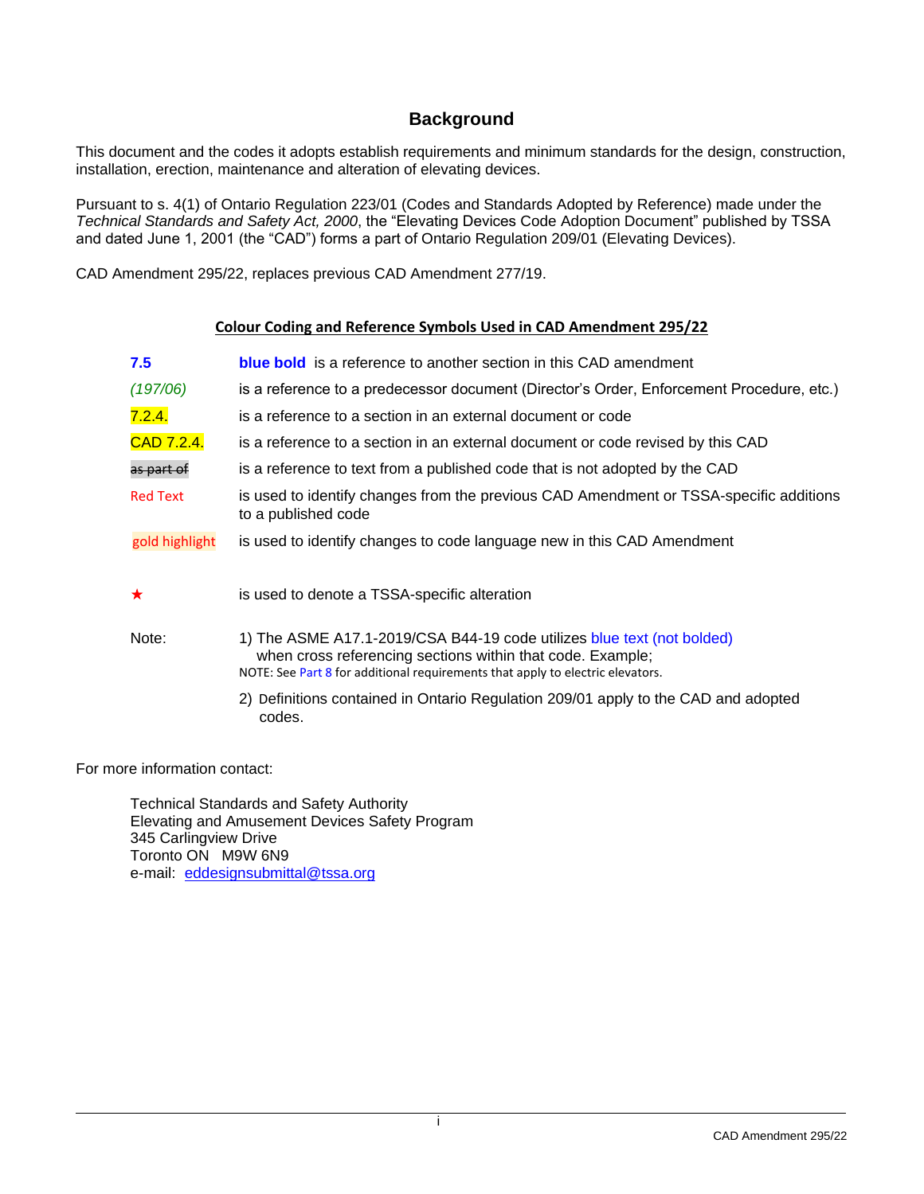## Background

This document and the codes it adopts establish requirements and minimum standards for the design, construction, installation, erection, maintenance and alteration of elevating devices.

Pursuant to s. 4(1) of Ontario Regulation 223/01 (Codes and Standards Adopted by Reference) made under the *Technical Standards and Safety Act, 2000*, the "Elevating Devices Code Adoption Document" published by TSSA and dated June 1, 2001 (the "CAD") forms a part of Ontario Regulation 209/01 (Elevating Devices).

CAD Amendment 295/22, replaces previous CAD Amendment 277/19.

### Colour Coding and Reference Symbols Used in CAD Amendment 295/22

| | |
|---|---|
| **7.5** | **blue bold** is a reference to another section in this CAD amendment |
| *(197/06)* | is a reference to a predecessor document (Director's Order, Enforcement Procedure, etc.) |
| 7.2.4. | is a reference to a section in an external document or code |
| CAD 7.2.4. | is a reference to a section in an external document or code revised by this CAD |
| ~~as part of~~ | is a reference to text from a published code that is not adopted by the CAD |
| Red Text | is used to identify changes from the previous CAD Amendment or TSSA-specific additions to a published code |
| gold highlight | is used to identify changes to code language new in this CAD Amendment |
| ★ | is used to denote a TSSA-specific alteration |

Note:

1) The ASME A17.1-2019/CSA B44-19 code utilizes blue text (not bolded) when cross referencing sections within that code. Example;
   NOTE: See Part 8 for additional requirements that apply to electric elevators.
2) Definitions contained in Ontario Regulation 209/01 apply to the CAD and adopted codes.

For more information contact:

Technical Standards and Safety Authority
Elevating and Amusement Devices Safety Program
345 Carlingview Drive
Toronto ON M9W 6N9
e-mail: eddesignsubmittal@tssa.org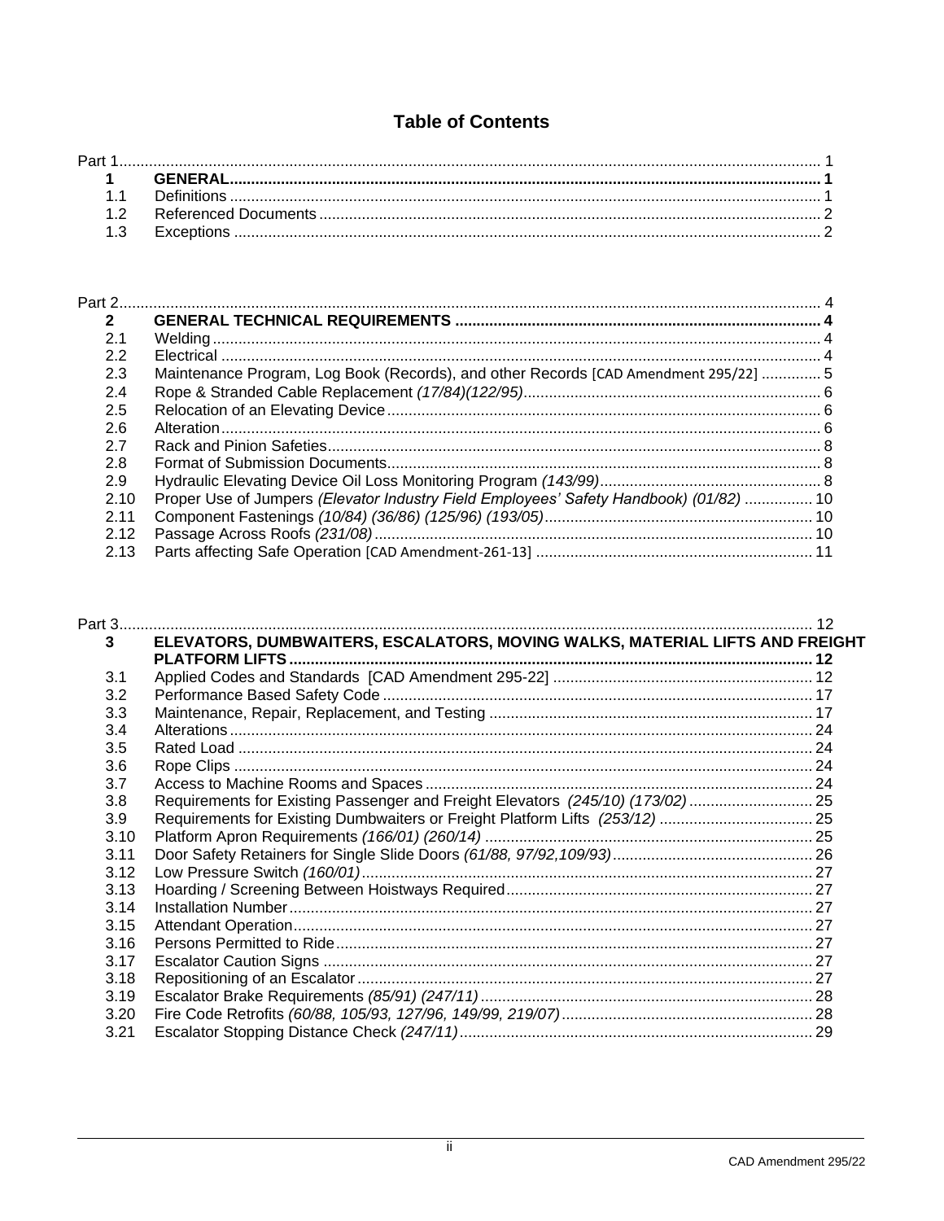# Table of Contents

| | | |
|---|---|---|
| Part 1 | | 1 |
| **1** | **GENERAL** | **1** |
| 1.1 | Definitions | 1 |
| 1.2 | Referenced Documents | 2 |
| 1.3 | Exceptions | 2 |

| | | |
|---|---|---|
| Part 2 | | 4 |
| **2** | **GENERAL TECHNICAL REQUIREMENTS** | **4** |
| 2.1 | Welding | 4 |
| 2.2 | Electrical | 4 |
| 2.3 | Maintenance Program, Log Book (Records), and other Records [CAD Amendment 295/22] | 5 |
| 2.4 | Rope & Stranded Cable Replacement *(17/84)(122/95)* | 6 |
| 2.5 | Relocation of an Elevating Device | 6 |
| 2.6 | Alteration | 6 |
| 2.7 | Rack and Pinion Safeties | 8 |
| 2.8 | Format of Submission Documents | 8 |
| 2.9 | Hydraulic Elevating Device Oil Loss Monitoring Program *(143/99)* | 8 |
| 2.10 | Proper Use of Jumpers *(Elevator Industry Field Employees' Safety Handbook) (01/82)* | 10 |
| 2.11 | Component Fastenings *(10/84) (36/86) (125/96) (193/05)* | 10 |
| 2.12 | Passage Across Roofs *(231/08)* | 10 |
| 2.13 | Parts affecting Safe Operation [CAD Amendment-261-13] | 11 |

| | | |
|---|---|---|
| Part 3 | | 12 |
| **3** | **ELEVATORS, DUMBWAITERS, ESCALATORS, MOVING WALKS, MATERIAL LIFTS AND FREIGHT PLATFORM LIFTS** | **12** |
| 3.1 | Applied Codes and Standards [CAD Amendment 295-22] | 12 |
| 3.2 | Performance Based Safety Code | 17 |
| 3.3 | Maintenance, Repair, Replacement, and Testing | 17 |
| 3.4 | Alterations | 24 |
| 3.5 | Rated Load | 24 |
| 3.6 | Rope Clips | 24 |
| 3.7 | Access to Machine Rooms and Spaces | 24 |
| 3.8 | Requirements for Existing Passenger and Freight Elevators *(245/10) (173/02)* | 25 |
| 3.9 | Requirements for Existing Dumbwaiters or Freight Platform Lifts *(253/12)* | 25 |
| 3.10 | Platform Apron Requirements *(166/01) (260/14)* | 25 |
| 3.11 | Door Safety Retainers for Single Slide Doors *(61/88, 97/92,109/93)* | 26 |
| 3.12 | Low Pressure Switch *(160/01)* | 27 |
| 3.13 | Hoarding / Screening Between Hoistways Required | 27 |
| 3.14 | Installation Number | 27 |
| 3.15 | Attendant Operation | 27 |
| 3.16 | Persons Permitted to Ride | 27 |
| 3.17 | Escalator Caution Signs | 27 |
| 3.18 | Repositioning of an Escalator | 27 |
| 3.19 | Escalator Brake Requirements *(85/91) (247/11)* | 28 |
| 3.20 | Fire Code Retrofits *(60/88, 105/93, 127/96, 149/99, 219/07)* | 28 |
| 3.21 | Escalator Stopping Distance Check *(247/11)* | 29 |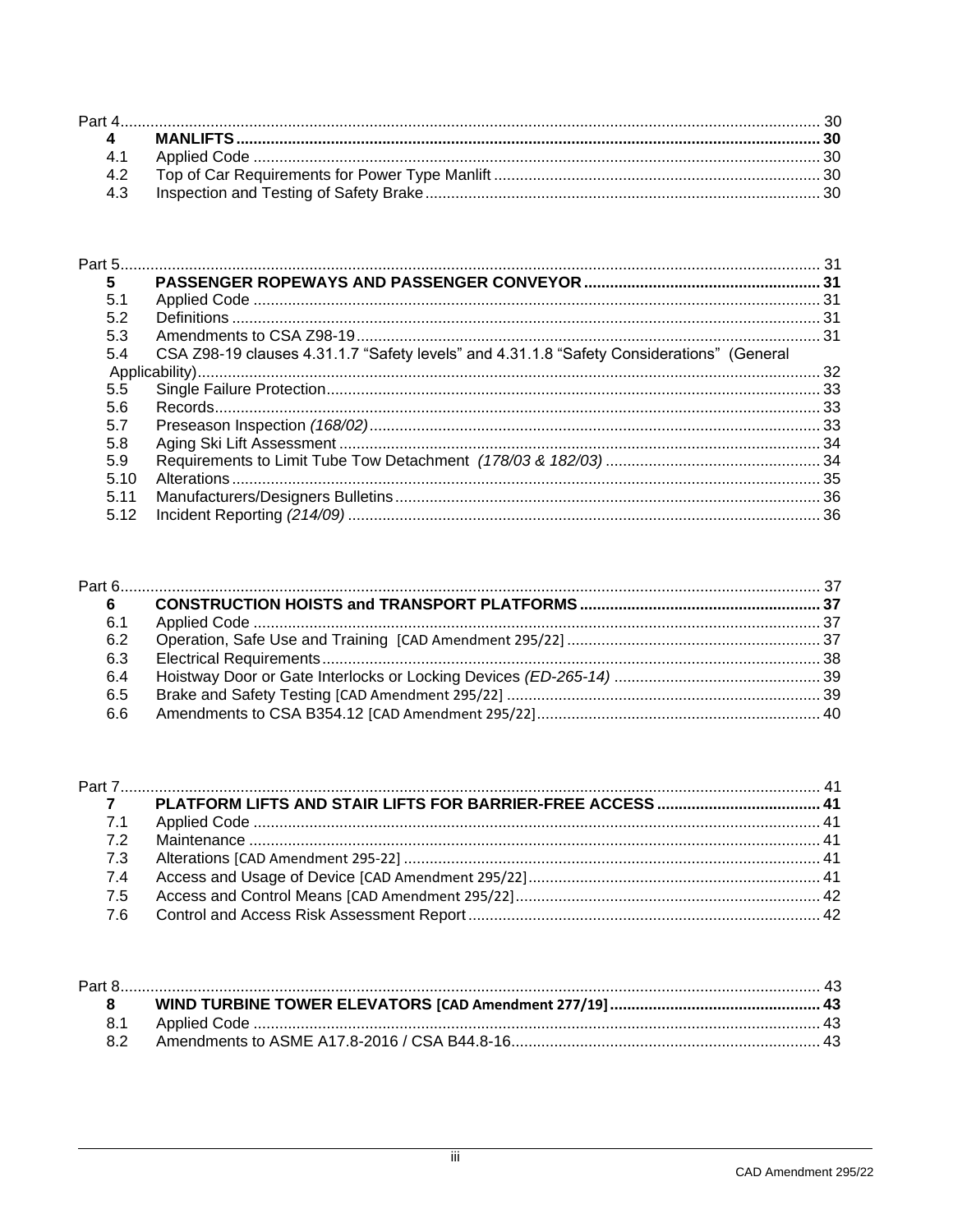Part 4 ........................................................................................................................................................ 30

**4 MANLIFTS** ........................................................................................................................................ **30**

4.1 Applied Code ........................................................................................................................................ 30

4.2 Top of Car Requirements for Power Type Manlift ........................................................................................... 30

4.3 Inspection and Testing of Safety Brake ........................................................................................................ 30

Part 5 ........................................................................................................................................................ 31

**5 PASSENGER ROPEWAYS AND PASSENGER CONVEYOR** ......................................................................... **31**

5.1 Applied Code ........................................................................................................................................ 31

5.2 Definitions ........................................................................................................................................ 31

5.3 Amendments to CSA Z98-19 ........................................................................................................................ 31

5.4 CSA Z98-19 clauses 4.31.1.7 “Safety levels” and 4.31.1.8 “Safety Considerations” (General Applicability) ........................................................................................................................................ 32

5.5 Single Failure Protection ........................................................................................................................ 33

5.6 Records ........................................................................................................................................ 33

5.7 Preseason Inspection *(168/02)* ........................................................................................................................ 33

5.8 Aging Ski Lift Assessment ........................................................................................................................ 34

5.9 Requirements to Limit Tube Tow Detachment *(178/03 & 182/03)* ........................................................................ 34

5.10 Alterations ........................................................................................................................................ 35

5.11 Manufacturers/Designers Bulletins ........................................................................................................................ 36

5.12 Incident Reporting *(214/09)* ........................................................................................................................ 36

Part 6 ........................................................................................................................................................ 37

**6 CONSTRUCTION HOISTS and TRANSPORT PLATFORMS** ......................................................................... **37**

6.1 Applied Code ........................................................................................................................................ 37

6.2 Operation, Safe Use and Training [CAD Amendment 295/22] ........................................................................ 37

6.3 Electrical Requirements ........................................................................................................................ 38

6.4 Hoistway Door or Gate Interlocks or Locking Devices *(ED-265-14)* ......................................................................... 39

6.5 Brake and Safety Testing [CAD Amendment 295/22] ........................................................................ 39

6.6 Amendments to CSA B354.12 [CAD Amendment 295/22] ........................................................................ 40

Part 7 ........................................................................................................................................................ 41

**7 PLATFORM LIFTS AND STAIR LIFTS FOR BARRIER-FREE ACCESS** ......................................................... **41**

7.1 Applied Code ........................................................................................................................................ 41

7.2 Maintenance ........................................................................................................................................ 41

7.3 Alterations [CAD Amendment 295-22] ........................................................................................................ 41

7.4 Access and Usage of Device [CAD Amendment 295/22] ........................................................................ 41

7.5 Access and Control Means [CAD Amendment 295/22] ........................................................................ 42

7.6 Control and Access Risk Assessment Report ........................................................................................................ 42

Part 8 ........................................................................................................................................................ 43

**8 WIND TURBINE TOWER ELEVATORS [CAD Amendment 277/19]** ......................................................... **43**

8.1 Applied Code ........................................................................................................................................ 43

8.2 Amendments to ASME A17.8-2016 / CSA B44.8-16 ........................................................................................ 43

CAD Amendment 295/22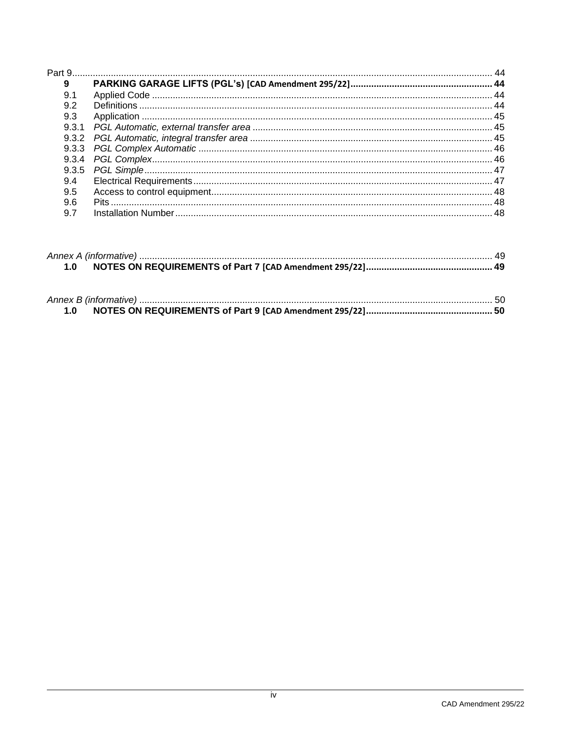Part 9 ........ 44

**9 PARKING GARAGE LIFTS (PGL's) [CAD Amendment 295/22] ........ 44**

9.1 Applied Code ........ 44

9.2 Definitions ........ 44

9.3 Application ........ 45

9.3.1 *PGL Automatic, external transfer area* ........ 45

9.3.2 *PGL Automatic, integral transfer area* ........ 45

9.3.3 *PGL Complex Automatic* ........ 46

9.3.4 *PGL Complex* ........ 46

9.3.5 *PGL Simple* ........ 47

9.4 Electrical Requirements ........ 47

9.5 Access to control equipment ........ 48

9.6 Pits ........ 48

9.7 Installation Number ........ 48

*Annex A (informative)* ........ 49

**1.0 NOTES ON REQUIREMENTS of Part 7 [CAD Amendment 295/22] ........ 49**

*Annex B (informative)* ........ 50

**1.0 NOTES ON REQUIREMENTS of Part 9 [CAD Amendment 295/22] ........ 50**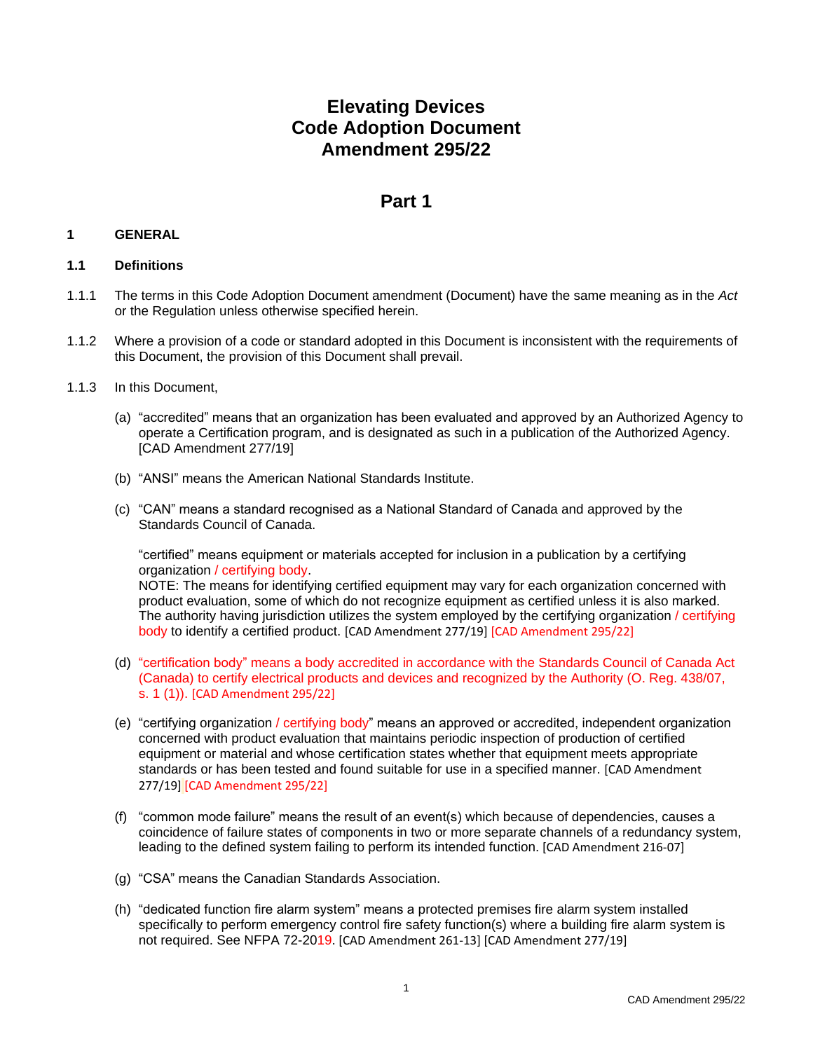# Elevating Devices
# Code Adoption Document
# Amendment 295/22

## Part 1

### 1 GENERAL

### 1.1 Definitions

1.1.1 The terms in this Code Adoption Document amendment (Document) have the same meaning as in the *Act* or the Regulation unless otherwise specified herein.

1.1.2 Where a provision of a code or standard adopted in this Document is inconsistent with the requirements of this Document, the provision of this Document shall prevail.

1.1.3 In this Document,

(a) "accredited" means that an organization has been evaluated and approved by an Authorized Agency to operate a Certification program, and is designated as such in a publication of the Authorized Agency. [CAD Amendment 277/19]

(b) "ANSI" means the American National Standards Institute.

(c) "CAN" means a standard recognised as a National Standard of Canada and approved by the Standards Council of Canada.

"certified" means equipment or materials accepted for inclusion in a publication by a certifying organization / certifying body.
NOTE: The means for identifying certified equipment may vary for each organization concerned with product evaluation, some of which do not recognize equipment as certified unless it is also marked. The authority having jurisdiction utilizes the system employed by the certifying organization / certifying body to identify a certified product. [CAD Amendment 277/19] [CAD Amendment 295/22]

(d) "certification body" means a body accredited in accordance with the Standards Council of Canada Act (Canada) to certify electrical products and devices and recognized by the Authority (O. Reg. 438/07, s. 1 (1)). [CAD Amendment 295/22]

(e) "certifying organization / certifying body" means an approved or accredited, independent organization concerned with product evaluation that maintains periodic inspection of production of certified equipment or material and whose certification states whether that equipment meets appropriate standards or has been tested and found suitable for use in a specified manner. [CAD Amendment 277/19] [CAD Amendment 295/22]

(f) "common mode failure" means the result of an event(s) which because of dependencies, causes a coincidence of failure states of components in two or more separate channels of a redundancy system, leading to the defined system failing to perform its intended function. [CAD Amendment 216-07]

(g) "CSA" means the Canadian Standards Association.

(h) "dedicated function fire alarm system" means a protected premises fire alarm system installed specifically to perform emergency control fire safety function(s) where a building fire alarm system is not required. See NFPA 72-2019. [CAD Amendment 261-13] [CAD Amendment 277/19]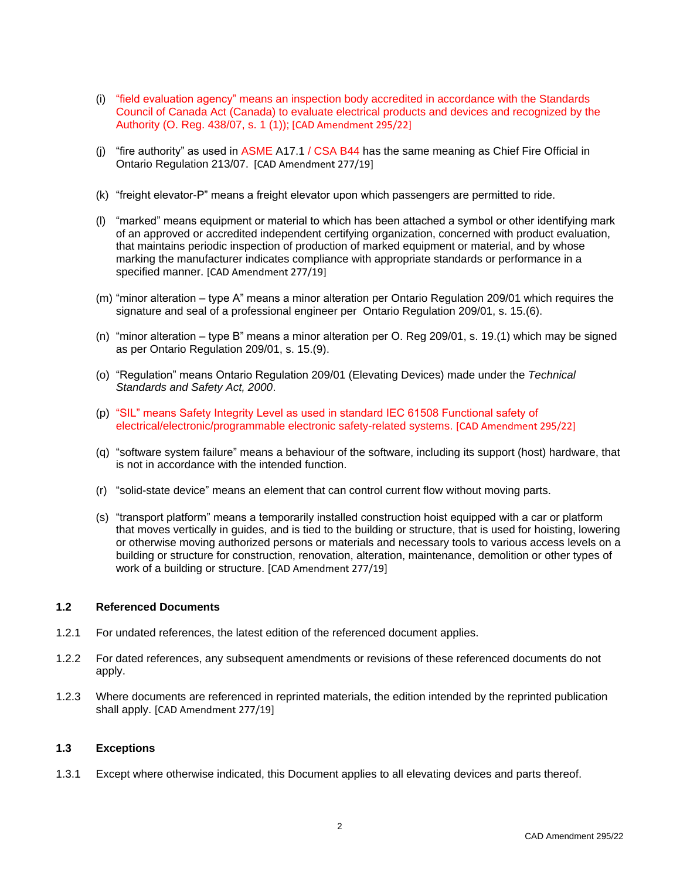(i) "field evaluation agency" means an inspection body accredited in accordance with the Standards Council of Canada Act (Canada) to evaluate electrical products and devices and recognized by the Authority (O. Reg. 438/07, s. 1 (1)); [CAD Amendment 295/22]

(j) "fire authority" as used in ASME A17.1 / CSA B44 has the same meaning as Chief Fire Official in Ontario Regulation 213/07. [CAD Amendment 277/19]

(k) "freight elevator-P" means a freight elevator upon which passengers are permitted to ride.

(l) "marked" means equipment or material to which has been attached a symbol or other identifying mark of an approved or accredited independent certifying organization, concerned with product evaluation, that maintains periodic inspection of production of marked equipment or material, and by whose marking the manufacturer indicates compliance with appropriate standards or performance in a specified manner. [CAD Amendment 277/19]

(m) "minor alteration – type A" means a minor alteration per Ontario Regulation 209/01 which requires the signature and seal of a professional engineer per Ontario Regulation 209/01, s. 15.(6).

(n) "minor alteration – type B" means a minor alteration per O. Reg 209/01, s. 19.(1) which may be signed as per Ontario Regulation 209/01, s. 15.(9).

(o) "Regulation" means Ontario Regulation 209/01 (Elevating Devices) made under the *Technical Standards and Safety Act, 2000*.

(p) "SIL" means Safety Integrity Level as used in standard IEC 61508 Functional safety of electrical/electronic/programmable electronic safety-related systems. [CAD Amendment 295/22]

(q) "software system failure" means a behaviour of the software, including its support (host) hardware, that is not in accordance with the intended function.

(r) "solid-state device" means an element that can control current flow without moving parts.

(s) "transport platform" means a temporarily installed construction hoist equipped with a car or platform that moves vertically in guides, and is tied to the building or structure, that is used for hoisting, lowering or otherwise moving authorized persons or materials and necessary tools to various access levels on a building or structure for construction, renovation, alteration, maintenance, demolition or other types of work of a building or structure. [CAD Amendment 277/19]

## 1.2 Referenced Documents

1.2.1 For undated references, the latest edition of the referenced document applies.

1.2.2 For dated references, any subsequent amendments or revisions of these referenced documents do not apply.

1.2.3 Where documents are referenced in reprinted materials, the edition intended by the reprinted publication shall apply. [CAD Amendment 277/19]

## 1.3 Exceptions

1.3.1 Except where otherwise indicated, this Document applies to all elevating devices and parts thereof.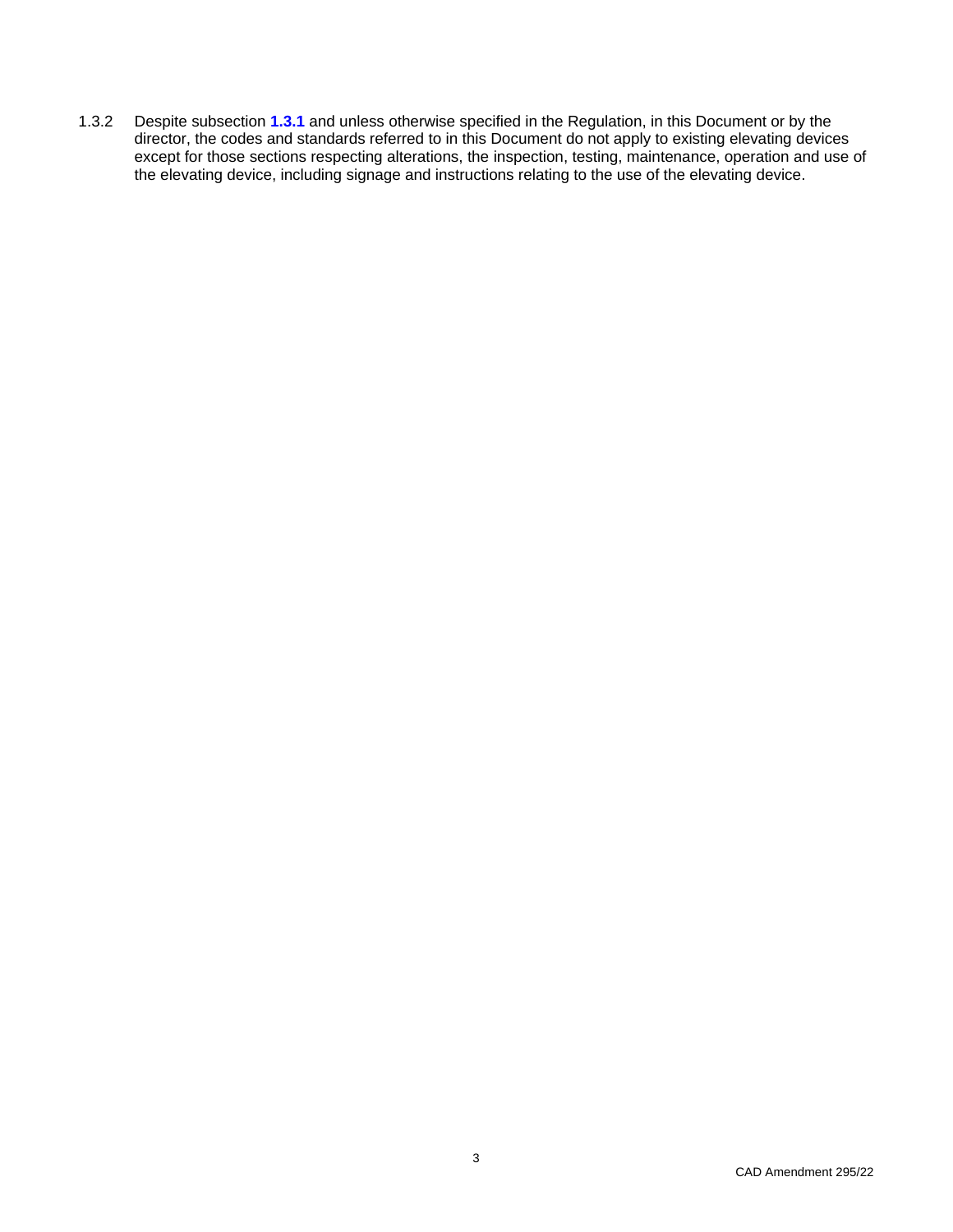1.3.2 Despite subsection **1.3.1** and unless otherwise specified in the Regulation, in this Document or by the director, the codes and standards referred to in this Document do not apply to existing elevating devices except for those sections respecting alterations, the inspection, testing, maintenance, operation and use of the elevating device, including signage and instructions relating to the use of the elevating device.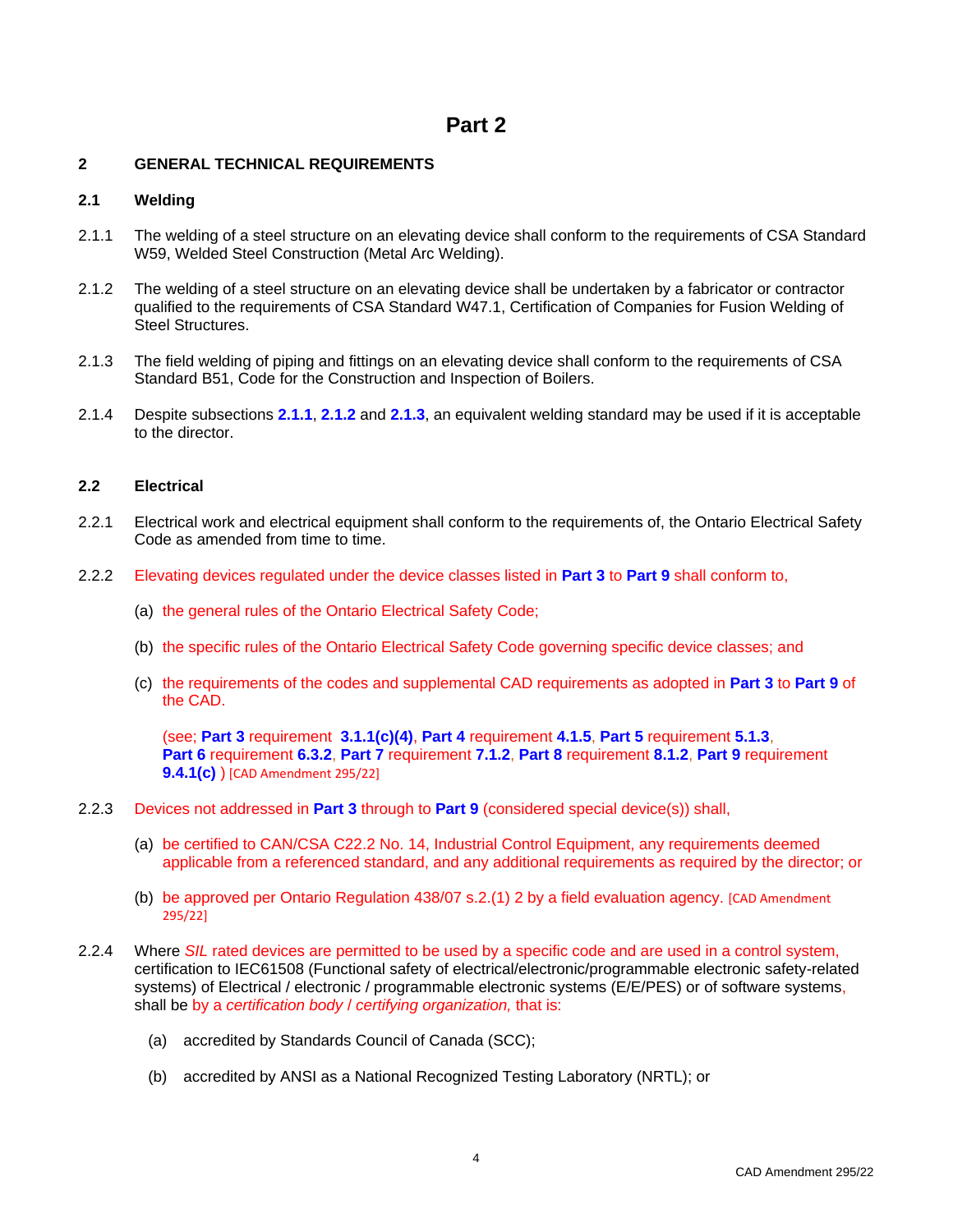# Part 2

## 2 GENERAL TECHNICAL REQUIREMENTS

### 2.1 Welding

2.1.1 The welding of a steel structure on an elevating device shall conform to the requirements of CSA Standard W59, Welded Steel Construction (Metal Arc Welding).

2.1.2 The welding of a steel structure on an elevating device shall be undertaken by a fabricator or contractor qualified to the requirements of CSA Standard W47.1, Certification of Companies for Fusion Welding of Steel Structures.

2.1.3 The field welding of piping and fittings on an elevating device shall conform to the requirements of CSA Standard B51, Code for the Construction and Inspection of Boilers.

2.1.4 Despite subsections **2.1.1**, **2.1.2** and **2.1.3**, an equivalent welding standard may be used if it is acceptable to the director.

### 2.2 Electrical

2.2.1 Electrical work and electrical equipment shall conform to the requirements of, the Ontario Electrical Safety Code as amended from time to time.

2.2.2 Elevating devices regulated under the device classes listed in **Part 3** to **Part 9** shall conform to,

(a) the general rules of the Ontario Electrical Safety Code;

(b) the specific rules of the Ontario Electrical Safety Code governing specific device classes; and

(c) the requirements of the codes and supplemental CAD requirements as adopted in **Part 3** to **Part 9** of the CAD.

(see; **Part 3** requirement **3.1.1(c)(4)**, **Part 4** requirement **4.1.5**, **Part 5** requirement **5.1.3**, **Part 6** requirement **6.3.2**, **Part 7** requirement **7.1.2**, **Part 8** requirement **8.1.2**, **Part 9** requirement **9.4.1(c)** ) [CAD Amendment 295/22]

2.2.3 Devices not addressed in **Part 3** through to **Part 9** (considered special device(s)) shall,

(a) be certified to CAN/CSA C22.2 No. 14, Industrial Control Equipment, any requirements deemed applicable from a referenced standard, and any additional requirements as required by the director; or

(b) be approved per Ontario Regulation 438/07 s.2.(1) 2 by a field evaluation agency. [CAD Amendment 295/22]

2.2.4 Where *SIL* rated devices are permitted to be used by a specific code and are used in a control system, certification to IEC61508 (Functional safety of electrical/electronic/programmable electronic safety-related systems) of Electrical / electronic / programmable electronic systems (E/E/PES) or of software systems, shall be by a *certification body* / *certifying organization,* that is:

(a) accredited by Standards Council of Canada (SCC);

(b) accredited by ANSI as a National Recognized Testing Laboratory (NRTL); or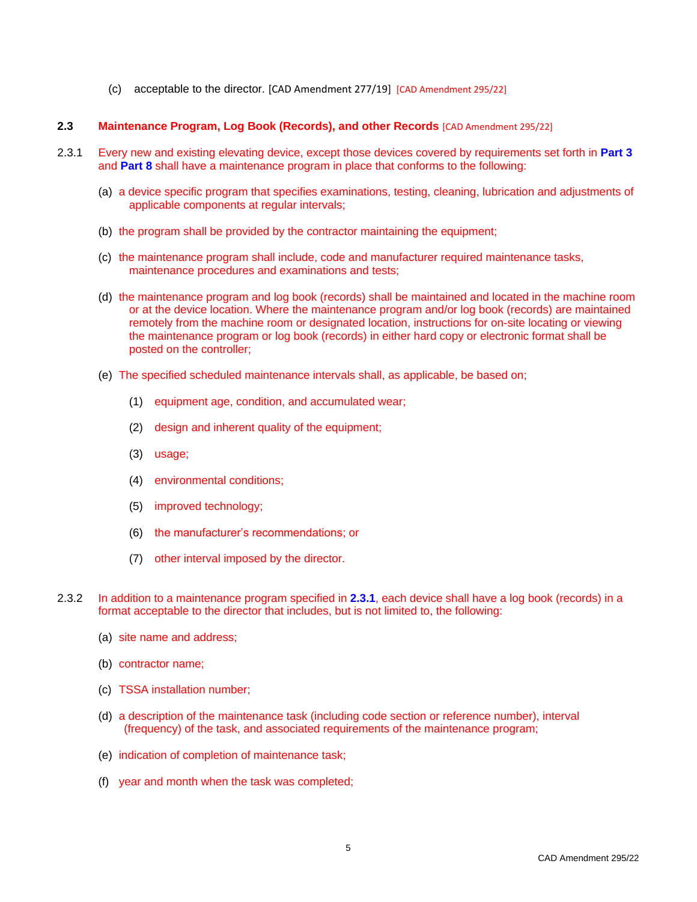(c) acceptable to the director. [CAD Amendment 277/19] [CAD Amendment 295/22]

## 2.3 Maintenance Program, Log Book (Records), and other Records [CAD Amendment 295/22]

2.3.1 Every new and existing elevating device, except those devices covered by requirements set forth in **Part 3** and **Part 8** shall have a maintenance program in place that conforms to the following:

(a) a device specific program that specifies examinations, testing, cleaning, lubrication and adjustments of applicable components at regular intervals;

(b) the program shall be provided by the contractor maintaining the equipment;

(c) the maintenance program shall include, code and manufacturer required maintenance tasks, maintenance procedures and examinations and tests;

(d) the maintenance program and log book (records) shall be maintained and located in the machine room or at the device location. Where the maintenance program and/or log book (records) are maintained remotely from the machine room or designated location, instructions for on-site locating or viewing the maintenance program or log book (records) in either hard copy or electronic format shall be posted on the controller;

(e) The specified scheduled maintenance intervals shall, as applicable, be based on;

(1) equipment age, condition, and accumulated wear;

(2) design and inherent quality of the equipment;

(3) usage;

(4) environmental conditions;

(5) improved technology;

(6) the manufacturer's recommendations; or

(7) other interval imposed by the director.

2.3.2 In addition to a maintenance program specified in **2.3.1**, each device shall have a log book (records) in a format acceptable to the director that includes, but is not limited to, the following:

(a) site name and address;

(b) contractor name;

(c) TSSA installation number;

(d) a description of the maintenance task (including code section or reference number), interval (frequency) of the task, and associated requirements of the maintenance program;

(e) indication of completion of maintenance task;

(f) year and month when the task was completed;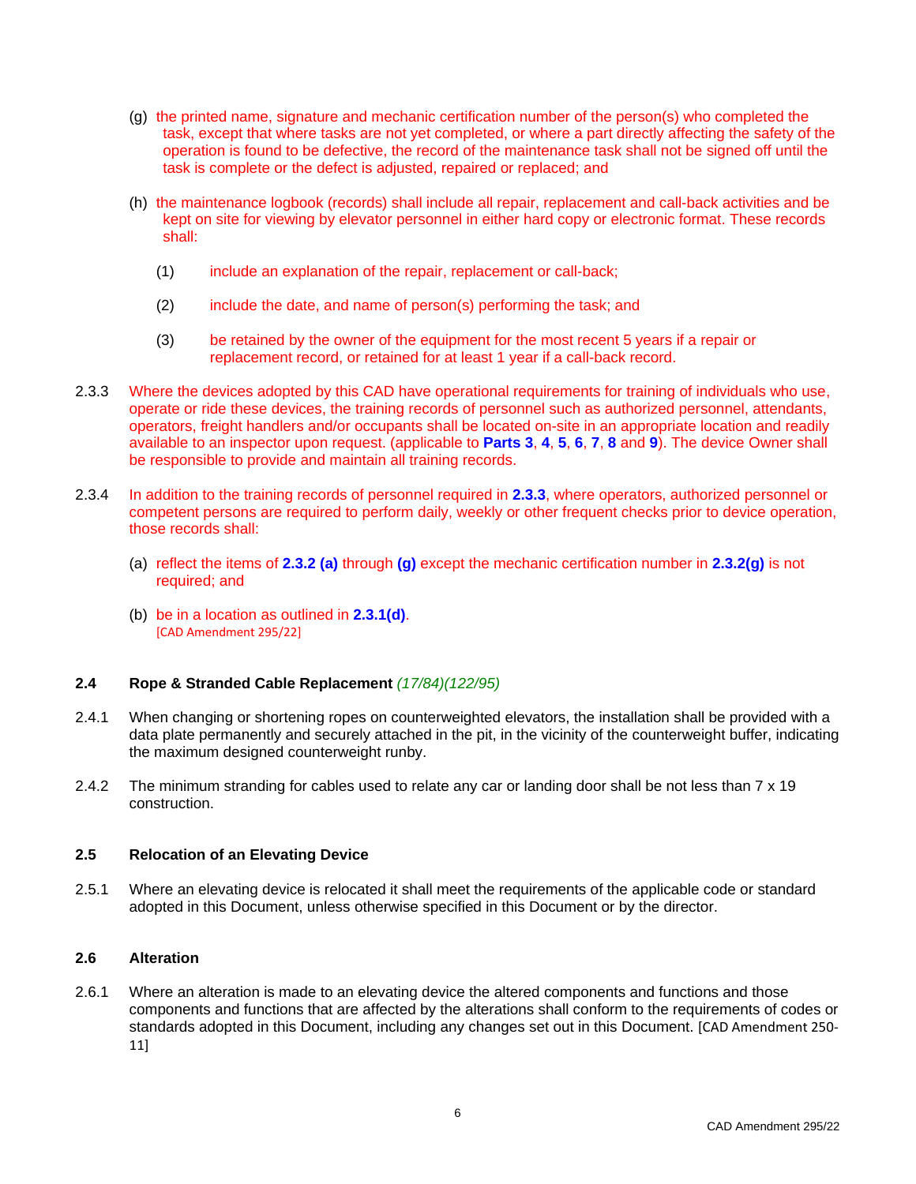(g) the printed name, signature and mechanic certification number of the person(s) who completed the task, except that where tasks are not yet completed, or where a part directly affecting the safety of the operation is found to be defective, the record of the maintenance task shall not be signed off until the task is complete or the defect is adjusted, repaired or replaced; and

(h) the maintenance logbook (records) shall include all repair, replacement and call-back activities and be kept on site for viewing by elevator personnel in either hard copy or electronic format. These records shall:

(1) include an explanation of the repair, replacement or call-back;

(2) include the date, and name of person(s) performing the task; and

(3) be retained by the owner of the equipment for the most recent 5 years if a repair or replacement record, or retained for at least 1 year if a call-back record.

2.3.3 Where the devices adopted by this CAD have operational requirements for training of individuals who use, operate or ride these devices, the training records of personnel such as authorized personnel, attendants, operators, freight handlers and/or occupants shall be located on-site in an appropriate location and readily available to an inspector upon request. (applicable to **Parts 3**, **4**, **5**, **6**, **7**, **8** and **9**). The device Owner shall be responsible to provide and maintain all training records.

2.3.4 In addition to the training records of personnel required in **2.3.3**, where operators, authorized personnel or competent persons are required to perform daily, weekly or other frequent checks prior to device operation, those records shall:

(a) reflect the items of **2.3.2 (a)** through **(g)** except the mechanic certification number in **2.3.2(g)** is not required; and

(b) be in a location as outlined in **2.3.1(d)**.
[CAD Amendment 295/22]

### 2.4 Rope & Stranded Cable Replacement *(17/84)(122/95)*

2.4.1 When changing or shortening ropes on counterweighted elevators, the installation shall be provided with a data plate permanently and securely attached in the pit, in the vicinity of the counterweight buffer, indicating the maximum designed counterweight runby.

2.4.2 The minimum stranding for cables used to relate any car or landing door shall be not less than 7 x 19 construction.

### 2.5 Relocation of an Elevating Device

2.5.1 Where an elevating device is relocated it shall meet the requirements of the applicable code or standard adopted in this Document, unless otherwise specified in this Document or by the director.

### 2.6 Alteration

2.6.1 Where an alteration is made to an elevating device the altered components and functions and those components and functions that are affected by the alterations shall conform to the requirements of codes or standards adopted in this Document, including any changes set out in this Document. [CAD Amendment 250-11]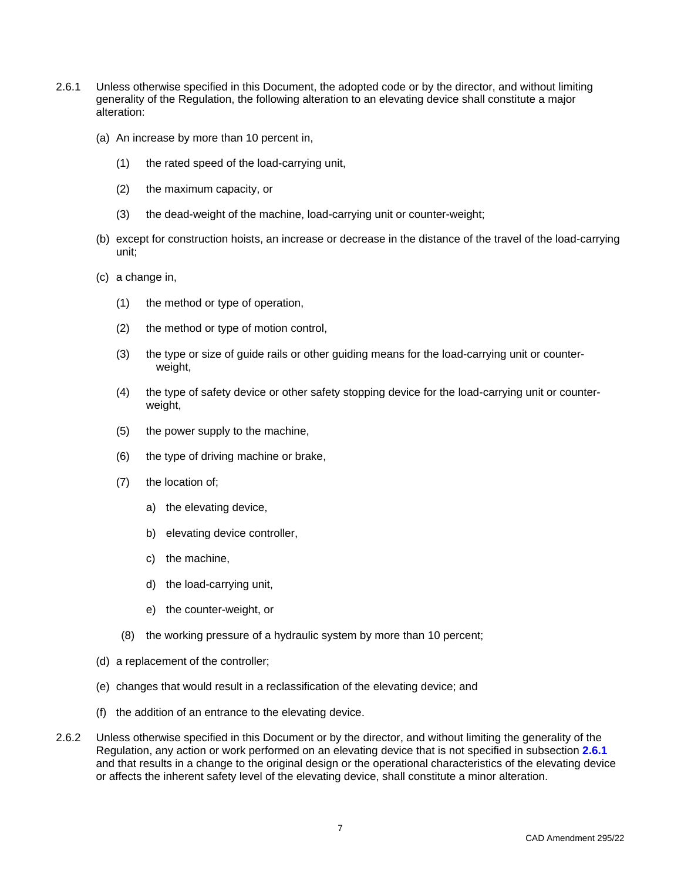2.6.1 Unless otherwise specified in this Document, the adopted code or by the director, and without limiting generality of the Regulation, the following alteration to an elevating device shall constitute a major alteration:

(a) An increase by more than 10 percent in,

   (1) the rated speed of the load-carrying unit,

   (2) the maximum capacity, or

   (3) the dead-weight of the machine, load-carrying unit or counter-weight;

(b) except for construction hoists, an increase or decrease in the distance of the travel of the load-carrying unit;

(c) a change in,

   (1) the method or type of operation,

   (2) the method or type of motion control,

   (3) the type or size of guide rails or other guiding means for the load-carrying unit or counter-weight,

   (4) the type of safety device or other safety stopping device for the load-carrying unit or counter-weight,

   (5) the power supply to the machine,

   (6) the type of driving machine or brake,

   (7) the location of;

      a) the elevating device,

      b) elevating device controller,

      c) the machine,

      d) the load-carrying unit,

      e) the counter-weight, or

   (8) the working pressure of a hydraulic system by more than 10 percent;

(d) a replacement of the controller;

(e) changes that would result in a reclassification of the elevating device; and

(f) the addition of an entrance to the elevating device.

2.6.2 Unless otherwise specified in this Document or by the director, and without limiting the generality of the Regulation, any action or work performed on an elevating device that is not specified in subsection **2.6.1** and that results in a change to the original design or the operational characteristics of the elevating device or affects the inherent safety level of the elevating device, shall constitute a minor alteration.

CAD Amendment 295/22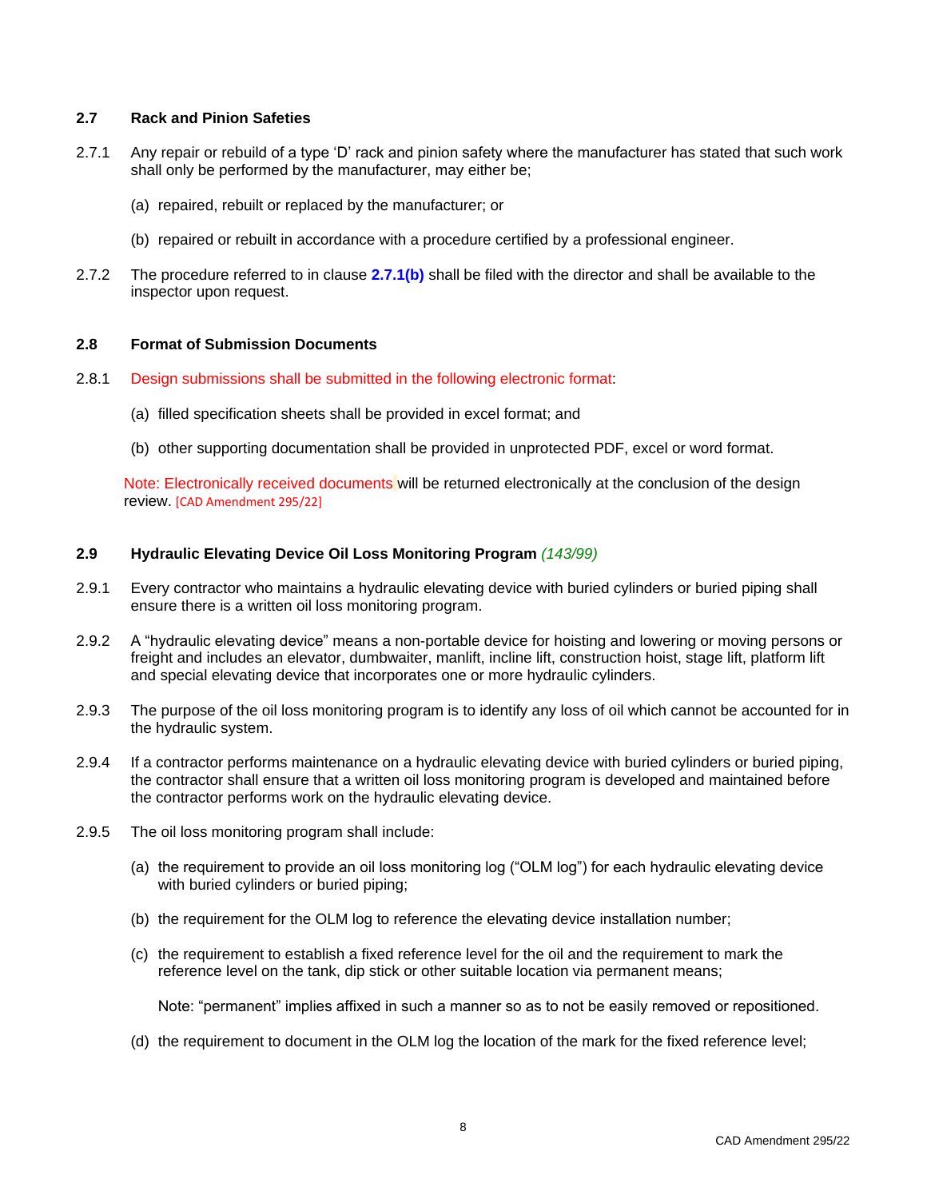### 2.7 Rack and Pinion Safeties

2.7.1 Any repair or rebuild of a type 'D' rack and pinion safety where the manufacturer has stated that such work shall only be performed by the manufacturer, may either be;

(a) repaired, rebuilt or replaced by the manufacturer; or

(b) repaired or rebuilt in accordance with a procedure certified by a professional engineer.

2.7.2 The procedure referred to in clause **2.7.1(b)** shall be filed with the director and shall be available to the inspector upon request.

### 2.8 Format of Submission Documents

2.8.1 Design submissions shall be submitted in the following electronic format:

(a) filled specification sheets shall be provided in excel format; and

(b) other supporting documentation shall be provided in unprotected PDF, excel or word format.

Note: Electronically received documents will be returned electronically at the conclusion of the design review. [CAD Amendment 295/22]

### 2.9 Hydraulic Elevating Device Oil Loss Monitoring Program *(143/99)*

2.9.1 Every contractor who maintains a hydraulic elevating device with buried cylinders or buried piping shall ensure there is a written oil loss monitoring program.

2.9.2 A "hydraulic elevating device" means a non-portable device for hoisting and lowering or moving persons or freight and includes an elevator, dumbwaiter, manlift, incline lift, construction hoist, stage lift, platform lift and special elevating device that incorporates one or more hydraulic cylinders.

2.9.3 The purpose of the oil loss monitoring program is to identify any loss of oil which cannot be accounted for in the hydraulic system.

2.9.4 If a contractor performs maintenance on a hydraulic elevating device with buried cylinders or buried piping, the contractor shall ensure that a written oil loss monitoring program is developed and maintained before the contractor performs work on the hydraulic elevating device.

2.9.5 The oil loss monitoring program shall include:

(a) the requirement to provide an oil loss monitoring log ("OLM log") for each hydraulic elevating device with buried cylinders or buried piping;

(b) the requirement for the OLM log to reference the elevating device installation number;

(c) the requirement to establish a fixed reference level for the oil and the requirement to mark the reference level on the tank, dip stick or other suitable location via permanent means;

Note: "permanent" implies affixed in such a manner so as to not be easily removed or repositioned.

(d) the requirement to document in the OLM log the location of the mark for the fixed reference level;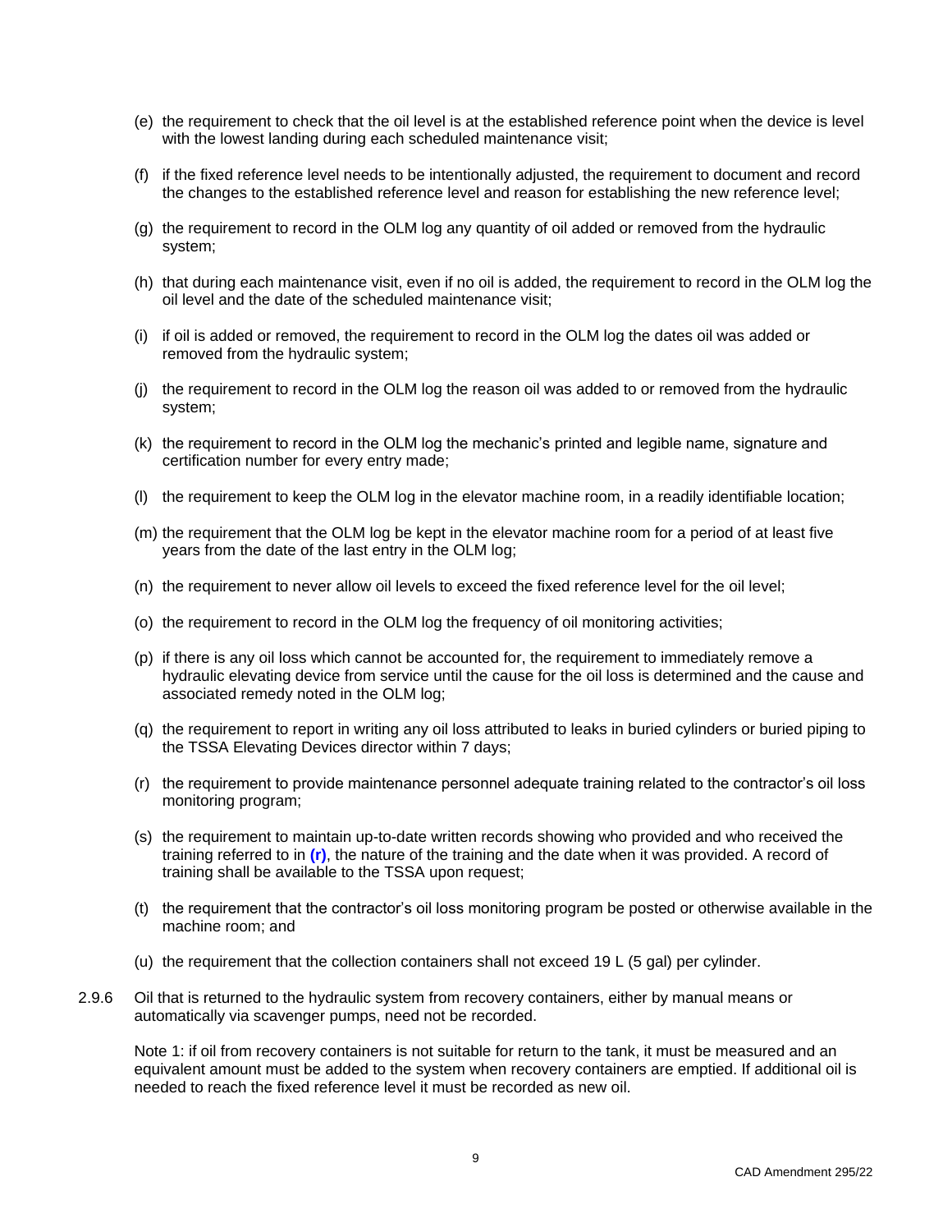(e) the requirement to check that the oil level is at the established reference point when the device is level with the lowest landing during each scheduled maintenance visit;

(f) if the fixed reference level needs to be intentionally adjusted, the requirement to document and record the changes to the established reference level and reason for establishing the new reference level;

(g) the requirement to record in the OLM log any quantity of oil added or removed from the hydraulic system;

(h) that during each maintenance visit, even if no oil is added, the requirement to record in the OLM log the oil level and the date of the scheduled maintenance visit;

(i) if oil is added or removed, the requirement to record in the OLM log the dates oil was added or removed from the hydraulic system;

(j) the requirement to record in the OLM log the reason oil was added to or removed from the hydraulic system;

(k) the requirement to record in the OLM log the mechanic's printed and legible name, signature and certification number for every entry made;

(l) the requirement to keep the OLM log in the elevator machine room, in a readily identifiable location;

(m) the requirement that the OLM log be kept in the elevator machine room for a period of at least five years from the date of the last entry in the OLM log;

(n) the requirement to never allow oil levels to exceed the fixed reference level for the oil level;

(o) the requirement to record in the OLM log the frequency of oil monitoring activities;

(p) if there is any oil loss which cannot be accounted for, the requirement to immediately remove a hydraulic elevating device from service until the cause for the oil loss is determined and the cause and associated remedy noted in the OLM log;

(q) the requirement to report in writing any oil loss attributed to leaks in buried cylinders or buried piping to the TSSA Elevating Devices director within 7 days;

(r) the requirement to provide maintenance personnel adequate training related to the contractor's oil loss monitoring program;

(s) the requirement to maintain up-to-date written records showing who provided and who received the training referred to in **(r)**, the nature of the training and the date when it was provided. A record of training shall be available to the TSSA upon request;

(t) the requirement that the contractor's oil loss monitoring program be posted or otherwise available in the machine room; and

(u) the requirement that the collection containers shall not exceed 19 L (5 gal) per cylinder.

2.9.6 Oil that is returned to the hydraulic system from recovery containers, either by manual means or automatically via scavenger pumps, need not be recorded.

Note 1: if oil from recovery containers is not suitable for return to the tank, it must be measured and an equivalent amount must be added to the system when recovery containers are emptied. If additional oil is needed to reach the fixed reference level it must be recorded as new oil.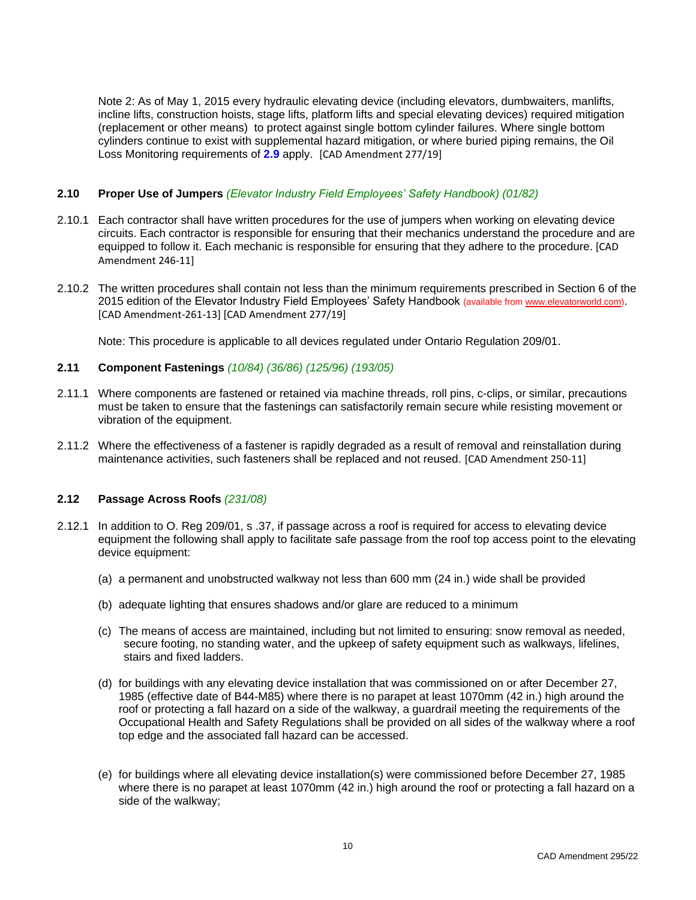Note 2: As of May 1, 2015 every hydraulic elevating device (including elevators, dumbwaiters, manlifts, incline lifts, construction hoists, stage lifts, platform lifts and special elevating devices) required mitigation (replacement or other means) to protect against single bottom cylinder failures. Where single bottom cylinders continue to exist with supplemental hazard mitigation, or where buried piping remains, the Oil Loss Monitoring requirements of **2.9** apply. [CAD Amendment 277/19]

### 2.10 Proper Use of Jumpers *(Elevator Industry Field Employees' Safety Handbook) (01/82)*

2.10.1 Each contractor shall have written procedures for the use of jumpers when working on elevating device circuits. Each contractor is responsible for ensuring that their mechanics understand the procedure and are equipped to follow it. Each mechanic is responsible for ensuring that they adhere to the procedure. [CAD Amendment 246-11]

2.10.2 The written procedures shall contain not less than the minimum requirements prescribed in Section 6 of the 2015 edition of the Elevator Industry Field Employees' Safety Handbook (available from www.elevatorworld.com). [CAD Amendment-261-13] [CAD Amendment 277/19]

Note: This procedure is applicable to all devices regulated under Ontario Regulation 209/01.

### 2.11 Component Fastenings *(10/84) (36/86) (125/96) (193/05)*

2.11.1 Where components are fastened or retained via machine threads, roll pins, c-clips, or similar, precautions must be taken to ensure that the fastenings can satisfactorily remain secure while resisting movement or vibration of the equipment.

2.11.2 Where the effectiveness of a fastener is rapidly degraded as a result of removal and reinstallation during maintenance activities, such fasteners shall be replaced and not reused. [CAD Amendment 250-11]

### 2.12 Passage Across Roofs *(231/08)*

2.12.1 In addition to O. Reg 209/01, s .37, if passage across a roof is required for access to elevating device equipment the following shall apply to facilitate safe passage from the roof top access point to the elevating device equipment:

(a) a permanent and unobstructed walkway not less than 600 mm (24 in.) wide shall be provided

(b) adequate lighting that ensures shadows and/or glare are reduced to a minimum

(c) The means of access are maintained, including but not limited to ensuring: snow removal as needed, secure footing, no standing water, and the upkeep of safety equipment such as walkways, lifelines, stairs and fixed ladders.

(d) for buildings with any elevating device installation that was commissioned on or after December 27, 1985 (effective date of B44-M85) where there is no parapet at least 1070mm (42 in.) high around the roof or protecting a fall hazard on a side of the walkway, a guardrail meeting the requirements of the Occupational Health and Safety Regulations shall be provided on all sides of the walkway where a roof top edge and the associated fall hazard can be accessed.

(e) for buildings where all elevating device installation(s) were commissioned before December 27, 1985 where there is no parapet at least 1070mm (42 in.) high around the roof or protecting a fall hazard on a side of the walkway;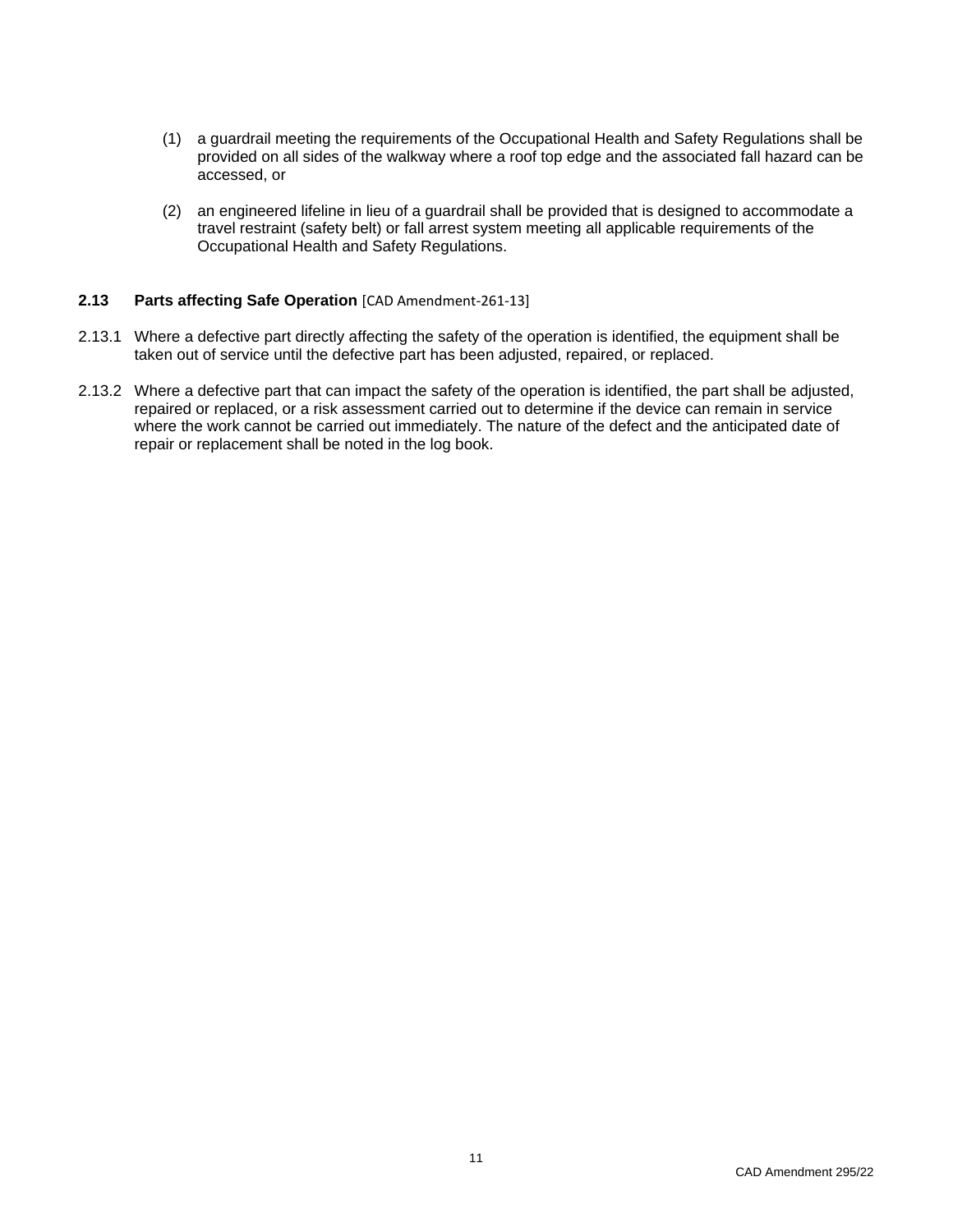(1) a guardrail meeting the requirements of the Occupational Health and Safety Regulations shall be provided on all sides of the walkway where a roof top edge and the associated fall hazard can be accessed, or

(2) an engineered lifeline in lieu of a guardrail shall be provided that is designed to accommodate a travel restraint (safety belt) or fall arrest system meeting all applicable requirements of the Occupational Health and Safety Regulations.

### 2.13 Parts affecting Safe Operation [CAD Amendment-261-13]

2.13.1 Where a defective part directly affecting the safety of the operation is identified, the equipment shall be taken out of service until the defective part has been adjusted, repaired, or replaced.

2.13.2 Where a defective part that can impact the safety of the operation is identified, the part shall be adjusted, repaired or replaced, or a risk assessment carried out to determine if the device can remain in service where the work cannot be carried out immediately. The nature of the defect and the anticipated date of repair or replacement shall be noted in the log book.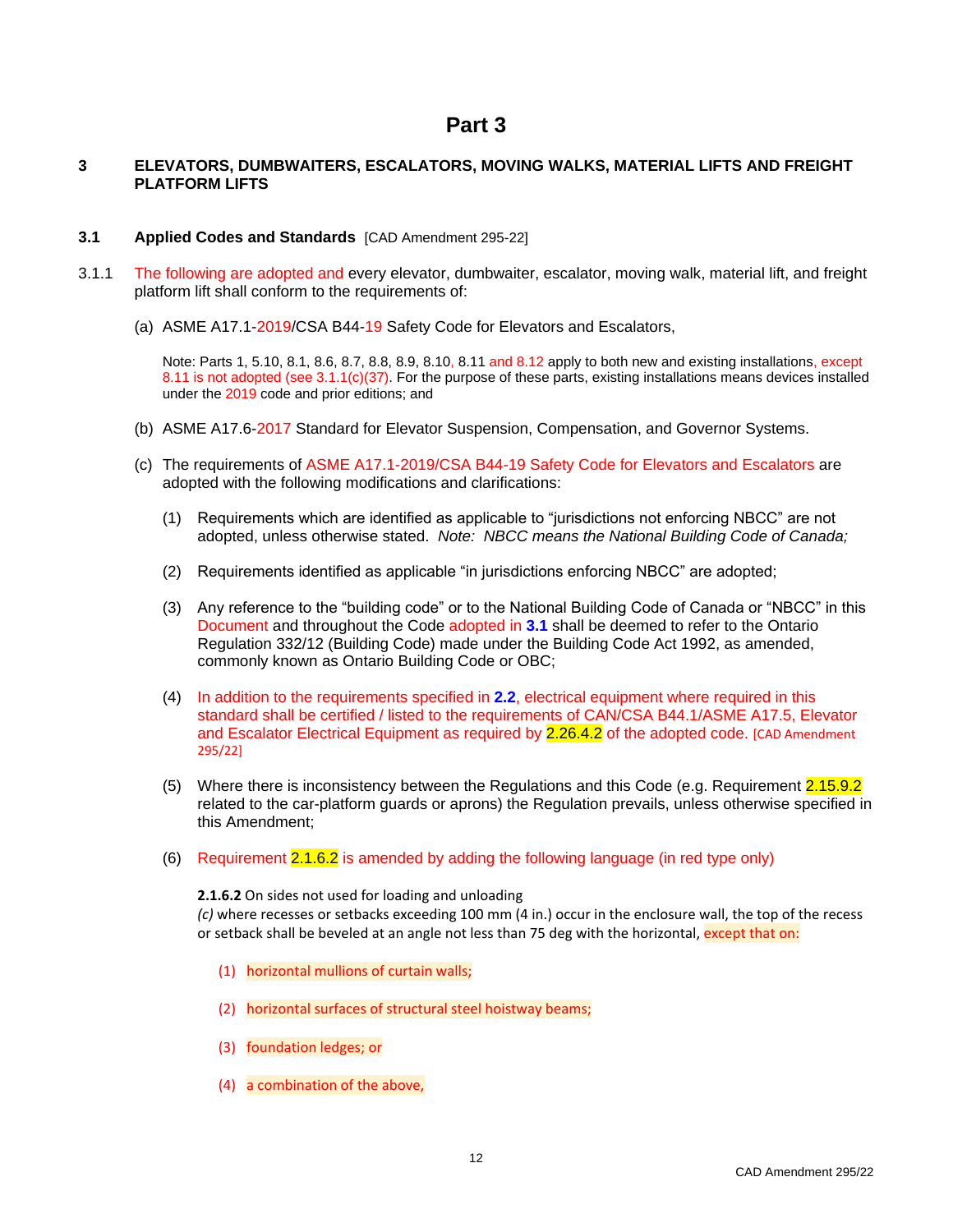# Part 3

## 3 ELEVATORS, DUMBWAITERS, ESCALATORS, MOVING WALKS, MATERIAL LIFTS AND FREIGHT PLATFORM LIFTS

### 3.1 Applied Codes and Standards [CAD Amendment 295-22]

3.1.1 The following are adopted and every elevator, dumbwaiter, escalator, moving walk, material lift, and freight platform lift shall conform to the requirements of:

(a) ASME A17.1-2019/CSA B44-19 Safety Code for Elevators and Escalators,

Note: Parts 1, 5.10, 8.1, 8.6, 8.7, 8.8, 8.9, 8.10, 8.11 and 8.12 apply to both new and existing installations, except 8.11 is not adopted (see 3.1.1(c)(37). For the purpose of these parts, existing installations means devices installed under the 2019 code and prior editions; and

(b) ASME A17.6-2017 Standard for Elevator Suspension, Compensation, and Governor Systems.

(c) The requirements of ASME A17.1-2019/CSA B44-19 Safety Code for Elevators and Escalators are adopted with the following modifications and clarifications:

(1) Requirements which are identified as applicable to “jurisdictions not enforcing NBCC” are not adopted, unless otherwise stated. *Note: NBCC means the National Building Code of Canada;*

(2) Requirements identified as applicable “in jurisdictions enforcing NBCC” are adopted;

(3) Any reference to the “building code” or to the National Building Code of Canada or “NBCC” in this Document and throughout the Code adopted in **3.1** shall be deemed to refer to the Ontario Regulation 332/12 (Building Code) made under the Building Code Act 1992, as amended, commonly known as Ontario Building Code or OBC;

(4) In addition to the requirements specified in **2.2**, electrical equipment where required in this standard shall be certified / listed to the requirements of CAN/CSA B44.1/ASME A17.5, Elevator and Escalator Electrical Equipment as required by 2.26.4.2 of the adopted code. [CAD Amendment 295/22]

(5) Where there is inconsistency between the Regulations and this Code (e.g. Requirement 2.15.9.2 related to the car-platform guards or aprons) the Regulation prevails, unless otherwise specified in this Amendment;

(6) Requirement 2.1.6.2 is amended by adding the following language (in red type only)

**2.1.6.2** On sides not used for loading and unloading
*(c)* where recesses or setbacks exceeding 100 mm (4 in.) occur in the enclosure wall, the top of the recess or setback shall be beveled at an angle not less than 75 deg with the horizontal, except that on:

(1) horizontal mullions of curtain walls;

(2) horizontal surfaces of structural steel hoistway beams;

(3) foundation ledges; or

(4) a combination of the above,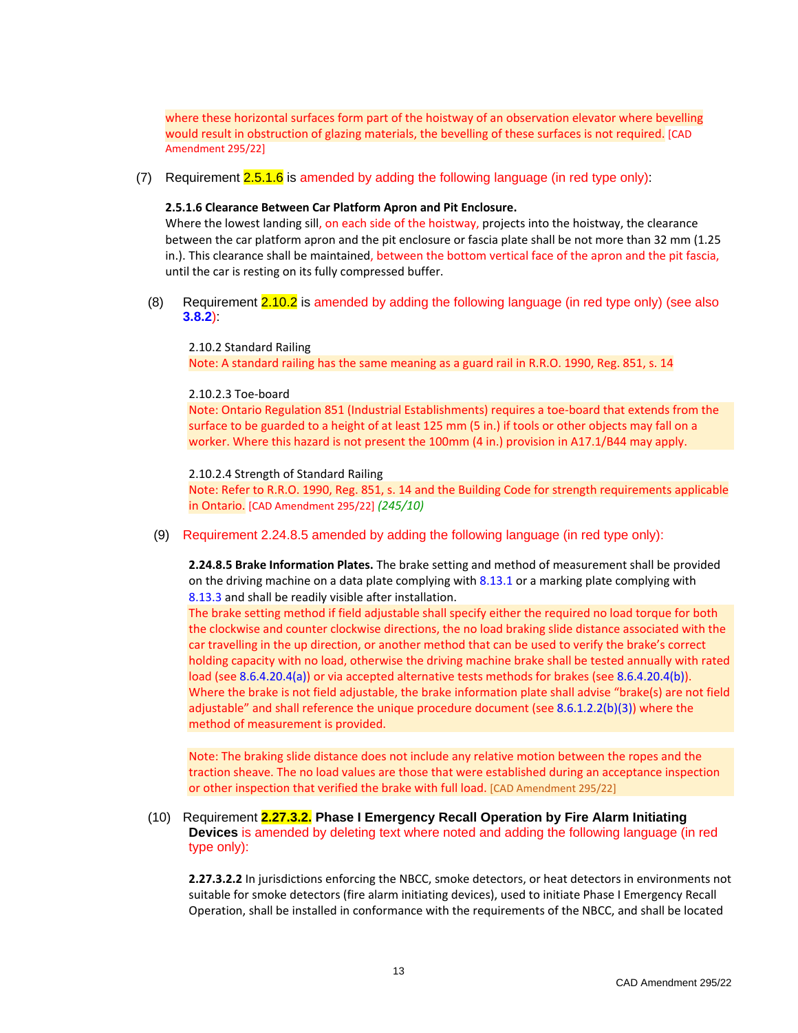where these horizontal surfaces form part of the hoistway of an observation elevator where bevelling would result in obstruction of glazing materials, the bevelling of these surfaces is not required. [CAD Amendment 295/22]

(7) Requirement 2.5.1.6 is amended by adding the following language (in red type only):

**2.5.1.6 Clearance Between Car Platform Apron and Pit Enclosure.**
Where the lowest landing sill, on each side of the hoistway, projects into the hoistway, the clearance between the car platform apron and the pit enclosure or fascia plate shall be not more than 32 mm (1.25 in.). This clearance shall be maintained, between the bottom vertical face of the apron and the pit fascia, until the car is resting on its fully compressed buffer.

(8) Requirement 2.10.2 is amended by adding the following language (in red type only) (see also **3.8.2**):

2.10.2 Standard Railing
Note: A standard railing has the same meaning as a guard rail in R.R.O. 1990, Reg. 851, s. 14

2.10.2.3 Toe-board
Note: Ontario Regulation 851 (Industrial Establishments) requires a toe-board that extends from the surface to be guarded to a height of at least 125 mm (5 in.) if tools or other objects may fall on a worker. Where this hazard is not present the 100mm (4 in.) provision in A17.1/B44 may apply.

2.10.2.4 Strength of Standard Railing
Note: Refer to R.R.O. 1990, Reg. 851, s. 14 and the Building Code for strength requirements applicable in Ontario. [CAD Amendment 295/22] *(245/10)*

(9) Requirement 2.24.8.5 amended by adding the following language (in red type only):

**2.24.8.5 Brake Information Plates.** The brake setting and method of measurement shall be provided on the driving machine on a data plate complying with 8.13.1 or a marking plate complying with 8.13.3 and shall be readily visible after installation.
The brake setting method if field adjustable shall specify either the required no load torque for both the clockwise and counter clockwise directions, the no load braking slide distance associated with the car travelling in the up direction, or another method that can be used to verify the brake's correct holding capacity with no load, otherwise the driving machine brake shall be tested annually with rated load (see 8.6.4.20.4(a)) or via accepted alternative tests methods for brakes (see 8.6.4.20.4(b)). Where the brake is not field adjustable, the brake information plate shall advise "brake(s) are not field adjustable" and shall reference the unique procedure document (see 8.6.1.2.2(b)(3)) where the method of measurement is provided.

Note: The braking slide distance does not include any relative motion between the ropes and the traction sheave. The no load values are those that were established during an acceptance inspection or other inspection that verified the brake with full load. [CAD Amendment 295/22]

(10) Requirement **2.27.3.2. Phase I Emergency Recall Operation by Fire Alarm Initiating Devices** is amended by deleting text where noted and adding the following language (in red type only):

**2.27.3.2.2** In jurisdictions enforcing the NBCC, smoke detectors, or heat detectors in environments not suitable for smoke detectors (fire alarm initiating devices), used to initiate Phase I Emergency Recall Operation, shall be installed in conformance with the requirements of the NBCC, and shall be located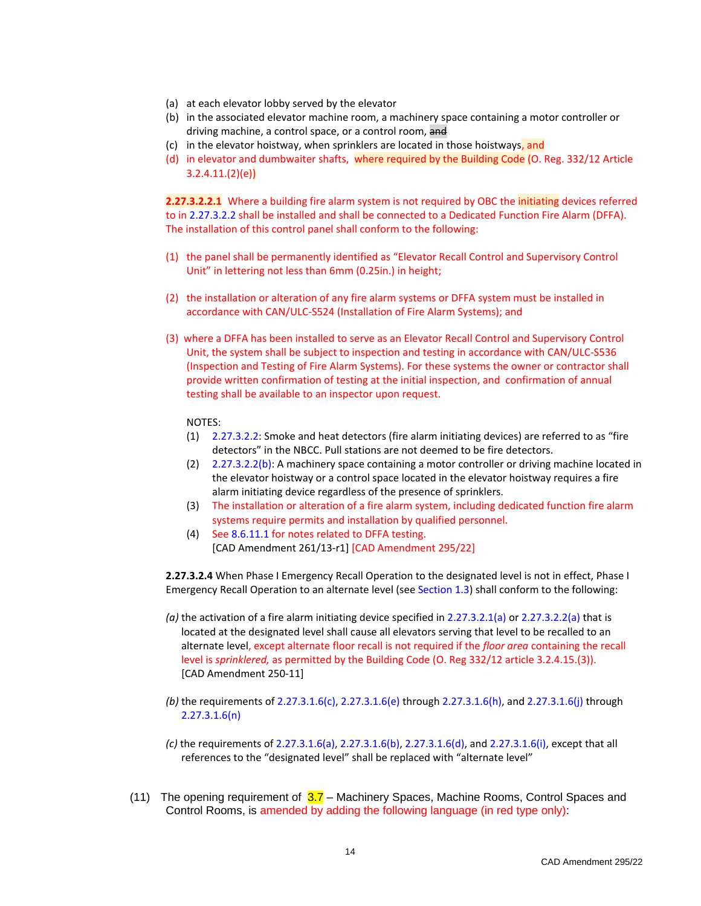(a) at each elevator lobby served by the elevator
(b) in the associated elevator machine room, a machinery space containing a motor controller or driving machine, a control space, or a control room, ~~and~~
(c) in the elevator hoistway, when sprinklers are located in those hoistways, and
(d) in elevator and dumbwaiter shafts, where required by the Building Code (O. Reg. 332/12 Article 3.2.4.11.(2)(e))

**2.27.3.2.2.1** Where a building fire alarm system is not required by OBC the initiating devices referred to in 2.27.3.2.2 shall be installed and shall be connected to a Dedicated Function Fire Alarm (DFFA). The installation of this control panel shall conform to the following:

(1) the panel shall be permanently identified as "Elevator Recall Control and Supervisory Control Unit" in lettering not less than 6mm (0.25in.) in height;

(2) the installation or alteration of any fire alarm systems or DFFA system must be installed in accordance with CAN/ULC-S524 (Installation of Fire Alarm Systems); and

(3) where a DFFA has been installed to serve as an Elevator Recall Control and Supervisory Control Unit, the system shall be subject to inspection and testing in accordance with CAN/ULC-S536 (Inspection and Testing of Fire Alarm Systems). For these systems the owner or contractor shall provide written confirmation of testing at the initial inspection, and confirmation of annual testing shall be available to an inspector upon request.

NOTES:

(1) 2.27.3.2.2: Smoke and heat detectors (fire alarm initiating devices) are referred to as "fire detectors" in the NBCC. Pull stations are not deemed to be fire detectors.
(2) 2.27.3.2.2(b): A machinery space containing a motor controller or driving machine located in the elevator hoistway or a control space located in the elevator hoistway requires a fire alarm initiating device regardless of the presence of sprinklers.
(3) The installation or alteration of a fire alarm system, including dedicated function fire alarm systems require permits and installation by qualified personnel.
(4) See 8.6.11.1 for notes related to DFFA testing.
[CAD Amendment 261/13-r1] [CAD Amendment 295/22]

**2.27.3.2.4** When Phase I Emergency Recall Operation to the designated level is not in effect, Phase I Emergency Recall Operation to an alternate level (see Section 1.3) shall conform to the following:

*(a)* the activation of a fire alarm initiating device specified in 2.27.3.2.1(a) or 2.27.3.2.2(a) that is located at the designated level shall cause all elevators serving that level to be recalled to an alternate level, except alternate floor recall is not required if the *floor area* containing the recall level is *sprinklered,* as permitted by the Building Code (O. Reg 332/12 article 3.2.4.15.(3)). [CAD Amendment 250-11]

*(b)* the requirements of 2.27.3.1.6(c), 2.27.3.1.6(e) through 2.27.3.1.6(h), and 2.27.3.1.6(j) through 2.27.3.1.6(n)

*(c)* the requirements of 2.27.3.1.6(a), 2.27.3.1.6(b), 2.27.3.1.6(d), and 2.27.3.1.6(i), except that all references to the "designated level" shall be replaced with "alternate level"

(11) The opening requirement of 3.7 – Machinery Spaces, Machine Rooms, Control Spaces and Control Rooms, is amended by adding the following language (in red type only):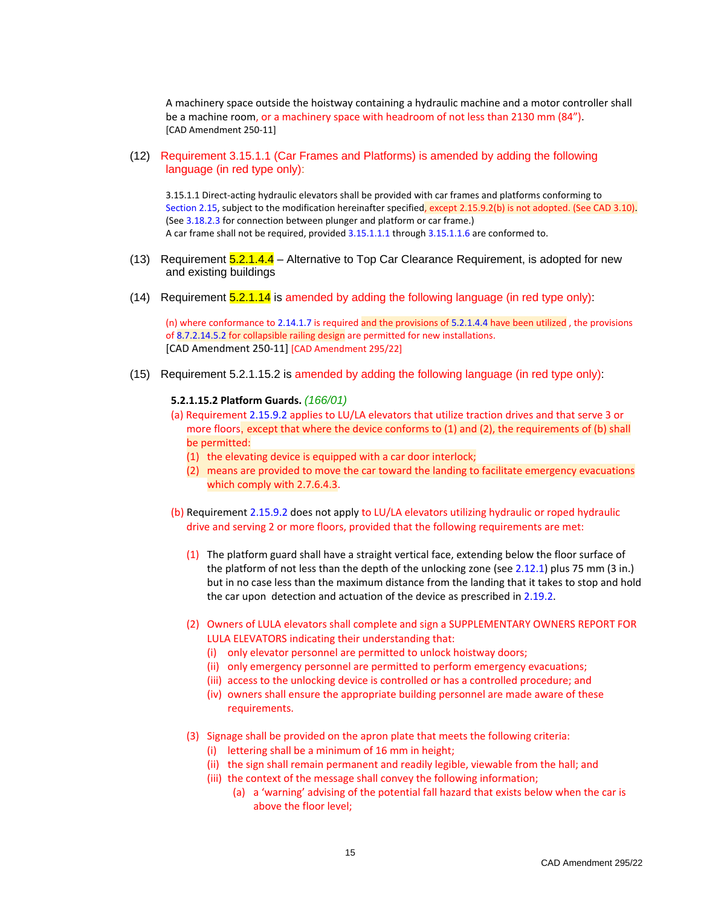A machinery space outside the hoistway containing a hydraulic machine and a motor controller shall be a machine room, or a machinery space with headroom of not less than 2130 mm (84").
[CAD Amendment 250-11]

(12) Requirement 3.15.1.1 (Car Frames and Platforms) is amended by adding the following language (in red type only):

3.15.1.1 Direct-acting hydraulic elevators shall be provided with car frames and platforms conforming to Section 2.15, subject to the modification hereinafter specified, except 2.15.9.2(b) is not adopted. (See CAD 3.10). (See 3.18.2.3 for connection between plunger and platform or car frame.)
A car frame shall not be required, provided 3.15.1.1.1 through 3.15.1.1.6 are conformed to.

(13) Requirement 5.2.1.4.4 – Alternative to Top Car Clearance Requirement, is adopted for new and existing buildings

(14) Requirement 5.2.1.14 is amended by adding the following language (in red type only):

(n) where conformance to 2.14.1.7 is required and the provisions of 5.2.1.4.4 have been utilized , the provisions of 8.7.2.14.5.2 for collapsible railing design are permitted for new installations.
[CAD Amendment 250-11] [CAD Amendment 295/22]

(15) Requirement 5.2.1.15.2 is amended by adding the following language (in red type only):

**5.2.1.15.2 Platform Guards.** *(166/01)*

(a) Requirement 2.15.9.2 applies to LU/LA elevators that utilize traction drives and that serve 3 or more floors, except that where the device conforms to (1) and (2), the requirements of (b) shall be permitted:
  (1) the elevating device is equipped with a car door interlock;
  (2) means are provided to move the car toward the landing to facilitate emergency evacuations which comply with 2.7.6.4.3.

(b) Requirement 2.15.9.2 does not apply to LU/LA elevators utilizing hydraulic or roped hydraulic drive and serving 2 or more floors, provided that the following requirements are met:

  (1) The platform guard shall have a straight vertical face, extending below the floor surface of the platform of not less than the depth of the unlocking zone (see 2.12.1) plus 75 mm (3 in.) but in no case less than the maximum distance from the landing that it takes to stop and hold the car upon detection and actuation of the device as prescribed in 2.19.2.

  (2) Owners of LULA elevators shall complete and sign a SUPPLEMENTARY OWNERS REPORT FOR LULA ELEVATORS indicating their understanding that:
    (i) only elevator personnel are permitted to unlock hoistway doors;
    (ii) only emergency personnel are permitted to perform emergency evacuations;
    (iii) access to the unlocking device is controlled or has a controlled procedure; and
    (iv) owners shall ensure the appropriate building personnel are made aware of these requirements.

  (3) Signage shall be provided on the apron plate that meets the following criteria:
    (i) lettering shall be a minimum of 16 mm in height;
    (ii) the sign shall remain permanent and readily legible, viewable from the hall; and
    (iii) the context of the message shall convey the following information;
      (a) a 'warning' advising of the potential fall hazard that exists below when the car is above the floor level;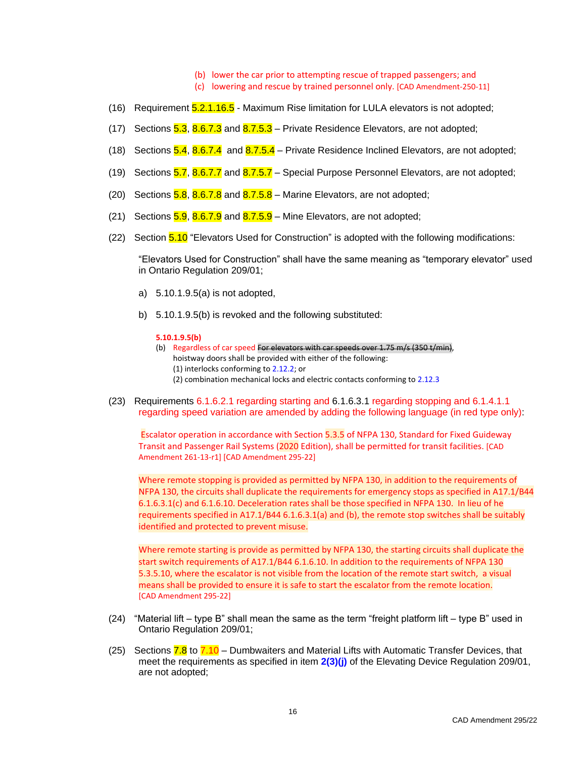(b) lower the car prior to attempting rescue of trapped passengers; and

(c) lowering and rescue by trained personnel only. [CAD Amendment-250-11]

(16) Requirement 5.2.1.16.5 - Maximum Rise limitation for LULA elevators is not adopted;

(17) Sections 5.3, 8.6.7.3 and 8.7.5.3 – Private Residence Elevators, are not adopted;

(18) Sections 5.4, 8.6.7.4 and 8.7.5.4 – Private Residence Inclined Elevators, are not adopted;

(19) Sections 5.7, 8.6.7.7 and 8.7.5.7 – Special Purpose Personnel Elevators, are not adopted;

(20) Sections 5.8, 8.6.7.8 and 8.7.5.8 – Marine Elevators, are not adopted;

(21) Sections 5.9, 8.6.7.9 and 8.7.5.9 – Mine Elevators, are not adopted;

(22) Section 5.10 "Elevators Used for Construction" is adopted with the following modifications:

"Elevators Used for Construction" shall have the same meaning as "temporary elevator" used in Ontario Regulation 209/01;

a) 5.10.1.9.5(a) is not adopted,

b) 5.10.1.9.5(b) is revoked and the following substituted:

**5.10.1.9.5(b)**

(b) Regardless of car speed ~~For elevators with car speeds over 1.75 m/s (350 t/min)~~, hoistway doors shall be provided with either of the following:

(1) interlocks conforming to 2.12.2; or

(2) combination mechanical locks and electric contacts conforming to 2.12.3

(23) Requirements 6.1.6.2.1 regarding starting and 6.1.6.3.1 regarding stopping and 6.1.4.1.1 regarding speed variation are amended by adding the following language (in red type only):

Escalator operation in accordance with Section 5.3.5 of NFPA 130, Standard for Fixed Guideway Transit and Passenger Rail Systems (2020 Edition), shall be permitted for transit facilities. [CAD Amendment 261-13-r1] [CAD Amendment 295-22]

Where remote stopping is provided as permitted by NFPA 130, in addition to the requirements of NFPA 130, the circuits shall duplicate the requirements for emergency stops as specified in A17.1/B44 6.1.6.3.1(c) and 6.1.6.10. Deceleration rates shall be those specified in NFPA 130. In lieu of he requirements specified in A17.1/B44 6.1.6.3.1(a) and (b), the remote stop switches shall be suitably identified and protected to prevent misuse.

Where remote starting is provide as permitted by NFPA 130, the starting circuits shall duplicate the start switch requirements of A17.1/B44 6.1.6.10. In addition to the requirements of NFPA 130 5.3.5.10, where the escalator is not visible from the location of the remote start switch, a visual means shall be provided to ensure it is safe to start the escalator from the remote location. [CAD Amendment 295-22]

(24) "Material lift – type B" shall mean the same as the term "freight platform lift – type B" used in Ontario Regulation 209/01;

(25) Sections 7.8 to 7.10 – Dumbwaiters and Material Lifts with Automatic Transfer Devices, that meet the requirements as specified in item **2(3)(j)** of the Elevating Device Regulation 209/01, are not adopted;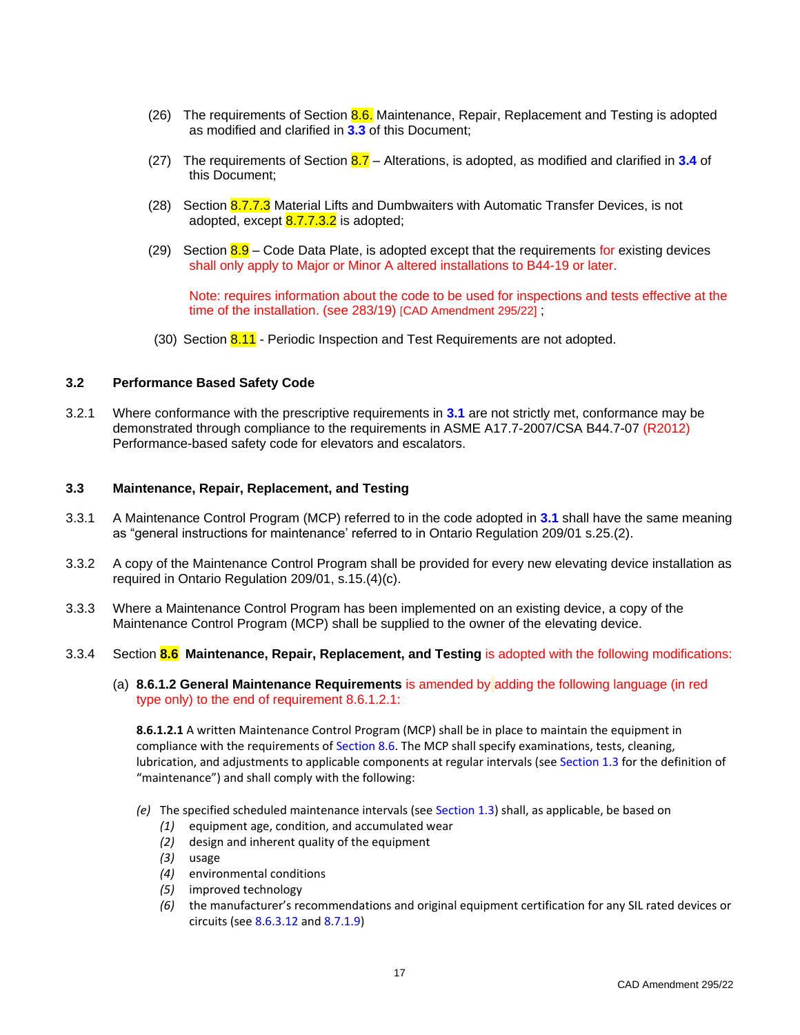(26) The requirements of Section 8.6. Maintenance, Repair, Replacement and Testing is adopted as modified and clarified in **3.3** of this Document;

(27) The requirements of Section 8.7 – Alterations, is adopted, as modified and clarified in **3.4** of this Document;

(28) Section 8.7.7.3 Material Lifts and Dumbwaiters with Automatic Transfer Devices, is not adopted, except 8.7.7.3.2 is adopted;

(29) Section 8.9 – Code Data Plate, is adopted except that the requirements for existing devices shall only apply to Major or Minor A altered installations to B44-19 or later.

Note: requires information about the code to be used for inspections and tests effective at the time of the installation. (see 283/19) [CAD Amendment 295/22] ;

(30) Section 8.11 - Periodic Inspection and Test Requirements are not adopted.

### 3.2 Performance Based Safety Code

3.2.1 Where conformance with the prescriptive requirements in **3.1** are not strictly met, conformance may be demonstrated through compliance to the requirements in ASME A17.7-2007/CSA B44.7-07 (R2012) Performance-based safety code for elevators and escalators.

### 3.3 Maintenance, Repair, Replacement, and Testing

3.3.1 A Maintenance Control Program (MCP) referred to in the code adopted in **3.1** shall have the same meaning as "general instructions for maintenance' referred to in Ontario Regulation 209/01 s.25.(2).

3.3.2 A copy of the Maintenance Control Program shall be provided for every new elevating device installation as required in Ontario Regulation 209/01, s.15.(4)(c).

3.3.3 Where a Maintenance Control Program has been implemented on an existing device, a copy of the Maintenance Control Program (MCP) shall be supplied to the owner of the elevating device.

3.3.4 Section **8.6** **Maintenance, Repair, Replacement, and Testing** is adopted with the following modifications:

(a) **8.6.1.2 General Maintenance Requirements** is amended by adding the following language (in red type only) to the end of requirement 8.6.1.2.1:

**8.6.1.2.1** A written Maintenance Control Program (MCP) shall be in place to maintain the equipment in compliance with the requirements of Section 8.6. The MCP shall specify examinations, tests, cleaning, lubrication, and adjustments to applicable components at regular intervals (see Section 1.3 for the definition of "maintenance") and shall comply with the following:

*(e)* The specified scheduled maintenance intervals (see Section 1.3) shall, as applicable, be based on

- *(1)* equipment age, condition, and accumulated wear
- *(2)* design and inherent quality of the equipment
- *(3)* usage
- *(4)* environmental conditions
- *(5)* improved technology
- *(6)* the manufacturer's recommendations and original equipment certification for any SIL rated devices or circuits (see 8.6.3.12 and 8.7.1.9)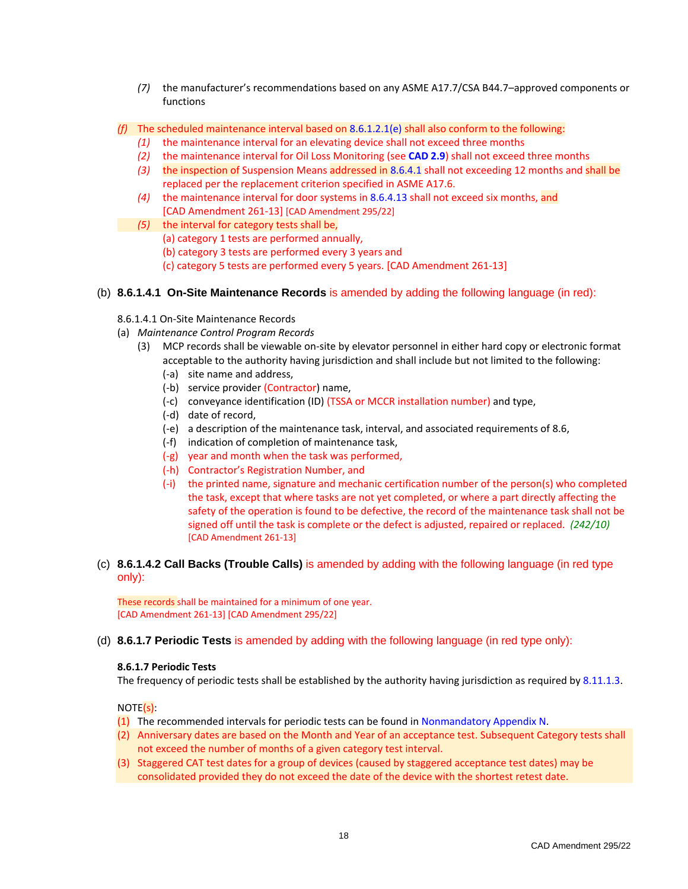*(7)* the manufacturer's recommendations based on any ASME A17.7/CSA B44.7–approved components or functions

*(f)* The scheduled maintenance interval based on 8.6.1.2.1(e) shall also conform to the following:

*(1)* the maintenance interval for an elevating device shall not exceed three months

*(2)* the maintenance interval for Oil Loss Monitoring (see **CAD 2.9**) shall not exceed three months

*(3)* the inspection of Suspension Means addressed in 8.6.4.1 shall not exceeding 12 months and shall be replaced per the replacement criterion specified in ASME A17.6.

*(4)* the maintenance interval for door systems in 8.6.4.13 shall not exceed six months, and [CAD Amendment 261-13] [CAD Amendment 295/22]

*(5)* the interval for category tests shall be,

(a) category 1 tests are performed annually,

(b) category 3 tests are performed every 3 years and

(c) category 5 tests are performed every 5 years. [CAD Amendment 261-13]

(b) **8.6.1.4.1 On-Site Maintenance Records** is amended by adding the following language (in red):

8.6.1.4.1 On-Site Maintenance Records

(a) *Maintenance Control Program Records*

(3) MCP records shall be viewable on-site by elevator personnel in either hard copy or electronic format acceptable to the authority having jurisdiction and shall include but not limited to the following:

(-a) site name and address,

(-b) service provider (Contractor) name,

(-c) conveyance identification (ID) (TSSA or MCCR installation number) and type,

(-d) date of record,

(-e) a description of the maintenance task, interval, and associated requirements of 8.6,

(-f) indication of completion of maintenance task,

(-g) year and month when the task was performed,

(-h) Contractor's Registration Number, and

(-i) the printed name, signature and mechanic certification number of the person(s) who completed the task, except that where tasks are not yet completed, or where a part directly affecting the safety of the operation is found to be defective, the record of the maintenance task shall not be signed off until the task is complete or the defect is adjusted, repaired or replaced. *(242/10)* [CAD Amendment 261-13]

(c) **8.6.1.4.2 Call Backs (Trouble Calls)** is amended by adding with the following language (in red type only):

These records shall be maintained for a minimum of one year.
[CAD Amendment 261-13] [CAD Amendment 295/22]

(d) **8.6.1.7 Periodic Tests** is amended by adding with the following language (in red type only):

**8.6.1.7 Periodic Tests**

The frequency of periodic tests shall be established by the authority having jurisdiction as required by 8.11.1.3.

NOTE(s):

(1) The recommended intervals for periodic tests can be found in Nonmandatory Appendix N.

(2) Anniversary dates are based on the Month and Year of an acceptance test. Subsequent Category tests shall not exceed the number of months of a given category test interval.

(3) Staggered CAT test dates for a group of devices (caused by staggered acceptance test dates) may be consolidated provided they do not exceed the date of the device with the shortest retest date.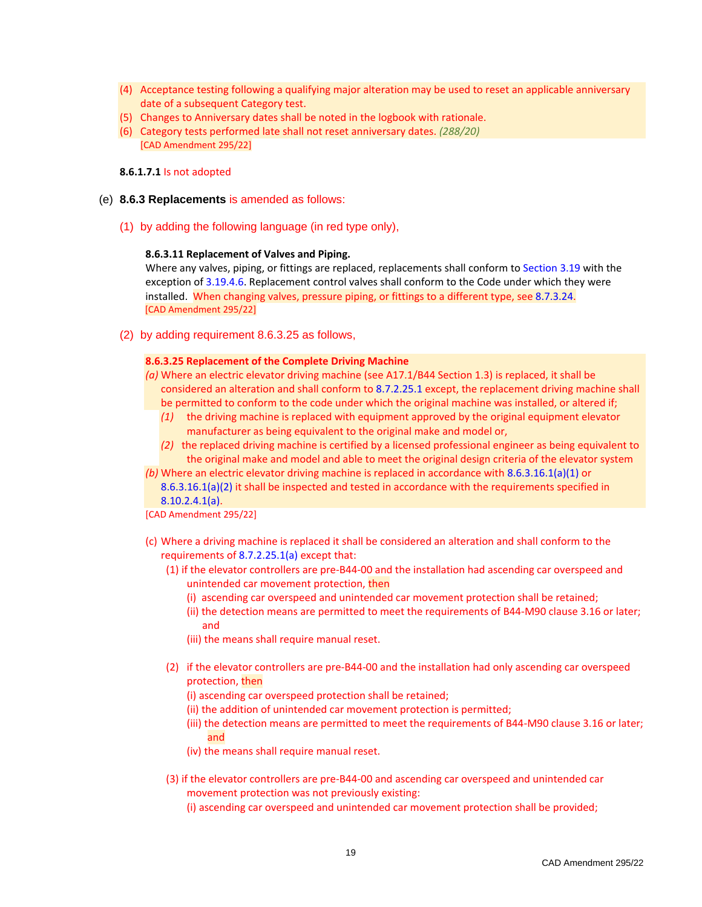(4) Acceptance testing following a qualifying major alteration may be used to reset an applicable anniversary date of a subsequent Category test.
(5) Changes to Anniversary dates shall be noted in the logbook with rationale.
(6) Category tests performed late shall not reset anniversary dates. *(288/20)*

[CAD Amendment 295/22]

**8.6.1.7.1** Is not adopted

(e) **8.6.3 Replacements** is amended as follows:

(1) by adding the following language (in red type only),

**8.6.3.11 Replacement of Valves and Piping.**
Where any valves, piping, or fittings are replaced, replacements shall conform to Section 3.19 with the exception of 3.19.4.6. Replacement control valves shall conform to the Code under which they were installed. When changing valves, pressure piping, or fittings to a different type, see 8.7.3.24.
[CAD Amendment 295/22]

(2) by adding requirement 8.6.3.25 as follows,

**8.6.3.25 Replacement of the Complete Driving Machine**

*(a)* Where an electric elevator driving machine (see A17.1/B44 Section 1.3) is replaced, it shall be considered an alteration and shall conform to 8.7.2.25.1 except, the replacement driving machine shall be permitted to conform to the code under which the original machine was installed, or altered if;

*(1)* the driving machine is replaced with equipment approved by the original equipment elevator manufacturer as being equivalent to the original make and model or,

*(2)* the replaced driving machine is certified by a licensed professional engineer as being equivalent to the original make and model and able to meet the original design criteria of the elevator system

*(b)* Where an electric elevator driving machine is replaced in accordance with 8.6.3.16.1(a)(1) or 8.6.3.16.1(a)(2) it shall be inspected and tested in accordance with the requirements specified in 8.10.2.4.1(a).

[CAD Amendment 295/22]

(c) Where a driving machine is replaced it shall be considered an alteration and shall conform to the requirements of 8.7.2.25.1(a) except that:

(1) if the elevator controllers are pre-B44-00 and the installation had ascending car overspeed and unintended car movement protection, then
  (i) ascending car overspeed and unintended car movement protection shall be retained;
  (ii) the detection means are permitted to meet the requirements of B44-M90 clause 3.16 or later; and
  (iii) the means shall require manual reset.

(2) if the elevator controllers are pre-B44-00 and the installation had only ascending car overspeed protection, then
  (i) ascending car overspeed protection shall be retained;
  (ii) the addition of unintended car movement protection is permitted;
  (iii) the detection means are permitted to meet the requirements of B44-M90 clause 3.16 or later; and
  (iv) the means shall require manual reset.

(3) if the elevator controllers are pre-B44-00 and ascending car overspeed and unintended car movement protection was not previously existing:
  (i) ascending car overspeed and unintended car movement protection shall be provided;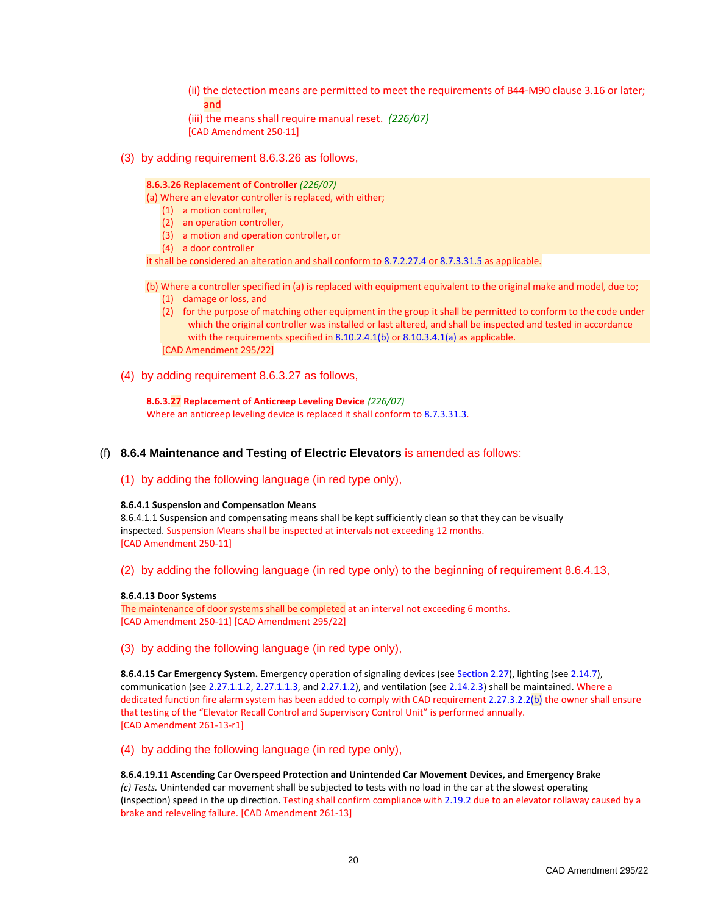(ii) the detection means are permitted to meet the requirements of B44-M90 clause 3.16 or later; and

(iii) the means shall require manual reset. *(226/07)*

[CAD Amendment 250-11]

(3) by adding requirement 8.6.3.26 as follows,

**8.6.3.26 Replacement of Controller** *(226/07)*

(a) Where an elevator controller is replaced, with either;

(1) a motion controller,

(2) an operation controller,

(3) a motion and operation controller, or

(4) a door controller

it shall be considered an alteration and shall conform to 8.7.2.27.4 or 8.7.3.31.5 as applicable.

(b) Where a controller specified in (a) is replaced with equipment equivalent to the original make and model, due to;

(1) damage or loss, and

(2) for the purpose of matching other equipment in the group it shall be permitted to conform to the code under which the original controller was installed or last altered, and shall be inspected and tested in accordance with the requirements specified in 8.10.2.4.1(b) or 8.10.3.4.1(a) as applicable.

[CAD Amendment 295/22]

(4) by adding requirement 8.6.3.27 as follows,

**8.6.3.27 Replacement of Anticreep Leveling Device** *(226/07)*

Where an anticreep leveling device is replaced it shall conform to 8.7.3.31.3.

(f) **8.6.4 Maintenance and Testing of Electric Elevators** is amended as follows:

(1) by adding the following language (in red type only),

**8.6.4.1 Suspension and Compensation Means**

8.6.4.1.1 Suspension and compensating means shall be kept sufficiently clean so that they can be visually inspected. Suspension Means shall be inspected at intervals not exceeding 12 months.

[CAD Amendment 250-11]

(2) by adding the following language (in red type only) to the beginning of requirement 8.6.4.13,

**8.6.4.13 Door Systems**

The maintenance of door systems shall be completed at an interval not exceeding 6 months.

[CAD Amendment 250-11] [CAD Amendment 295/22]

(3) by adding the following language (in red type only),

**8.6.4.15 Car Emergency System.** Emergency operation of signaling devices (see Section 2.27), lighting (see 2.14.7), communication (see 2.27.1.1.2, 2.27.1.1.3, and 2.27.1.2), and ventilation (see 2.14.2.3) shall be maintained. Where a dedicated function fire alarm system has been added to comply with CAD requirement 2.27.3.2.2(b) the owner shall ensure that testing of the "Elevator Recall Control and Supervisory Control Unit" is performed annually.

[CAD Amendment 261-13-r1]

(4) by adding the following language (in red type only),

**8.6.4.19.11 Ascending Car Overspeed Protection and Unintended Car Movement Devices, and Emergency Brake**

*(c) Tests.* Unintended car movement shall be subjected to tests with no load in the car at the slowest operating (inspection) speed in the up direction. Testing shall confirm compliance with 2.19.2 due to an elevator rollaway caused by a brake and releveling failure. [CAD Amendment 261-13]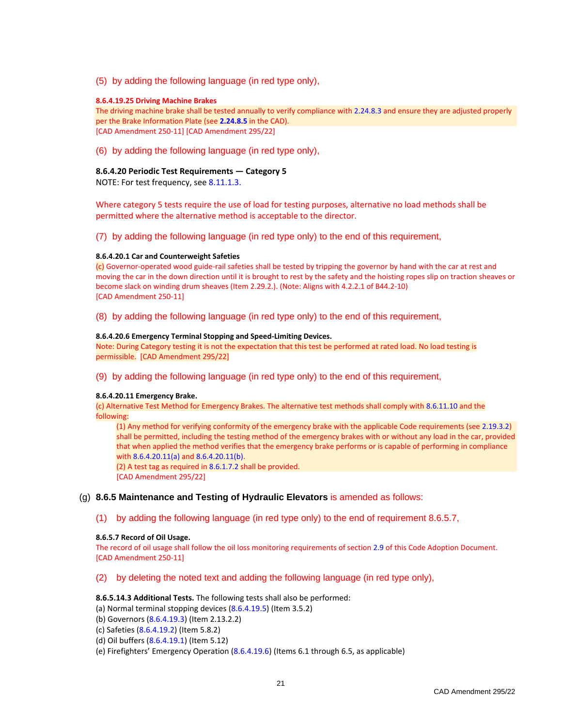(5) by adding the following language (in red type only),

**8.6.4.19.25 Driving Machine Brakes**
The driving machine brake shall be tested annually to verify compliance with 2.24.8.3 and ensure they are adjusted properly per the Brake Information Plate (see **2.24.8.5** in the CAD).
[CAD Amendment 250-11] [CAD Amendment 295/22]

(6) by adding the following language (in red type only),

**8.6.4.20 Periodic Test Requirements — Category 5**
NOTE: For test frequency, see 8.11.1.3.

Where category 5 tests require the use of load for testing purposes, alternative no load methods shall be permitted where the alternative method is acceptable to the director.

(7) by adding the following language (in red type only) to the end of this requirement,

**8.6.4.20.1 Car and Counterweight Safeties**
(c) Governor-operated wood guide-rail safeties shall be tested by tripping the governor by hand with the car at rest and moving the car in the down direction until it is brought to rest by the safety and the hoisting ropes slip on traction sheaves or become slack on winding drum sheaves (Item 2.29.2.). (Note: Aligns with 4.2.2.1 of B44.2-10)
[CAD Amendment 250-11]

(8) by adding the following language (in red type only) to the end of this requirement,

**8.6.4.20.6 Emergency Terminal Stopping and Speed-Limiting Devices.**
Note: During Category testing it is not the expectation that this test be performed at rated load. No load testing is permissible. [CAD Amendment 295/22]

(9) by adding the following language (in red type only) to the end of this requirement,

**8.6.4.20.11 Emergency Brake.**
(c) Alternative Test Method for Emergency Brakes. The alternative test methods shall comply with 8.6.11.10 and the following:

(1) Any method for verifying conformity of the emergency brake with the applicable Code requirements (see 2.19.3.2) shall be permitted, including the testing method of the emergency brakes with or without any load in the car, provided that when applied the method verifies that the emergency brake performs or is capable of performing in compliance with 8.6.4.20.11(a) and 8.6.4.20.11(b).
(2) A test tag as required in 8.6.1.7.2 shall be provided.
[CAD Amendment 295/22]

(g) **8.6.5 Maintenance and Testing of Hydraulic Elevators** is amended as follows:

(1) by adding the following language (in red type only) to the end of requirement 8.6.5.7,

**8.6.5.7 Record of Oil Usage.**
The record of oil usage shall follow the oil loss monitoring requirements of section 2.9 of this Code Adoption Document.
[CAD Amendment 250-11]

(2) by deleting the noted text and adding the following language (in red type only),

**8.6.5.14.3 Additional Tests.** The following tests shall also be performed:
(a) Normal terminal stopping devices (8.6.4.19.5) (Item 3.5.2)
(b) Governors (8.6.4.19.3) (Item 2.13.2.2)
(c) Safeties (8.6.4.19.2) (Item 5.8.2)
(d) Oil buffers (8.6.4.19.1) (Item 5.12)
(e) Firefighters' Emergency Operation (8.6.4.19.6) (Items 6.1 through 6.5, as applicable)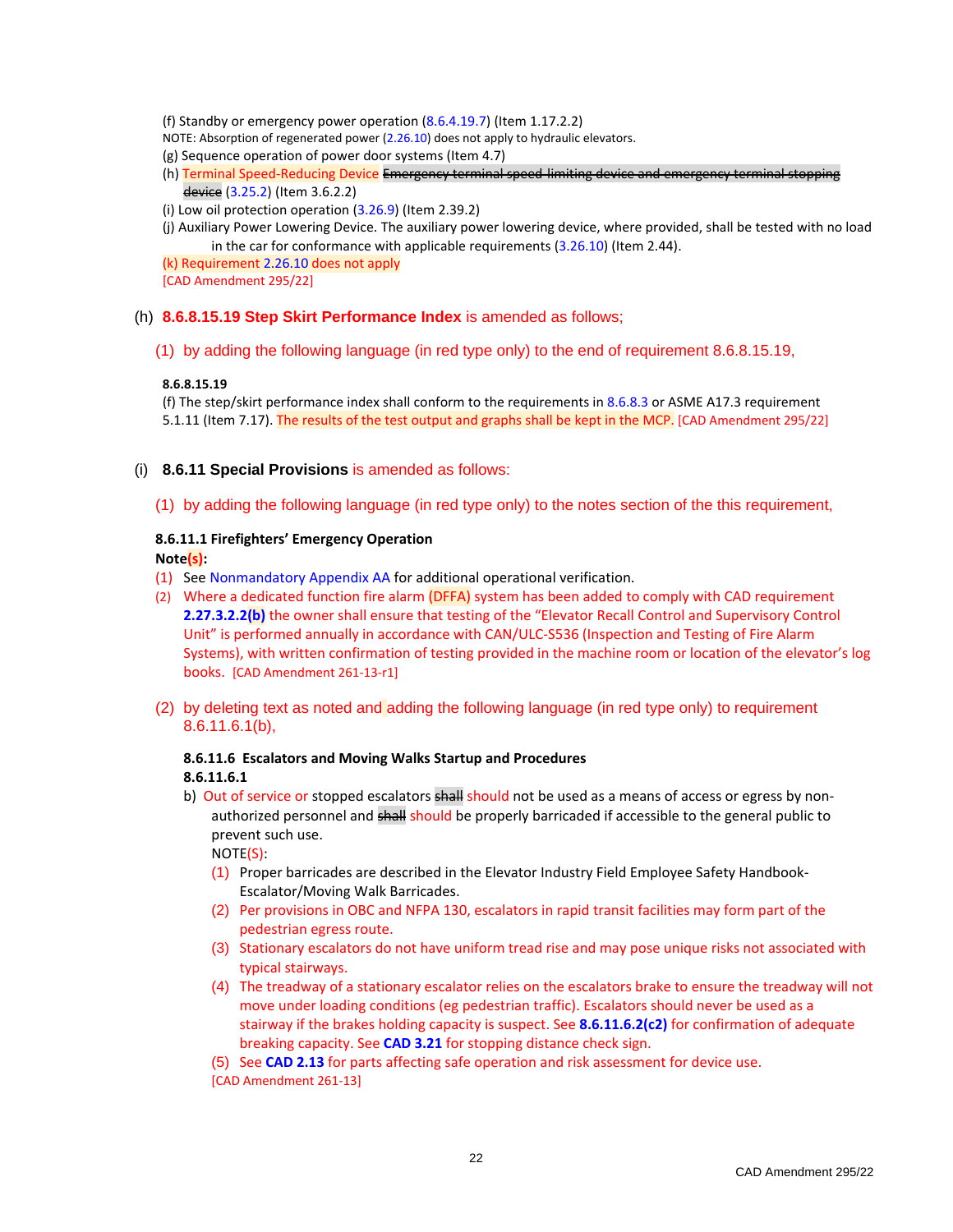(f) Standby or emergency power operation (8.6.4.19.7) (Item 1.17.2.2)

NOTE: Absorption of regenerated power (2.26.10) does not apply to hydraulic elevators.

(g) Sequence operation of power door systems (Item 4.7)

(h) Terminal Speed-Reducing Device ~~Emergency terminal speed-limiting device and emergency terminal stopping device~~ (3.25.2) (Item 3.6.2.2)

(i) Low oil protection operation (3.26.9) (Item 2.39.2)

(j) Auxiliary Power Lowering Device. The auxiliary power lowering device, where provided, shall be tested with no load in the car for conformance with applicable requirements (3.26.10) (Item 2.44).

(k) Requirement 2.26.10 does not apply

[CAD Amendment 295/22]

(h) **8.6.8.15.19 Step Skirt Performance Index** is amended as follows;

(1) by adding the following language (in red type only) to the end of requirement 8.6.8.15.19,

**8.6.8.15.19**

(f) The step/skirt performance index shall conform to the requirements in 8.6.8.3 or ASME A17.3 requirement 5.1.11 (Item 7.17). The results of the test output and graphs shall be kept in the MCP. [CAD Amendment 295/22]

(i) **8.6.11 Special Provisions** is amended as follows:

(1) by adding the following language (in red type only) to the notes section of the this requirement,

**8.6.11.1 Firefighters' Emergency Operation**

**Note(s):**

(1) See Nonmandatory Appendix AA for additional operational verification.

(2) Where a dedicated function fire alarm (DFFA) system has been added to comply with CAD requirement **2.27.3.2.2(b)** the owner shall ensure that testing of the "Elevator Recall Control and Supervisory Control Unit" is performed annually in accordance with CAN/ULC-S536 (Inspection and Testing of Fire Alarm Systems), with written confirmation of testing provided in the machine room or location of the elevator's log books. [CAD Amendment 261-13-r1]

(2) by deleting text as noted and adding the following language (in red type only) to requirement 8.6.11.6.1(b),

**8.6.11.6 Escalators and Moving Walks Startup and Procedures**

**8.6.11.6.1**

b) Out of service or stopped escalators ~~shall~~ should not be used as a means of access or egress by non-authorized personnel and ~~shall~~ should be properly barricaded if accessible to the general public to prevent such use.

NOTE(S):

(1) Proper barricades are described in the Elevator Industry Field Employee Safety Handbook-Escalator/Moving Walk Barricades.

(2) Per provisions in OBC and NFPA 130, escalators in rapid transit facilities may form part of the pedestrian egress route.

(3) Stationary escalators do not have uniform tread rise and may pose unique risks not associated with typical stairways.

(4) The treadway of a stationary escalator relies on the escalators brake to ensure the treadway will not move under loading conditions (eg pedestrian traffic). Escalators should never be used as a stairway if the brakes holding capacity is suspect. See **8.6.11.6.2(c2)** for confirmation of adequate breaking capacity. See **CAD 3.21** for stopping distance check sign.

(5) See **CAD 2.13** for parts affecting safe operation and risk assessment for device use.

[CAD Amendment 261-13]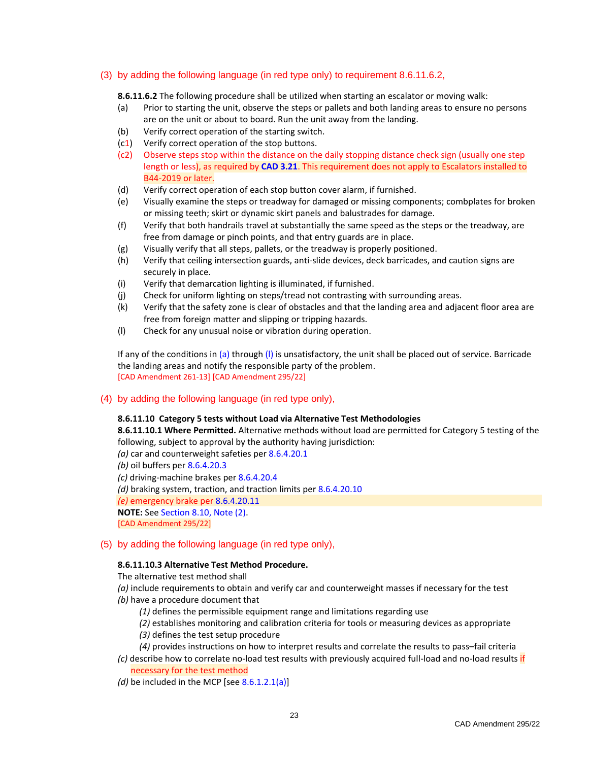(3) by adding the following language (in red type only) to requirement 8.6.11.6.2,

**8.6.11.6.2** The following procedure shall be utilized when starting an escalator or moving walk:

(a) Prior to starting the unit, observe the steps or pallets and both landing areas to ensure no persons are on the unit or about to board. Run the unit away from the landing.

(b) Verify correct operation of the starting switch.

(c1) Verify correct operation of the stop buttons.

(c2) Observe steps stop within the distance on the daily stopping distance check sign (usually one step length or less), as required by **CAD 3.21**. This requirement does not apply to Escalators installed to B44-2019 or later.

(d) Verify correct operation of each stop button cover alarm, if furnished.

(e) Visually examine the steps or treadway for damaged or missing components; combplates for broken or missing teeth; skirt or dynamic skirt panels and balustrades for damage.

(f) Verify that both handrails travel at substantially the same speed as the steps or the treadway, are free from damage or pinch points, and that entry guards are in place.

(g) Visually verify that all steps, pallets, or the treadway is properly positioned.

(h) Verify that ceiling intersection guards, anti-slide devices, deck barricades, and caution signs are securely in place.

(i) Verify that demarcation lighting is illuminated, if furnished.

(j) Check for uniform lighting on steps/tread not contrasting with surrounding areas.

(k) Verify that the safety zone is clear of obstacles and that the landing area and adjacent floor area are free from foreign matter and slipping or tripping hazards.

(l) Check for any unusual noise or vibration during operation.

If any of the conditions in (a) through (l) is unsatisfactory, the unit shall be placed out of service. Barricade the landing areas and notify the responsible party of the problem.
[CAD Amendment 261-13] [CAD Amendment 295/22]

(4) by adding the following language (in red type only),

**8.6.11.10 Category 5 tests without Load via Alternative Test Methodologies**
**8.6.11.10.1 Where Permitted.** Alternative methods without load are permitted for Category 5 testing of the following, subject to approval by the authority having jurisdiction:
*(a)* car and counterweight safeties per 8.6.4.20.1
*(b)* oil buffers per 8.6.4.20.3
*(c)* driving-machine brakes per 8.6.4.20.4
*(d)* braking system, traction, and traction limits per 8.6.4.20.10
*(e)* emergency brake per 8.6.4.20.11
**NOTE:** See Section 8.10, Note (2).
[CAD Amendment 295/22]

(5) by adding the following language (in red type only),

**8.6.11.10.3 Alternative Test Method Procedure.**
The alternative test method shall
*(a)* include requirements to obtain and verify car and counterweight masses if necessary for the test
*(b)* have a procedure document that
- *(1)* defines the permissible equipment range and limitations regarding use
- *(2)* establishes monitoring and calibration criteria for tools or measuring devices as appropriate
- *(3)* defines the test setup procedure
- *(4)* provides instructions on how to interpret results and correlate the results to pass–fail criteria

*(c)* describe how to correlate no-load test results with previously acquired full-load and no-load results if necessary for the test method
*(d)* be included in the MCP [see 8.6.1.2.1(a)]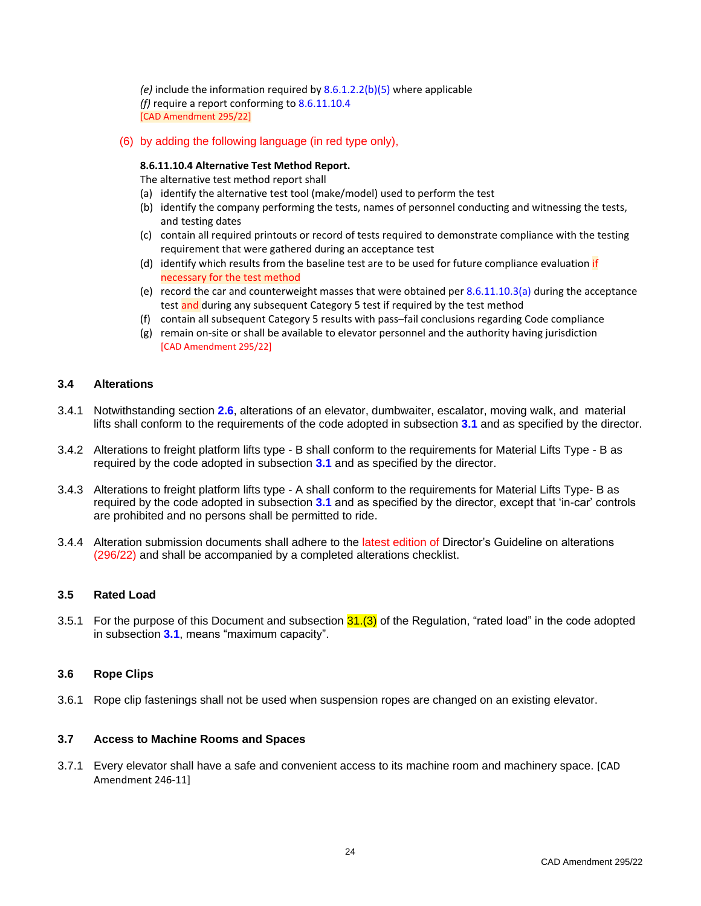*(e)* include the information required by 8.6.1.2.2(b)(5) where applicable
*(f)* require a report conforming to 8.6.11.10.4
[CAD Amendment 295/22]

(6) by adding the following language (in red type only),

**8.6.11.10.4 Alternative Test Method Report.**
The alternative test method report shall

(a) identify the alternative test tool (make/model) used to perform the test
(b) identify the company performing the tests, names of personnel conducting and witnessing the tests, and testing dates
(c) contain all required printouts or record of tests required to demonstrate compliance with the testing requirement that were gathered during an acceptance test
(d) identify which results from the baseline test are to be used for future compliance evaluation if necessary for the test method
(e) record the car and counterweight masses that were obtained per 8.6.11.10.3(a) during the acceptance test and during any subsequent Category 5 test if required by the test method
(f) contain all subsequent Category 5 results with pass–fail conclusions regarding Code compliance
(g) remain on-site or shall be available to elevator personnel and the authority having jurisdiction
[CAD Amendment 295/22]

## 3.4 Alterations

3.4.1 Notwithstanding section **2.6**, alterations of an elevator, dumbwaiter, escalator, moving walk, and material lifts shall conform to the requirements of the code adopted in subsection **3.1** and as specified by the director.

3.4.2 Alterations to freight platform lifts type - B shall conform to the requirements for Material Lifts Type - B as required by the code adopted in subsection **3.1** and as specified by the director.

3.4.3 Alterations to freight platform lifts type - A shall conform to the requirements for Material Lifts Type- B as required by the code adopted in subsection **3.1** and as specified by the director, except that ‘in-car’ controls are prohibited and no persons shall be permitted to ride.

3.4.4 Alteration submission documents shall adhere to the latest edition of Director’s Guideline on alterations (296/22) and shall be accompanied by a completed alterations checklist.

## 3.5 Rated Load

3.5.1 For the purpose of this Document and subsection 31.(3) of the Regulation, “rated load” in the code adopted in subsection **3.1**, means “maximum capacity”.

## 3.6 Rope Clips

3.6.1 Rope clip fastenings shall not be used when suspension ropes are changed on an existing elevator.

## 3.7 Access to Machine Rooms and Spaces

3.7.1 Every elevator shall have a safe and convenient access to its machine room and machinery space. [CAD Amendment 246-11]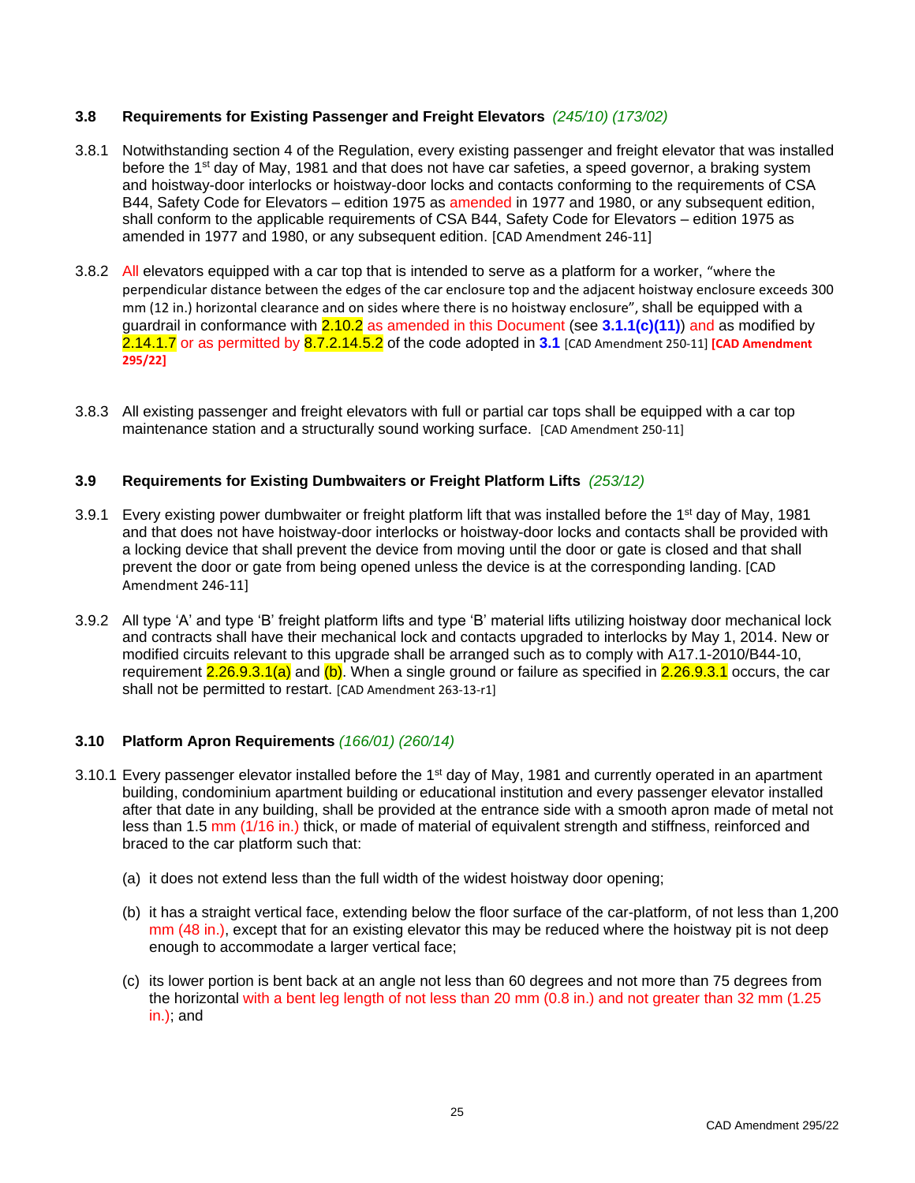### 3.8 Requirements for Existing Passenger and Freight Elevators *(245/10) (173/02)*

3.8.1 Notwithstanding section 4 of the Regulation, every existing passenger and freight elevator that was installed before the 1st day of May, 1981 and that does not have car safeties, a speed governor, a braking system and hoistway-door interlocks or hoistway-door locks and contacts conforming to the requirements of CSA B44, Safety Code for Elevators – edition 1975 as amended in 1977 and 1980, or any subsequent edition, shall conform to the applicable requirements of CSA B44, Safety Code for Elevators – edition 1975 as amended in 1977 and 1980, or any subsequent edition. [CAD Amendment 246-11]

3.8.2 All elevators equipped with a car top that is intended to serve as a platform for a worker, "where the perpendicular distance between the edges of the car enclosure top and the adjacent hoistway enclosure exceeds 300 mm (12 in.) horizontal clearance and on sides where there is no hoistway enclosure", shall be equipped with a guardrail in conformance with 2.10.2 as amended in this Document (see **3.1.1(c)(11)**) and as modified by 2.14.1.7 or as permitted by 8.7.2.14.5.2 of the code adopted in **3.1** [CAD Amendment 250-11] **[CAD Amendment 295/22]**

3.8.3 All existing passenger and freight elevators with full or partial car tops shall be equipped with a car top maintenance station and a structurally sound working surface. [CAD Amendment 250-11]

### 3.9 Requirements for Existing Dumbwaiters or Freight Platform Lifts *(253/12)*

3.9.1 Every existing power dumbwaiter or freight platform lift that was installed before the 1st day of May, 1981 and that does not have hoistway-door interlocks or hoistway-door locks and contacts shall be provided with a locking device that shall prevent the device from moving until the door or gate is closed and that shall prevent the door or gate from being opened unless the device is at the corresponding landing. [CAD Amendment 246-11]

3.9.2 All type 'A' and type 'B' freight platform lifts and type 'B' material lifts utilizing hoistway door mechanical lock and contracts shall have their mechanical lock and contacts upgraded to interlocks by May 1, 2014. New or modified circuits relevant to this upgrade shall be arranged such as to comply with A17.1-2010/B44-10, requirement 2.26.9.3.1(a) and (b). When a single ground or failure as specified in 2.26.9.3.1 occurs, the car shall not be permitted to restart. [CAD Amendment 263-13-r1]

### 3.10 Platform Apron Requirements *(166/01) (260/14)*

3.10.1 Every passenger elevator installed before the 1st day of May, 1981 and currently operated in an apartment building, condominium apartment building or educational institution and every passenger elevator installed after that date in any building, shall be provided at the entrance side with a smooth apron made of metal not less than 1.5 mm (1/16 in.) thick, or made of material of equivalent strength and stiffness, reinforced and braced to the car platform such that:

(a) it does not extend less than the full width of the widest hoistway door opening;

(b) it has a straight vertical face, extending below the floor surface of the car-platform, of not less than 1,200 mm (48 in.), except that for an existing elevator this may be reduced where the hoistway pit is not deep enough to accommodate a larger vertical face;

(c) its lower portion is bent back at an angle not less than 60 degrees and not more than 75 degrees from the horizontal with a bent leg length of not less than 20 mm (0.8 in.) and not greater than 32 mm (1.25 in.); and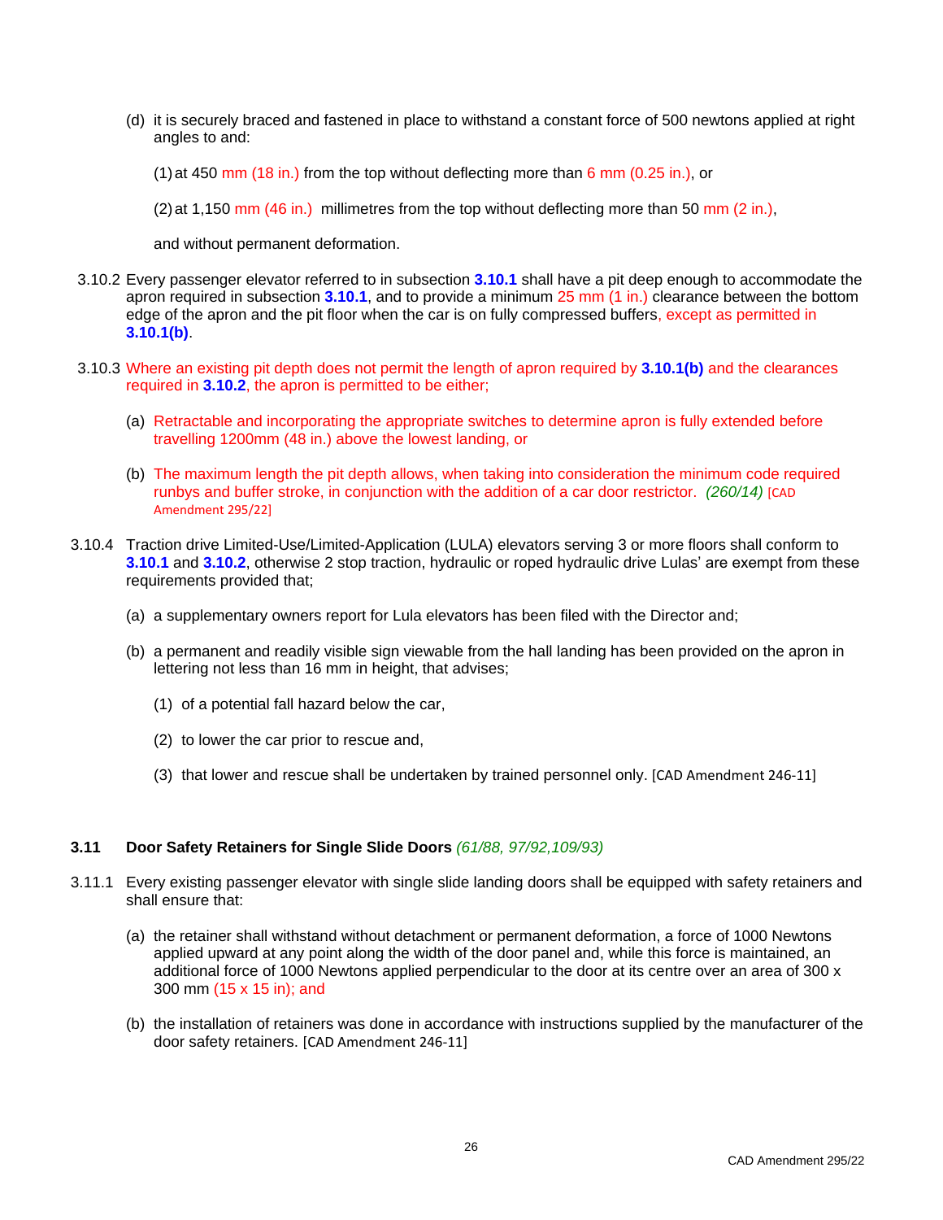(d) it is securely braced and fastened in place to withstand a constant force of 500 newtons applied at right angles to and:

(1) at 450 mm (18 in.) from the top without deflecting more than 6 mm (0.25 in.), or

(2) at 1,150 mm (46 in.) millimetres from the top without deflecting more than 50 mm (2 in.),

and without permanent deformation.

3.10.2 Every passenger elevator referred to in subsection **3.10.1** shall have a pit deep enough to accommodate the apron required in subsection **3.10.1**, and to provide a minimum 25 mm (1 in.) clearance between the bottom edge of the apron and the pit floor when the car is on fully compressed buffers, except as permitted in **3.10.1(b)**.

3.10.3 Where an existing pit depth does not permit the length of apron required by **3.10.1(b)** and the clearances required in **3.10.2**, the apron is permitted to be either;

(a) Retractable and incorporating the appropriate switches to determine apron is fully extended before travelling 1200mm (48 in.) above the lowest landing, or

(b) The maximum length the pit depth allows, when taking into consideration the minimum code required runbys and buffer stroke, in conjunction with the addition of a car door restrictor. *(260/14)* [CAD Amendment 295/22]

3.10.4 Traction drive Limited-Use/Limited-Application (LULA) elevators serving 3 or more floors shall conform to **3.10.1** and **3.10.2**, otherwise 2 stop traction, hydraulic or roped hydraulic drive Lulas' are exempt from these requirements provided that;

(a) a supplementary owners report for Lula elevators has been filed with the Director and;

(b) a permanent and readily visible sign viewable from the hall landing has been provided on the apron in lettering not less than 16 mm in height, that advises;

(1) of a potential fall hazard below the car,

(2) to lower the car prior to rescue and,

(3) that lower and rescue shall be undertaken by trained personnel only. [CAD Amendment 246-11]

### 3.11 Door Safety Retainers for Single Slide Doors *(61/88, 97/92,109/93)*

3.11.1 Every existing passenger elevator with single slide landing doors shall be equipped with safety retainers and shall ensure that:

(a) the retainer shall withstand without detachment or permanent deformation, a force of 1000 Newtons applied upward at any point along the width of the door panel and, while this force is maintained, an additional force of 1000 Newtons applied perpendicular to the door at its centre over an area of 300 x 300 mm (15 x 15 in); and

(b) the installation of retainers was done in accordance with instructions supplied by the manufacturer of the door safety retainers. [CAD Amendment 246-11]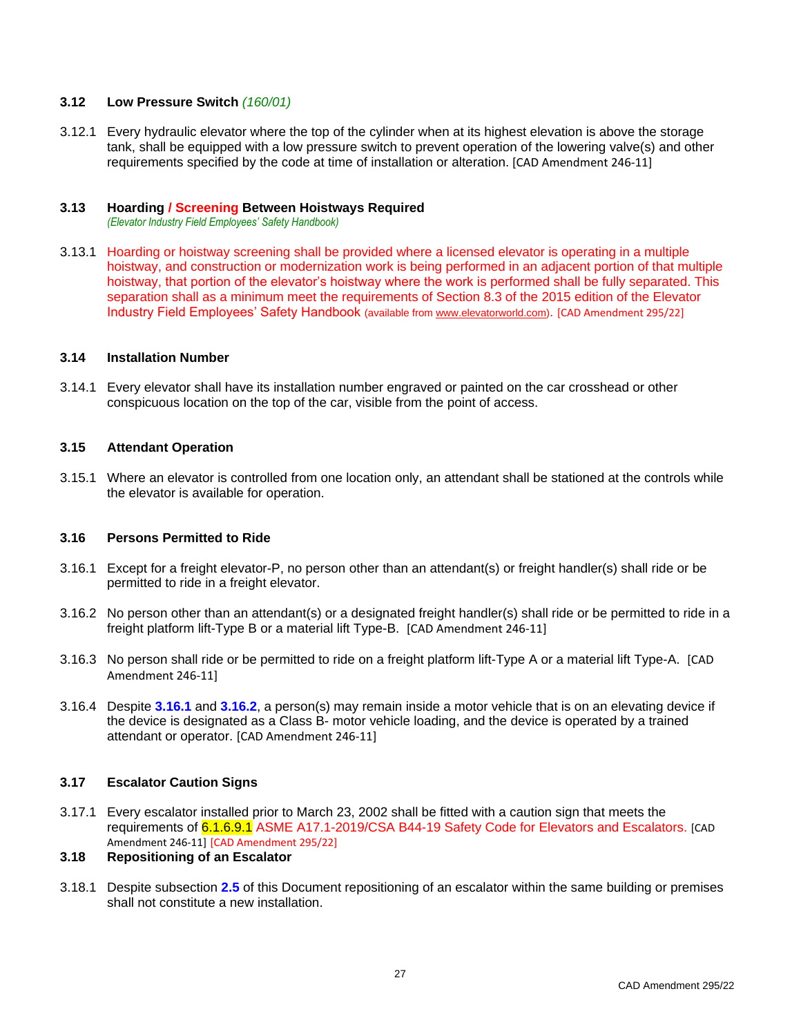### 3.12 Low Pressure Switch *(160/01)*

3.12.1 Every hydraulic elevator where the top of the cylinder when at its highest elevation is above the storage tank, shall be equipped with a low pressure switch to prevent operation of the lowering valve(s) and other requirements specified by the code at time of installation or alteration. [CAD Amendment 246-11]

### 3.13 Hoarding / Screening Between Hoistways Required

*(Elevator Industry Field Employees' Safety Handbook)*

3.13.1 Hoarding or hoistway screening shall be provided where a licensed elevator is operating in a multiple hoistway, and construction or modernization work is being performed in an adjacent portion of that multiple hoistway, that portion of the elevator's hoistway where the work is performed shall be fully separated. This separation shall as a minimum meet the requirements of Section 8.3 of the 2015 edition of the Elevator Industry Field Employees' Safety Handbook (available from www.elevatorworld.com). [CAD Amendment 295/22]

### 3.14 Installation Number

3.14.1 Every elevator shall have its installation number engraved or painted on the car crosshead or other conspicuous location on the top of the car, visible from the point of access.

### 3.15 Attendant Operation

3.15.1 Where an elevator is controlled from one location only, an attendant shall be stationed at the controls while the elevator is available for operation.

### 3.16 Persons Permitted to Ride

3.16.1 Except for a freight elevator-P, no person other than an attendant(s) or freight handler(s) shall ride or be permitted to ride in a freight elevator.

3.16.2 No person other than an attendant(s) or a designated freight handler(s) shall ride or be permitted to ride in a freight platform lift-Type B or a material lift Type-B. [CAD Amendment 246-11]

3.16.3 No person shall ride or be permitted to ride on a freight platform lift-Type A or a material lift Type-A. [CAD Amendment 246-11]

3.16.4 Despite **3.16.1** and **3.16.2**, a person(s) may remain inside a motor vehicle that is on an elevating device if the device is designated as a Class B- motor vehicle loading, and the device is operated by a trained attendant or operator. [CAD Amendment 246-11]

### 3.17 Escalator Caution Signs

3.17.1 Every escalator installed prior to March 23, 2002 shall be fitted with a caution sign that meets the requirements of 6.1.6.9.1 ASME A17.1-2019/CSA B44-19 Safety Code for Elevators and Escalators. [CAD Amendment 246-11] [CAD Amendment 295/22]

### 3.18 Repositioning of an Escalator

3.18.1 Despite subsection **2.5** of this Document repositioning of an escalator within the same building or premises shall not constitute a new installation.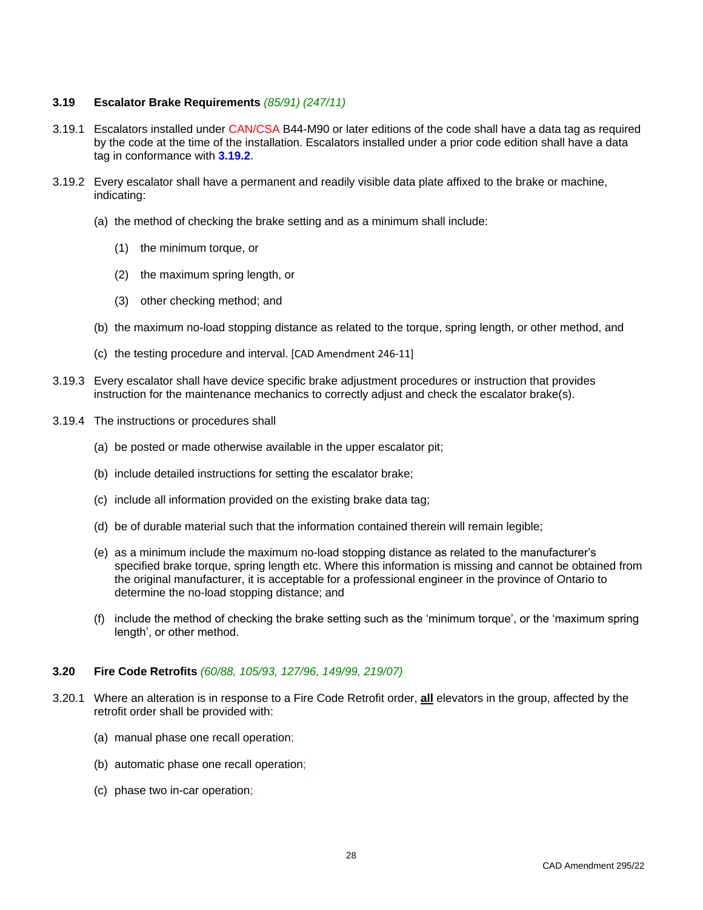### 3.19 Escalator Brake Requirements *(85/91) (247/11)*

3.19.1 Escalators installed under CAN/CSA B44-M90 or later editions of the code shall have a data tag as required by the code at the time of the installation. Escalators installed under a prior code edition shall have a data tag in conformance with **3.19.2**.

3.19.2 Every escalator shall have a permanent and readily visible data plate affixed to the brake or machine, indicating:

(a) the method of checking the brake setting and as a minimum shall include:

(1) the minimum torque, or

(2) the maximum spring length, or

(3) other checking method; and

(b) the maximum no-load stopping distance as related to the torque, spring length, or other method, and

(c) the testing procedure and interval. [CAD Amendment 246-11]

3.19.3 Every escalator shall have device specific brake adjustment procedures or instruction that provides instruction for the maintenance mechanics to correctly adjust and check the escalator brake(s).

3.19.4 The instructions or procedures shall

(a) be posted or made otherwise available in the upper escalator pit;

(b) include detailed instructions for setting the escalator brake;

(c) include all information provided on the existing brake data tag;

(d) be of durable material such that the information contained therein will remain legible;

(e) as a minimum include the maximum no-load stopping distance as related to the manufacturer's specified brake torque, spring length etc. Where this information is missing and cannot be obtained from the original manufacturer, it is acceptable for a professional engineer in the province of Ontario to determine the no-load stopping distance; and

(f) include the method of checking the brake setting such as the 'minimum torque', or the 'maximum spring length', or other method.

### 3.20 Fire Code Retrofits *(60/88, 105/93, 127/96, 149/99, 219/07)*

3.20.1 Where an alteration is in response to a Fire Code Retrofit order, **all** elevators in the group, affected by the retrofit order shall be provided with:

(a) manual phase one recall operation;

(b) automatic phase one recall operation;

(c) phase two in-car operation;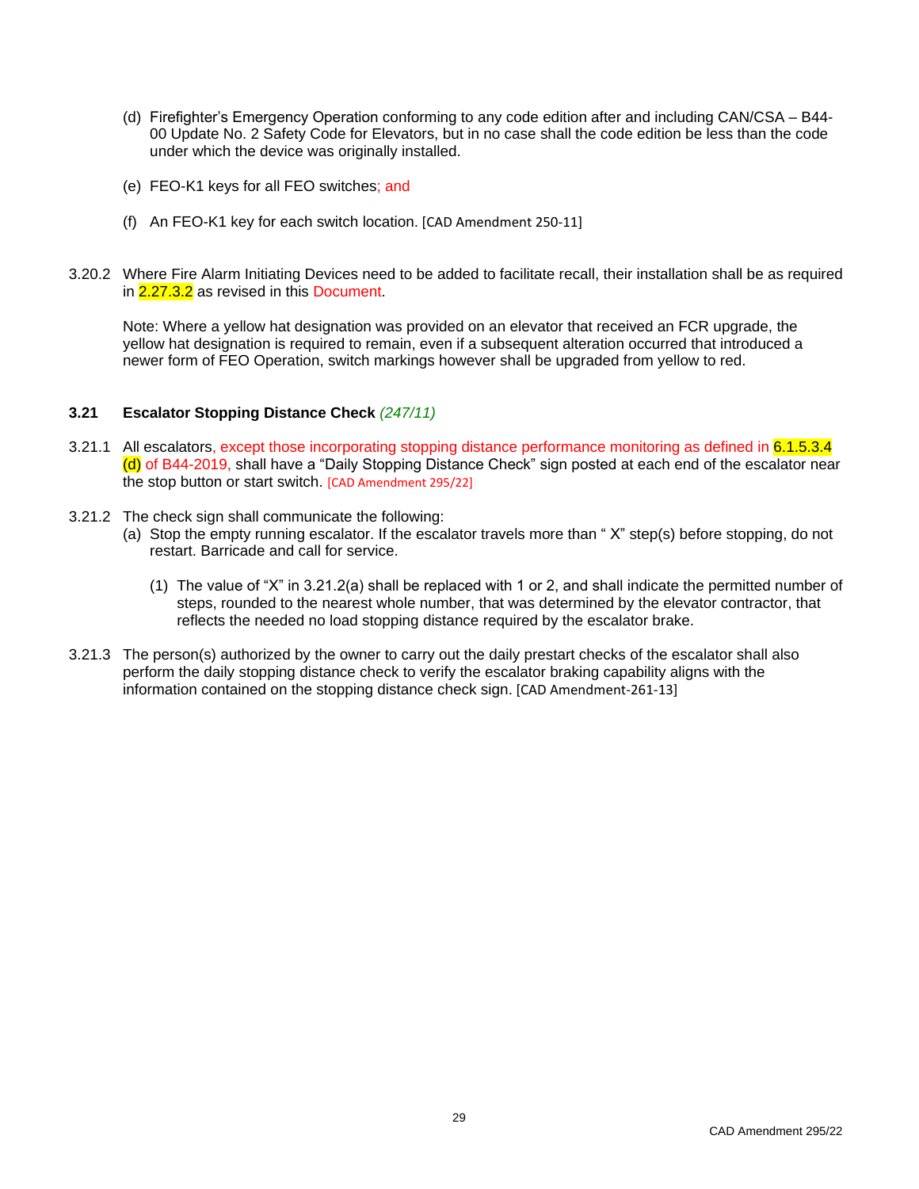(d) Firefighter's Emergency Operation conforming to any code edition after and including CAN/CSA – B44-00 Update No. 2 Safety Code for Elevators, but in no case shall the code edition be less than the code under which the device was originally installed.

(e) FEO-K1 keys for all FEO switches; and

(f) An FEO-K1 key for each switch location. [CAD Amendment 250-11]

3.20.2 Where Fire Alarm Initiating Devices need to be added to facilitate recall, their installation shall be as required in 2.27.3.2 as revised in this Document.

Note: Where a yellow hat designation was provided on an elevator that received an FCR upgrade, the yellow hat designation is required to remain, even if a subsequent alteration occurred that introduced a newer form of FEO Operation, switch markings however shall be upgraded from yellow to red.

### 3.21 Escalator Stopping Distance Check *(247/11)*

3.21.1 All escalators, except those incorporating stopping distance performance monitoring as defined in 6.1.5.3.4 (d) of B44-2019, shall have a "Daily Stopping Distance Check" sign posted at each end of the escalator near the stop button or start switch. [CAD Amendment 295/22]

3.21.2 The check sign shall communicate the following:

(a) Stop the empty running escalator. If the escalator travels more than " X" step(s) before stopping, do not restart. Barricade and call for service.

(1) The value of "X" in 3.21.2(a) shall be replaced with 1 or 2, and shall indicate the permitted number of steps, rounded to the nearest whole number, that was determined by the elevator contractor, that reflects the needed no load stopping distance required by the escalator brake.

3.21.3 The person(s) authorized by the owner to carry out the daily prestart checks of the escalator shall also perform the daily stopping distance check to verify the escalator braking capability aligns with the information contained on the stopping distance check sign. [CAD Amendment-261-13]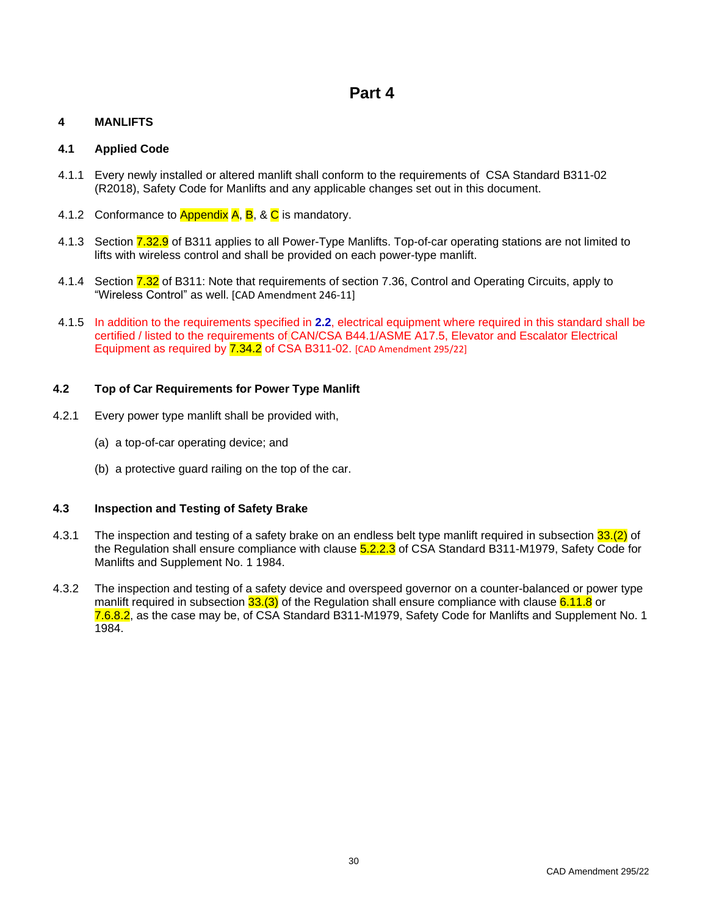# Part 4

## 4 MANLIFTS

### 4.1 Applied Code

4.1.1 Every newly installed or altered manlift shall conform to the requirements of CSA Standard B311-02 (R2018), Safety Code for Manlifts and any applicable changes set out in this document.

4.1.2 Conformance to Appendix A, B, & C is mandatory.

4.1.3 Section 7.32.9 of B311 applies to all Power-Type Manlifts. Top-of-car operating stations are not limited to lifts with wireless control and shall be provided on each power-type manlift.

4.1.4 Section 7.32 of B311: Note that requirements of section 7.36, Control and Operating Circuits, apply to "Wireless Control" as well. [CAD Amendment 246-11]

4.1.5 In addition to the requirements specified in **2.2**, electrical equipment where required in this standard shall be certified / listed to the requirements of CAN/CSA B44.1/ASME A17.5, Elevator and Escalator Electrical Equipment as required by 7.34.2 of CSA B311-02. [CAD Amendment 295/22]

### 4.2 Top of Car Requirements for Power Type Manlift

4.2.1 Every power type manlift shall be provided with,

(a) a top-of-car operating device; and

(b) a protective guard railing on the top of the car.

### 4.3 Inspection and Testing of Safety Brake

4.3.1 The inspection and testing of a safety brake on an endless belt type manlift required in subsection 33.(2) of the Regulation shall ensure compliance with clause 5.2.2.3 of CSA Standard B311-M1979, Safety Code for Manlifts and Supplement No. 1 1984.

4.3.2 The inspection and testing of a safety device and overspeed governor on a counter-balanced or power type manlift required in subsection 33.(3) of the Regulation shall ensure compliance with clause 6.11.8 or 7.6.8.2, as the case may be, of CSA Standard B311-M1979, Safety Code for Manlifts and Supplement No. 1 1984.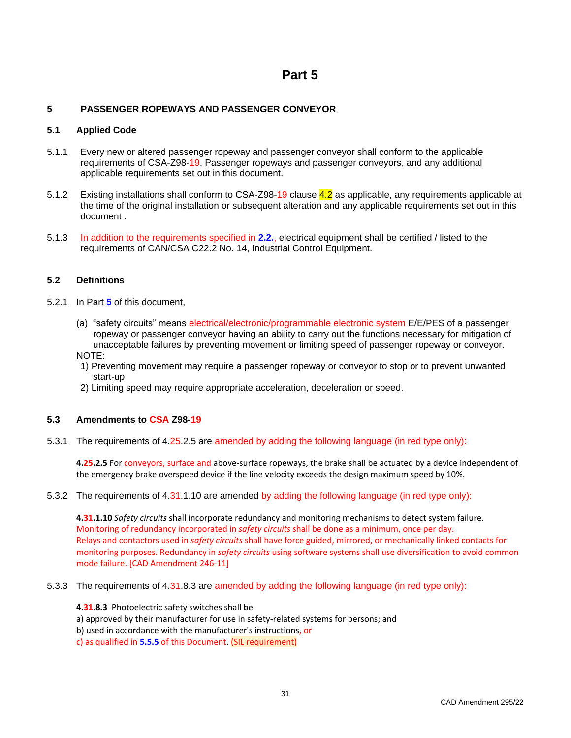# Part 5

## 5 PASSENGER ROPEWAYS AND PASSENGER CONVEYOR

### 5.1 Applied Code

5.1.1 Every new or altered passenger ropeway and passenger conveyor shall conform to the applicable requirements of CSA-Z98-19, Passenger ropeways and passenger conveyors, and any additional applicable requirements set out in this document.

5.1.2 Existing installations shall conform to CSA-Z98-19 clause 4.2 as applicable, any requirements applicable at the time of the original installation or subsequent alteration and any applicable requirements set out in this document .

5.1.3 In addition to the requirements specified in **2.2.**, electrical equipment shall be certified / listed to the requirements of CAN/CSA C22.2 No. 14, Industrial Control Equipment.

### 5.2 Definitions

5.2.1 In Part **5** of this document,

(a) "safety circuits" means electrical/electronic/programmable electronic system E/E/PES of a passenger ropeway or passenger conveyor having an ability to carry out the functions necessary for mitigation of unacceptable failures by preventing movement or limiting speed of passenger ropeway or conveyor.

NOTE:

1) Preventing movement may require a passenger ropeway or conveyor to stop or to prevent unwanted start-up
2) Limiting speed may require appropriate acceleration, deceleration or speed.

### 5.3 Amendments to CSA Z98-19

5.3.1 The requirements of 4.25.2.5 are amended by adding the following language (in red type only):

**4.25.2.5** For conveyors, surface and above-surface ropeways, the brake shall be actuated by a device independent of the emergency brake overspeed device if the line velocity exceeds the design maximum speed by 10%.

5.3.2 The requirements of 4.31.1.10 are amended by adding the following language (in red type only):

**4.31.1.10** *Safety circuits* shall incorporate redundancy and monitoring mechanisms to detect system failure. Monitoring of redundancy incorporated in *safety circuits* shall be done as a minimum, once per day. Relays and contactors used in *safety circuits* shall have force guided, mirrored, or mechanically linked contacts for monitoring purposes. Redundancy in *safety circuits* using software systems shall use diversification to avoid common mode failure. [CAD Amendment 246-11]

5.3.3 The requirements of 4.31.8.3 are amended by adding the following language (in red type only):

**4.31.8.3** Photoelectric safety switches shall be

a) approved by their manufacturer for use in safety-related systems for persons; and

b) used in accordance with the manufacturer's instructions, or

c) as qualified in **5.5.5** of this Document. (SIL requirement)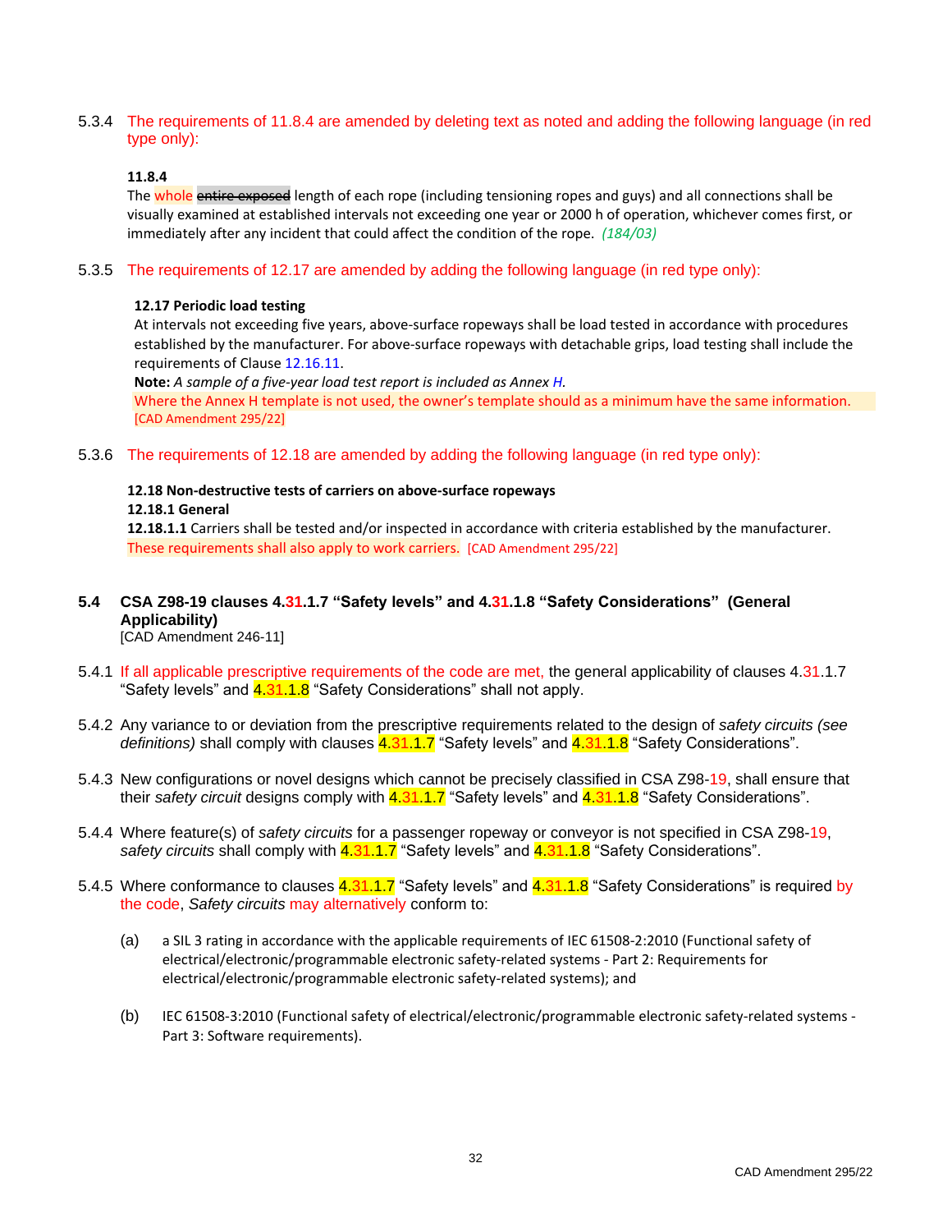5.3.4 The requirements of 11.8.4 are amended by deleting text as noted and adding the following language (in red type only):

**11.8.4**
The whole ~~entire exposed~~ length of each rope (including tensioning ropes and guys) and all connections shall be visually examined at established intervals not exceeding one year or 2000 h of operation, whichever comes first, or immediately after any incident that could affect the condition of the rope. *(184/03)*

5.3.5 The requirements of 12.17 are amended by adding the following language (in red type only):

**12.17 Periodic load testing**
At intervals not exceeding five years, above-surface ropeways shall be load tested in accordance with procedures established by the manufacturer. For above-surface ropeways with detachable grips, load testing shall include the requirements of Clause 12.16.11.
**Note:** *A sample of a five-year load test report is included as Annex H.*
Where the Annex H template is not used, the owner's template should as a minimum have the same information. [CAD Amendment 295/22]

5.3.6 The requirements of 12.18 are amended by adding the following language (in red type only):

**12.18 Non-destructive tests of carriers on above-surface ropeways**
**12.18.1 General**
**12.18.1.1** Carriers shall be tested and/or inspected in accordance with criteria established by the manufacturer. These requirements shall also apply to work carriers. [CAD Amendment 295/22]

## 5.4 CSA Z98-19 clauses 4.31.1.7 "Safety levels" and 4.31.1.8 "Safety Considerations" (General Applicability)

[CAD Amendment 246-11]

5.4.1 If all applicable prescriptive requirements of the code are met, the general applicability of clauses 4.31.1.7 "Safety levels" and 4.31.1.8 "Safety Considerations" shall not apply.

5.4.2 Any variance to or deviation from the prescriptive requirements related to the design of *safety circuits (see definitions)* shall comply with clauses 4.31.1.7 "Safety levels" and 4.31.1.8 "Safety Considerations".

5.4.3 New configurations or novel designs which cannot be precisely classified in CSA Z98-19, shall ensure that their *safety circuit* designs comply with 4.31.1.7 "Safety levels" and 4.31.1.8 "Safety Considerations".

5.4.4 Where feature(s) of *safety circuits* for a passenger ropeway or conveyor is not specified in CSA Z98-19, *safety circuits* shall comply with 4.31.1.7 "Safety levels" and 4.31.1.8 "Safety Considerations".

5.4.5 Where conformance to clauses 4.31.1.7 "Safety levels" and 4.31.1.8 "Safety Considerations" is required by the code, *Safety circuits* may alternatively conform to:

(a) a SIL 3 rating in accordance with the applicable requirements of IEC 61508-2:2010 (Functional safety of electrical/electronic/programmable electronic safety-related systems - Part 2: Requirements for electrical/electronic/programmable electronic safety-related systems); and

(b) IEC 61508-3:2010 (Functional safety of electrical/electronic/programmable electronic safety-related systems - Part 3: Software requirements).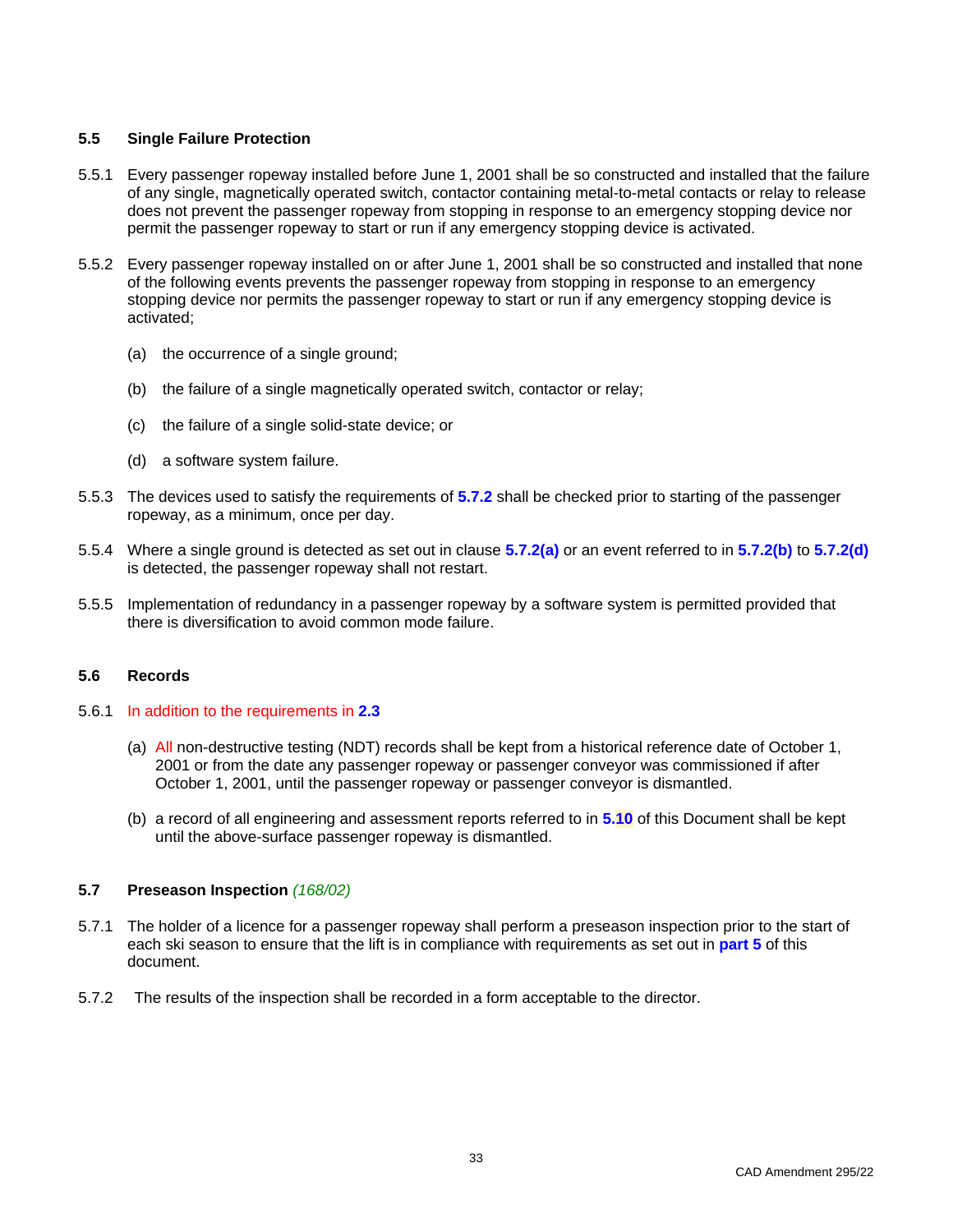### 5.5 Single Failure Protection

5.5.1 Every passenger ropeway installed before June 1, 2001 shall be so constructed and installed that the failure of any single, magnetically operated switch, contactor containing metal-to-metal contacts or relay to release does not prevent the passenger ropeway from stopping in response to an emergency stopping device nor permit the passenger ropeway to start or run if any emergency stopping device is activated.

5.5.2 Every passenger ropeway installed on or after June 1, 2001 shall be so constructed and installed that none of the following events prevents the passenger ropeway from stopping in response to an emergency stopping device nor permits the passenger ropeway to start or run if any emergency stopping device is activated;

- (a) the occurrence of a single ground;
- (b) the failure of a single magnetically operated switch, contactor or relay;
- (c) the failure of a single solid-state device; or
- (d) a software system failure.

5.5.3 The devices used to satisfy the requirements of **5.7.2** shall be checked prior to starting of the passenger ropeway, as a minimum, once per day.

5.5.4 Where a single ground is detected as set out in clause **5.7.2(a)** or an event referred to in **5.7.2(b)** to **5.7.2(d)** is detected, the passenger ropeway shall not restart.

5.5.5 Implementation of redundancy in a passenger ropeway by a software system is permitted provided that there is diversification to avoid common mode failure.

### 5.6 Records

5.6.1 In addition to the requirements in **2.3**

- (a) All non-destructive testing (NDT) records shall be kept from a historical reference date of October 1, 2001 or from the date any passenger ropeway or passenger conveyor was commissioned if after October 1, 2001, until the passenger ropeway or passenger conveyor is dismantled.
- (b) a record of all engineering and assessment reports referred to in **5.10** of this Document shall be kept until the above-surface passenger ropeway is dismantled.

### 5.7 Preseason Inspection *(168/02)*

5.7.1 The holder of a licence for a passenger ropeway shall perform a preseason inspection prior to the start of each ski season to ensure that the lift is in compliance with requirements as set out in **part 5** of this document.

5.7.2 The results of the inspection shall be recorded in a form acceptable to the director.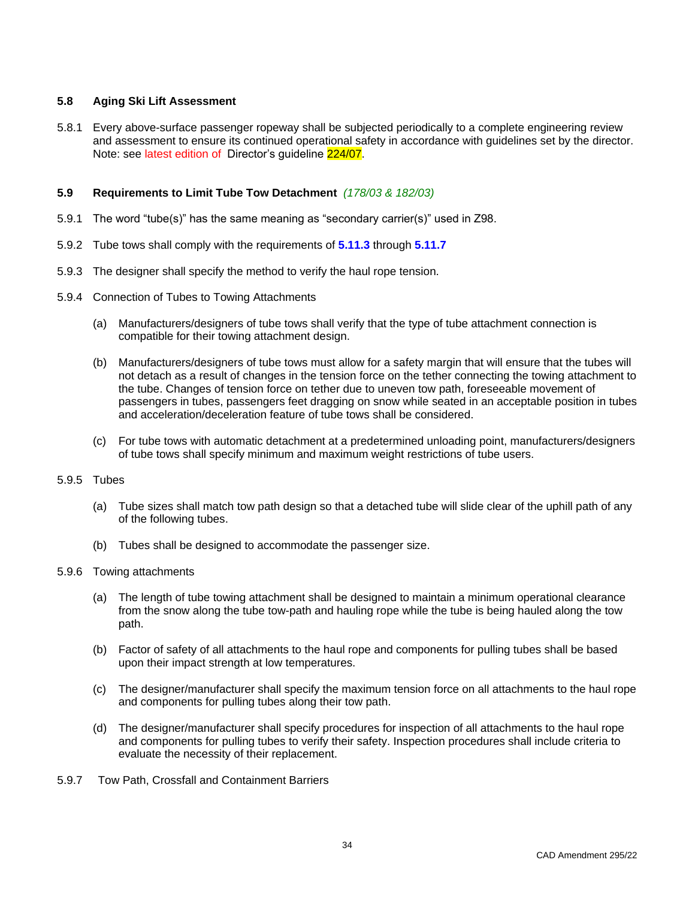### 5.8 Aging Ski Lift Assessment

5.8.1 Every above-surface passenger ropeway shall be subjected periodically to a complete engineering review and assessment to ensure its continued operational safety in accordance with guidelines set by the director. Note: see latest edition of Director's guideline 224/07.

### 5.9 Requirements to Limit Tube Tow Detachment *(178/03 & 182/03)*

5.9.1 The word "tube(s)" has the same meaning as "secondary carrier(s)" used in Z98.

5.9.2 Tube tows shall comply with the requirements of **5.11.3** through **5.11.7**

5.9.3 The designer shall specify the method to verify the haul rope tension.

5.9.4 Connection of Tubes to Towing Attachments

- (a) Manufacturers/designers of tube tows shall verify that the type of tube attachment connection is compatible for their towing attachment design.
- (b) Manufacturers/designers of tube tows must allow for a safety margin that will ensure that the tubes will not detach as a result of changes in the tension force on the tether connecting the towing attachment to the tube. Changes of tension force on tether due to uneven tow path, foreseeable movement of passengers in tubes, passengers feet dragging on snow while seated in an acceptable position in tubes and acceleration/deceleration feature of tube tows shall be considered.
- (c) For tube tows with automatic detachment at a predetermined unloading point, manufacturers/designers of tube tows shall specify minimum and maximum weight restrictions of tube users.

5.9.5 Tubes

- (a) Tube sizes shall match tow path design so that a detached tube will slide clear of the uphill path of any of the following tubes.
- (b) Tubes shall be designed to accommodate the passenger size.

5.9.6 Towing attachments

- (a) The length of tube towing attachment shall be designed to maintain a minimum operational clearance from the snow along the tube tow-path and hauling rope while the tube is being hauled along the tow path.
- (b) Factor of safety of all attachments to the haul rope and components for pulling tubes shall be based upon their impact strength at low temperatures.
- (c) The designer/manufacturer shall specify the maximum tension force on all attachments to the haul rope and components for pulling tubes along their tow path.
- (d) The designer/manufacturer shall specify procedures for inspection of all attachments to the haul rope and components for pulling tubes to verify their safety. Inspection procedures shall include criteria to evaluate the necessity of their replacement.

5.9.7 Tow Path, Crossfall and Containment Barriers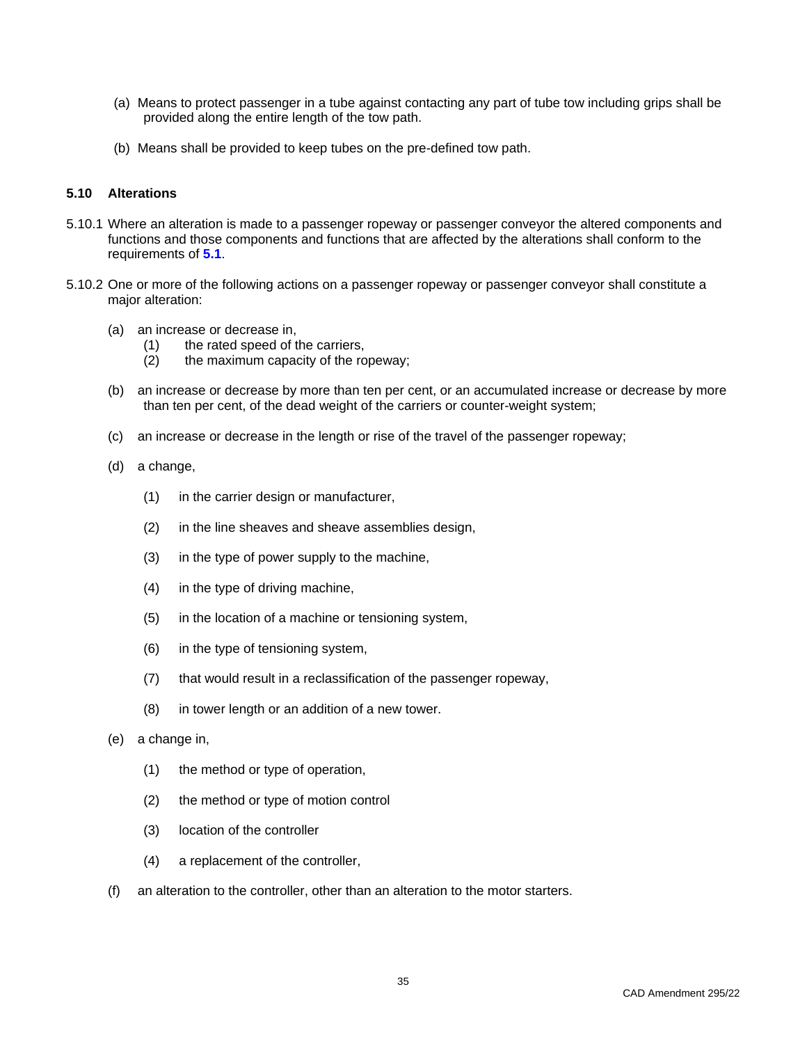(a) Means to protect passenger in a tube against contacting any part of tube tow including grips shall be provided along the entire length of the tow path.

(b) Means shall be provided to keep tubes on the pre-defined tow path.

### 5.10 Alterations

5.10.1 Where an alteration is made to a passenger ropeway or passenger conveyor the altered components and functions and those components and functions that are affected by the alterations shall conform to the requirements of **5.1**.

5.10.2 One or more of the following actions on a passenger ropeway or passenger conveyor shall constitute a major alteration:

(a) an increase or decrease in,
  (1) the rated speed of the carriers,
  (2) the maximum capacity of the ropeway;

(b) an increase or decrease by more than ten per cent, or an accumulated increase or decrease by more than ten per cent, of the dead weight of the carriers or counter-weight system;

(c) an increase or decrease in the length or rise of the travel of the passenger ropeway;

(d) a change,

  (1) in the carrier design or manufacturer,

  (2) in the line sheaves and sheave assemblies design,

  (3) in the type of power supply to the machine,

  (4) in the type of driving machine,

  (5) in the location of a machine or tensioning system,

  (6) in the type of tensioning system,

  (7) that would result in a reclassification of the passenger ropeway,

  (8) in tower length or an addition of a new tower.

(e) a change in,

  (1) the method or type of operation,

  (2) the method or type of motion control

  (3) location of the controller

  (4) a replacement of the controller,

(f) an alteration to the controller, other than an alteration to the motor starters.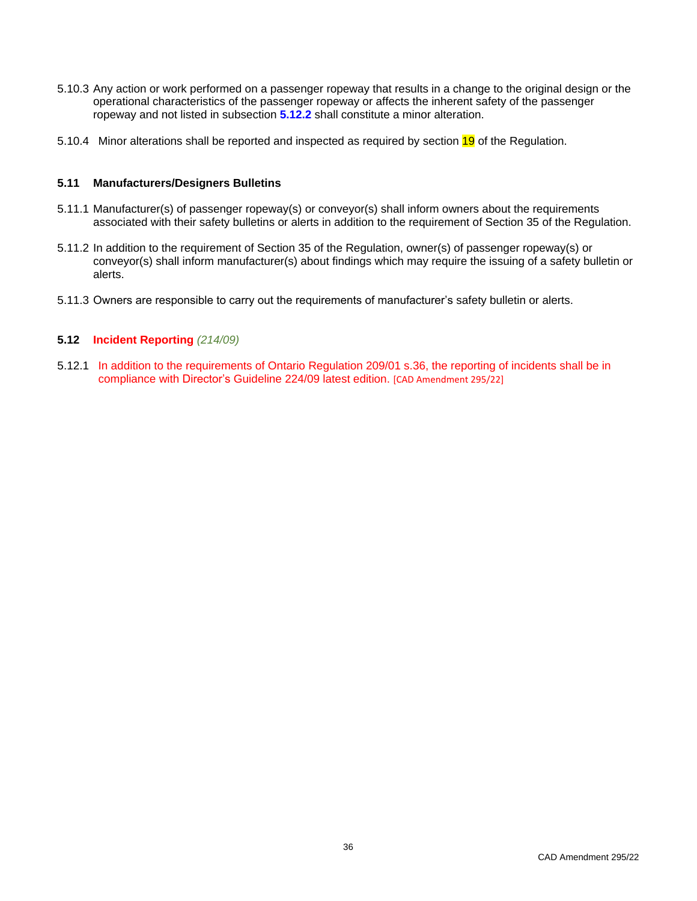5.10.3 Any action or work performed on a passenger ropeway that results in a change to the original design or the operational characteristics of the passenger ropeway or affects the inherent safety of the passenger ropeway and not listed in subsection **5.12.2** shall constitute a minor alteration.

5.10.4 Minor alterations shall be reported and inspected as required by section 19 of the Regulation.

### 5.11 Manufacturers/Designers Bulletins

5.11.1 Manufacturer(s) of passenger ropeway(s) or conveyor(s) shall inform owners about the requirements associated with their safety bulletins or alerts in addition to the requirement of Section 35 of the Regulation.

5.11.2 In addition to the requirement of Section 35 of the Regulation, owner(s) of passenger ropeway(s) or conveyor(s) shall inform manufacturer(s) about findings which may require the issuing of a safety bulletin or alerts.

5.11.3 Owners are responsible to carry out the requirements of manufacturer's safety bulletin or alerts.

### 5.12 Incident Reporting *(214/09)*

5.12.1 In addition to the requirements of Ontario Regulation 209/01 s.36, the reporting of incidents shall be in compliance with Director's Guideline 224/09 latest edition. [CAD Amendment 295/22]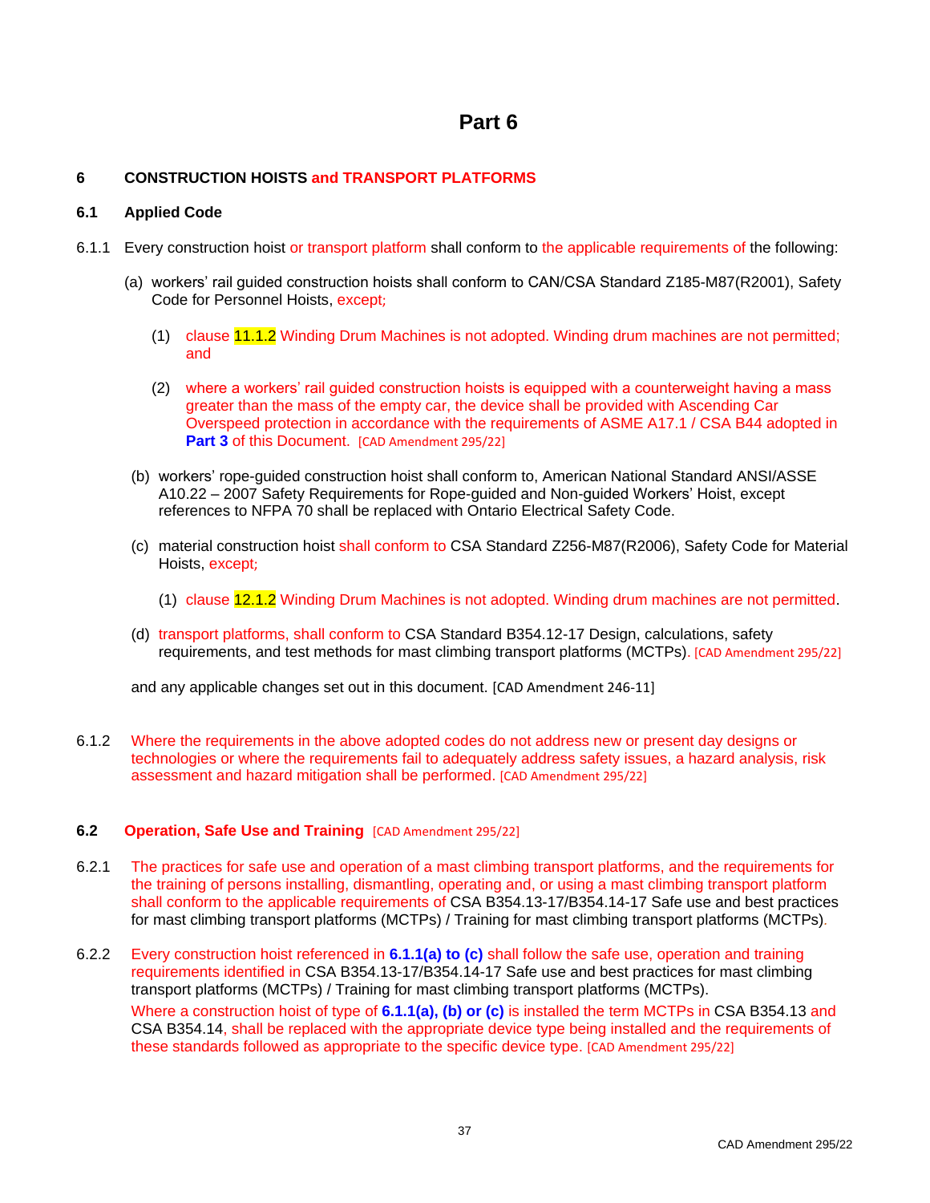# Part 6

## 6 CONSTRUCTION HOISTS and TRANSPORT PLATFORMS

### 6.1 Applied Code

6.1.1 Every construction hoist or transport platform shall conform to the applicable requirements of the following:

(a) workers' rail guided construction hoists shall conform to CAN/CSA Standard Z185-M87(R2001), Safety Code for Personnel Hoists, except;

(1) clause 11.1.2 Winding Drum Machines is not adopted. Winding drum machines are not permitted; and

(2) where a workers' rail guided construction hoists is equipped with a counterweight having a mass greater than the mass of the empty car, the device shall be provided with Ascending Car Overspeed protection in accordance with the requirements of ASME A17.1 / CSA B44 adopted in **Part 3** of this Document. [CAD Amendment 295/22]

(b) workers' rope-guided construction hoist shall conform to, American National Standard ANSI/ASSE A10.22 – 2007 Safety Requirements for Rope-guided and Non-guided Workers' Hoist, except references to NFPA 70 shall be replaced with Ontario Electrical Safety Code.

(c) material construction hoist shall conform to CSA Standard Z256-M87(R2006), Safety Code for Material Hoists, except;

(1) clause 12.1.2 Winding Drum Machines is not adopted. Winding drum machines are not permitted.

(d) transport platforms, shall conform to CSA Standard B354.12-17 Design, calculations, safety requirements, and test methods for mast climbing transport platforms (MCTPs). [CAD Amendment 295/22]

and any applicable changes set out in this document. [CAD Amendment 246-11]

6.1.2 Where the requirements in the above adopted codes do not address new or present day designs or technologies or where the requirements fail to adequately address safety issues, a hazard analysis, risk assessment and hazard mitigation shall be performed. [CAD Amendment 295/22]

### 6.2 Operation, Safe Use and Training [CAD Amendment 295/22]

6.2.1 The practices for safe use and operation of a mast climbing transport platforms, and the requirements for the training of persons installing, dismantling, operating and, or using a mast climbing transport platform shall conform to the applicable requirements of CSA B354.13-17/B354.14-17 Safe use and best practices for mast climbing transport platforms (MCTPs) / Training for mast climbing transport platforms (MCTPs).

6.2.2 Every construction hoist referenced in **6.1.1(a) to (c)** shall follow the safe use, operation and training requirements identified in CSA B354.13-17/B354.14-17 Safe use and best practices for mast climbing transport platforms (MCTPs) / Training for mast climbing transport platforms (MCTPs).

Where a construction hoist of type of **6.1.1(a), (b) or (c)** is installed the term MCTPs in CSA B354.13 and CSA B354.14, shall be replaced with the appropriate device type being installed and the requirements of these standards followed as appropriate to the specific device type. [CAD Amendment 295/22]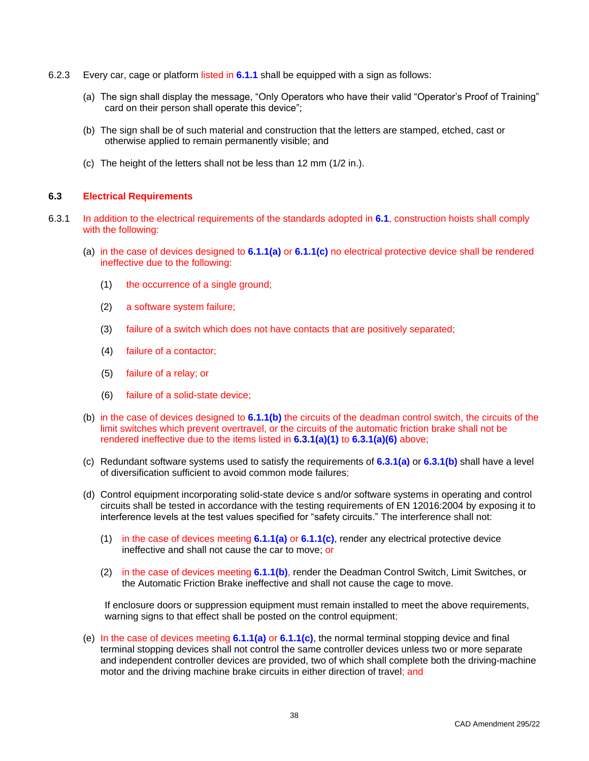6.2.3 Every car, cage or platform listed in **6.1.1** shall be equipped with a sign as follows:

(a) The sign shall display the message, "Only Operators who have their valid "Operator's Proof of Training" card on their person shall operate this device";

(b) The sign shall be of such material and construction that the letters are stamped, etched, cast or otherwise applied to remain permanently visible; and

(c) The height of the letters shall not be less than 12 mm (1/2 in.).

### 6.3 Electrical Requirements

6.3.1 In addition to the electrical requirements of the standards adopted in **6.1**, construction hoists shall comply with the following:

(a) in the case of devices designed to **6.1.1(a)** or **6.1.1(c)** no electrical protective device shall be rendered ineffective due to the following:

   (1) the occurrence of a single ground;

   (2) a software system failure;

   (3) failure of a switch which does not have contacts that are positively separated;

   (4) failure of a contactor;

   (5) failure of a relay; or

   (6) failure of a solid-state device;

(b) in the case of devices designed to **6.1.1(b)** the circuits of the deadman control switch, the circuits of the limit switches which prevent overtravel, or the circuits of the automatic friction brake shall not be rendered ineffective due to the items listed in **6.3.1(a)(1)** to **6.3.1(a)(6)** above;

(c) Redundant software systems used to satisfy the requirements of **6.3.1(a)** or **6.3.1(b)** shall have a level of diversification sufficient to avoid common mode failures;

(d) Control equipment incorporating solid-state device s and/or software systems in operating and control circuits shall be tested in accordance with the testing requirements of EN 12016:2004 by exposing it to interference levels at the test values specified for "safety circuits." The interference shall not:

   (1) in the case of devices meeting **6.1.1(a)** or **6.1.1(c)**, render any electrical protective device ineffective and shall not cause the car to move; or

   (2) in the case of devices meeting **6.1.1(b)**, render the Deadman Control Switch, Limit Switches, or the Automatic Friction Brake ineffective and shall not cause the cage to move.

   If enclosure doors or suppression equipment must remain installed to meet the above requirements, warning signs to that effect shall be posted on the control equipment;

(e) In the case of devices meeting **6.1.1(a)** or **6.1.1(c)**, the normal terminal stopping device and final terminal stopping devices shall not control the same controller devices unless two or more separate and independent controller devices are provided, two of which shall complete both the driving-machine motor and the driving machine brake circuits in either direction of travel; and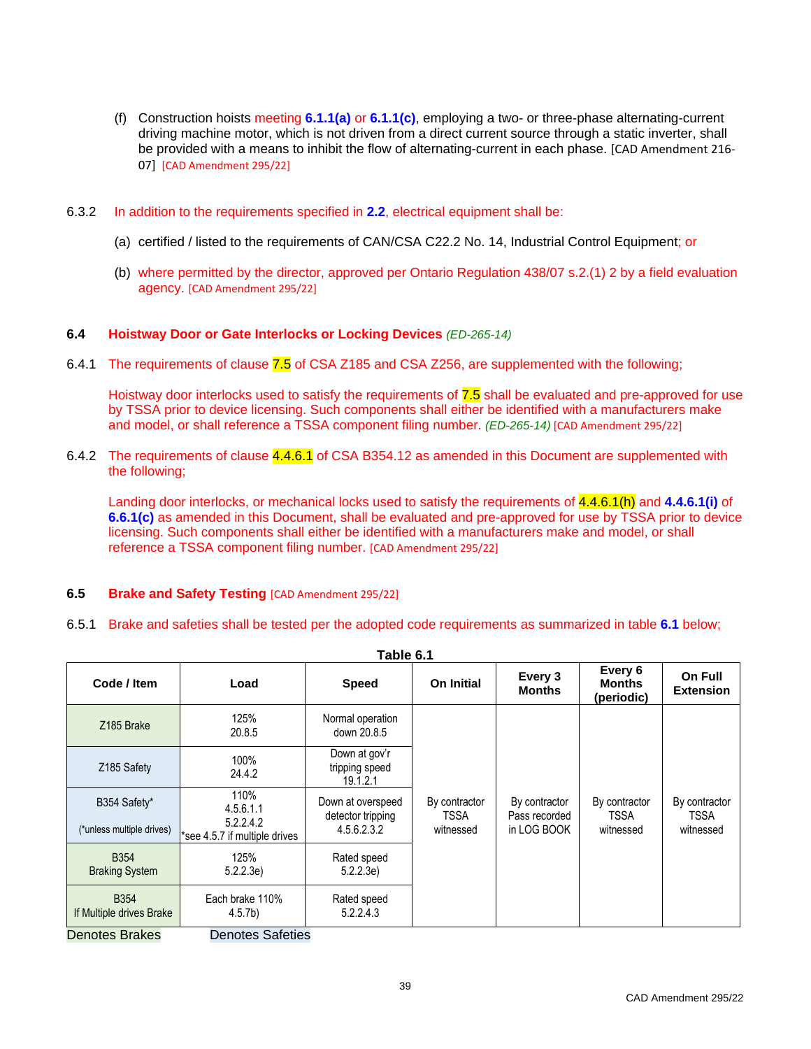(f) Construction hoists meeting **6.1.1(a)** or **6.1.1(c)**, employing a two- or three-phase alternating-current driving machine motor, which is not driven from a direct current source through a static inverter, shall be provided with a means to inhibit the flow of alternating-current in each phase. [CAD Amendment 216-07] [CAD Amendment 295/22]

6.3.2 In addition to the requirements specified in **2.2**, electrical equipment shall be:

(a) certified / listed to the requirements of CAN/CSA C22.2 No. 14, Industrial Control Equipment; or

(b) where permitted by the director, approved per Ontario Regulation 438/07 s.2.(1) 2 by a field evaluation agency. [CAD Amendment 295/22]

### 6.4 Hoistway Door or Gate Interlocks or Locking Devices *(ED-265-14)*

6.4.1 The requirements of clause 7.5 of CSA Z185 and CSA Z256, are supplemented with the following;

Hoistway door interlocks used to satisfy the requirements of 7.5 shall be evaluated and pre-approved for use by TSSA prior to device licensing. Such components shall either be identified with a manufacturers make and model, or shall reference a TSSA component filing number. *(ED-265-14)* [CAD Amendment 295/22]

6.4.2 The requirements of clause 4.4.6.1 of CSA B354.12 as amended in this Document are supplemented with the following;

Landing door interlocks, or mechanical locks used to satisfy the requirements of 4.4.6.1(h) and **4.4.6.1(i)** of **6.6.1(c)** as amended in this Document, shall be evaluated and pre-approved for use by TSSA prior to device licensing. Such components shall either be identified with a manufacturers make and model, or shall reference a TSSA component filing number. [CAD Amendment 295/22]

### 6.5 Brake and Safety Testing [CAD Amendment 295/22]

6.5.1 Brake and safeties shall be tested per the adopted code requirements as summarized in table **6.1** below;

**Table 6.1**

| Code / Item | Load | Speed | On Initial | Every 3 Months | Every 6 Months (periodic) | On Full Extension |
|---|---|---|---|---|---|---|
| Z185 Brake | 125%<br>20.8.5 | Normal operation down 20.8.5 | By contractor TSSA witnessed | By contractor Pass recorded in LOG BOOK | By contractor TSSA witnessed | By contractor TSSA witnessed |
| Z185 Safety | 100%<br>24.4.2 | Down at gov'r tripping speed 19.1.2.1 | | | | |
| B354 Safety*<br>(*unless multiple drives) | 110%<br>4.5.6.1.1<br>5.2.2.4.2<br>*see 4.5.7 if multiple drives | Down at overspeed detector tripping 4.5.6.2.3.2 | | | | |
| B354<br>Braking System | 125%<br>5.2.2.3e) | Rated speed<br>5.2.2.3e) | | | | |
| B354<br>If Multiple drives Brake | Each brake 110%<br>4.5.7b) | Rated speed<br>5.2.2.4.3 | | | | |

Denotes Brakes    Denotes Safeties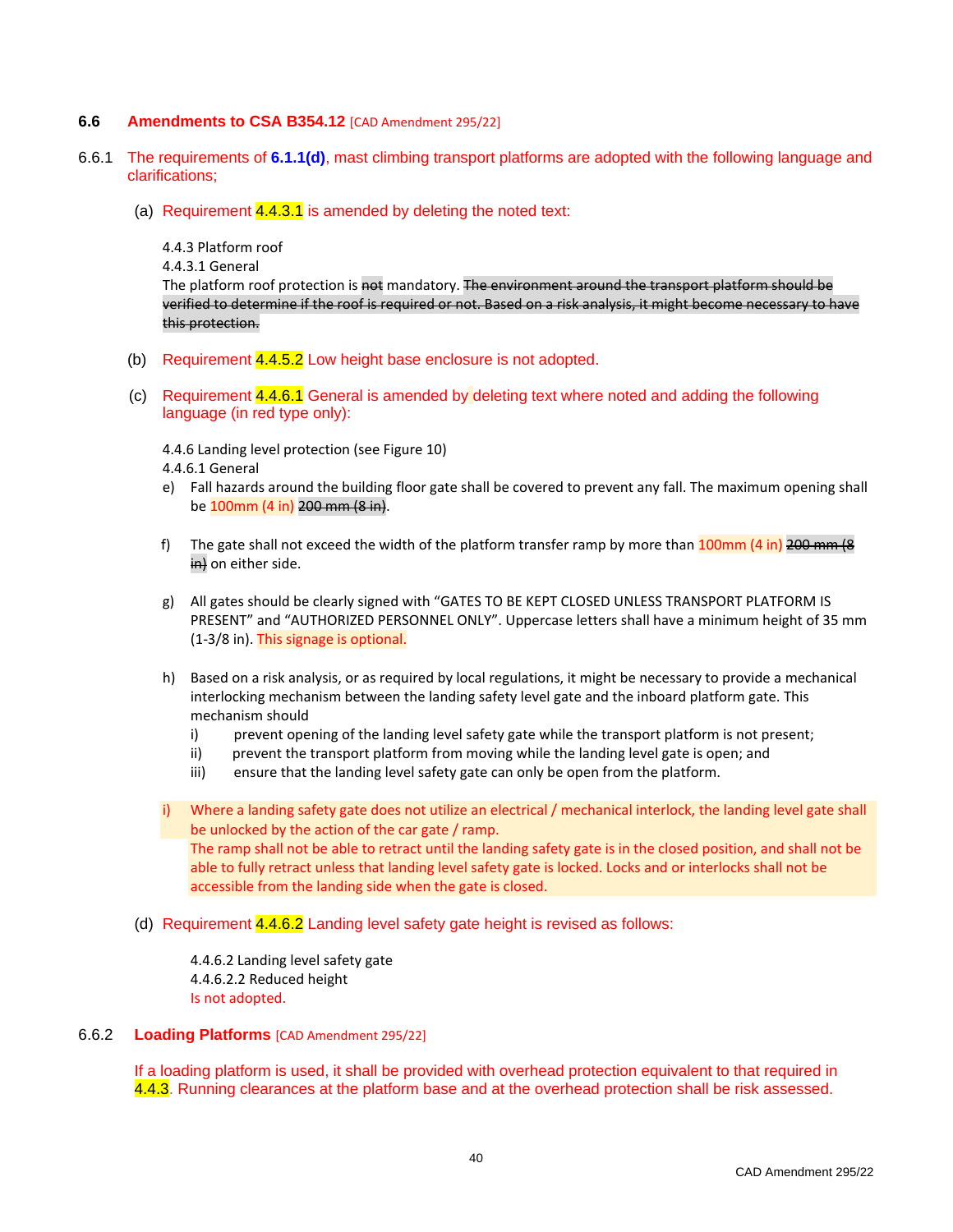## 6.6 Amendments to CSA B354.12 [CAD Amendment 295/22]

6.6.1 The requirements of **6.1.1(d)**, mast climbing transport platforms are adopted with the following language and clarifications;

(a) Requirement 4.4.3.1 is amended by deleting the noted text:

4.4.3 Platform roof
4.4.3.1 General
The platform roof protection is ~~not~~ mandatory. ~~The environment around the transport platform should be verified to determine if the roof is required or not. Based on a risk analysis, it might become necessary to have this protection.~~

(b) Requirement 4.4.5.2 Low height base enclosure is not adopted.

(c) Requirement 4.4.6.1 General is amended by deleting text where noted and adding the following language (in red type only):

4.4.6 Landing level protection (see Figure 10)
4.4.6.1 General

e) Fall hazards around the building floor gate shall be covered to prevent any fall. The maximum opening shall be 100mm (4 in) ~~200 mm (8 in)~~.

f) The gate shall not exceed the width of the platform transfer ramp by more than 100mm (4 in) ~~200 mm (8 in)~~ on either side.

g) All gates should be clearly signed with "GATES TO BE KEPT CLOSED UNLESS TRANSPORT PLATFORM IS PRESENT" and "AUTHORIZED PERSONNEL ONLY". Uppercase letters shall have a minimum height of 35 mm (1-3/8 in). This signage is optional.

h) Based on a risk analysis, or as required by local regulations, it might be necessary to provide a mechanical interlocking mechanism between the landing safety level gate and the inboard platform gate. This mechanism should
   i) prevent opening of the landing level safety gate while the transport platform is not present;
   ii) prevent the transport platform from moving while the landing level gate is open; and
   iii) ensure that the landing level safety gate can only be open from the platform.

i) Where a landing safety gate does not utilize an electrical / mechanical interlock, the landing level gate shall be unlocked by the action of the car gate / ramp.
The ramp shall not be able to retract until the landing safety gate is in the closed position, and shall not be able to fully retract unless that landing level safety gate is locked. Locks and or interlocks shall not be accessible from the landing side when the gate is closed.

(d) Requirement 4.4.6.2 Landing level safety gate height is revised as follows:

4.4.6.2 Landing level safety gate
4.4.6.2.2 Reduced height
Is not adopted.

### 6.6.2 Loading Platforms [CAD Amendment 295/22]

If a loading platform is used, it shall be provided with overhead protection equivalent to that required in 4.4.3. Running clearances at the platform base and at the overhead protection shall be risk assessed.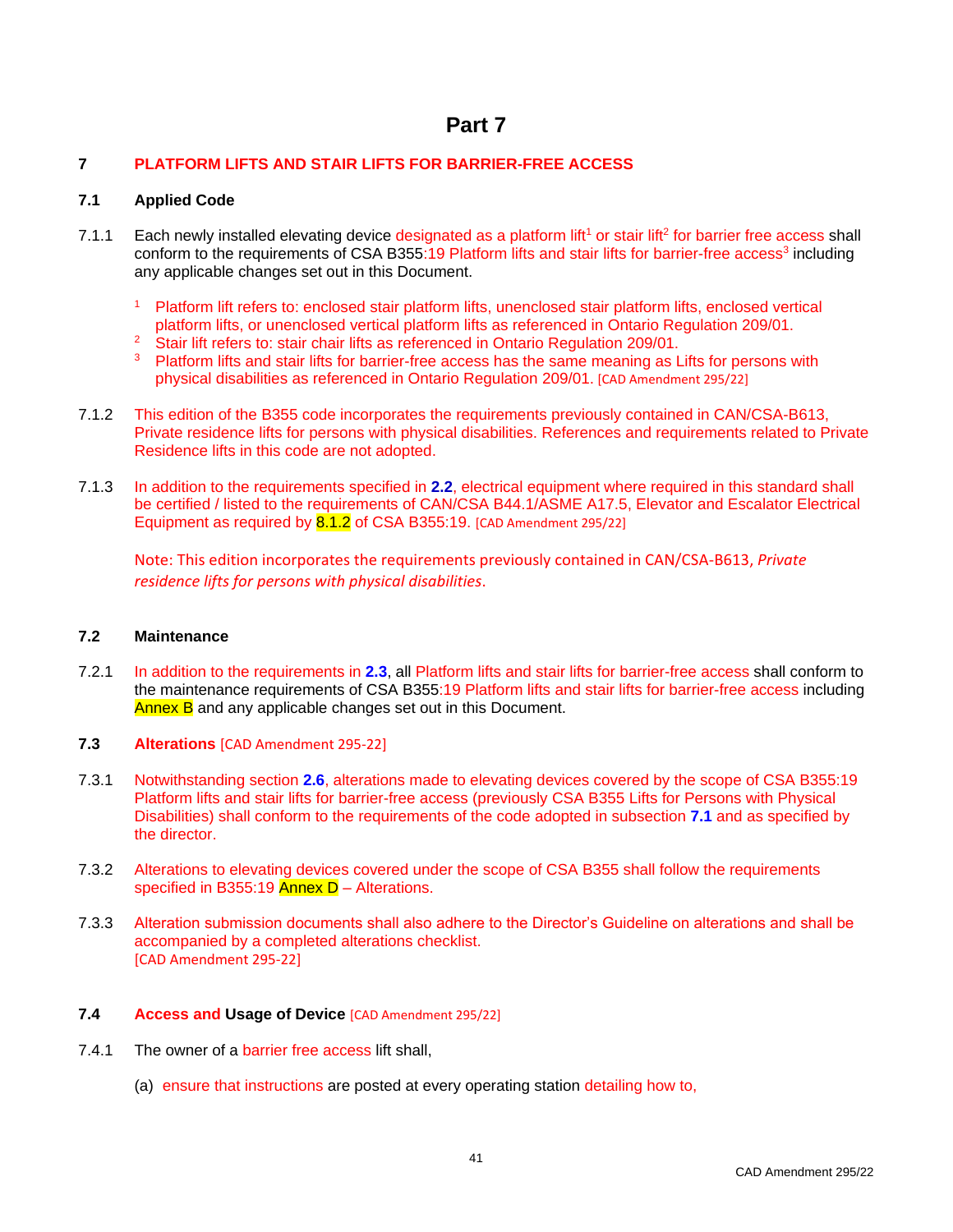# Part 7

## 7 PLATFORM LIFTS AND STAIR LIFTS FOR BARRIER-FREE ACCESS

### 7.1 Applied Code

7.1.1 Each newly installed elevating device designated as a platform lift[1] or stair lift[2] for barrier free access shall conform to the requirements of CSA B355:19 Platform lifts and stair lifts for barrier-free access[3] including any applicable changes set out in this Document.

[1] Platform lift refers to: enclosed stair platform lifts, unenclosed stair platform lifts, enclosed vertical platform lifts, or unenclosed vertical platform lifts as referenced in Ontario Regulation 209/01.
[2] Stair lift refers to: stair chair lifts as referenced in Ontario Regulation 209/01.
[3] Platform lifts and stair lifts for barrier-free access has the same meaning as Lifts for persons with physical disabilities as referenced in Ontario Regulation 209/01. [CAD Amendment 295/22]

7.1.2 This edition of the B355 code incorporates the requirements previously contained in CAN/CSA-B613, Private residence lifts for persons with physical disabilities. References and requirements related to Private Residence lifts in this code are not adopted.

7.1.3 In addition to the requirements specified in **2.2**, electrical equipment where required in this standard shall be certified / listed to the requirements of CAN/CSA B44.1/ASME A17.5, Elevator and Escalator Electrical Equipment as required by 8.1.2 of CSA B355:19. [CAD Amendment 295/22]

Note: This edition incorporates the requirements previously contained in CAN/CSA-B613, *Private residence lifts for persons with physical disabilities*.

### 7.2 Maintenance

7.2.1 In addition to the requirements in **2.3**, all Platform lifts and stair lifts for barrier-free access shall conform to the maintenance requirements of CSA B355:19 Platform lifts and stair lifts for barrier-free access including Annex B and any applicable changes set out in this Document.

### 7.3 Alterations [CAD Amendment 295-22]

7.3.1 Notwithstanding section **2.6**, alterations made to elevating devices covered by the scope of CSA B355:19 Platform lifts and stair lifts for barrier-free access (previously CSA B355 Lifts for Persons with Physical Disabilities) shall conform to the requirements of the code adopted in subsection **7.1** and as specified by the director.

7.3.2 Alterations to elevating devices covered under the scope of CSA B355 shall follow the requirements specified in B355:19 Annex D – Alterations.

7.3.3 Alteration submission documents shall also adhere to the Director's Guideline on alterations and shall be accompanied by a completed alterations checklist.
[CAD Amendment 295-22]

### 7.4 Access and Usage of Device [CAD Amendment 295/22]

7.4.1 The owner of a barrier free access lift shall,

(a) ensure that instructions are posted at every operating station detailing how to,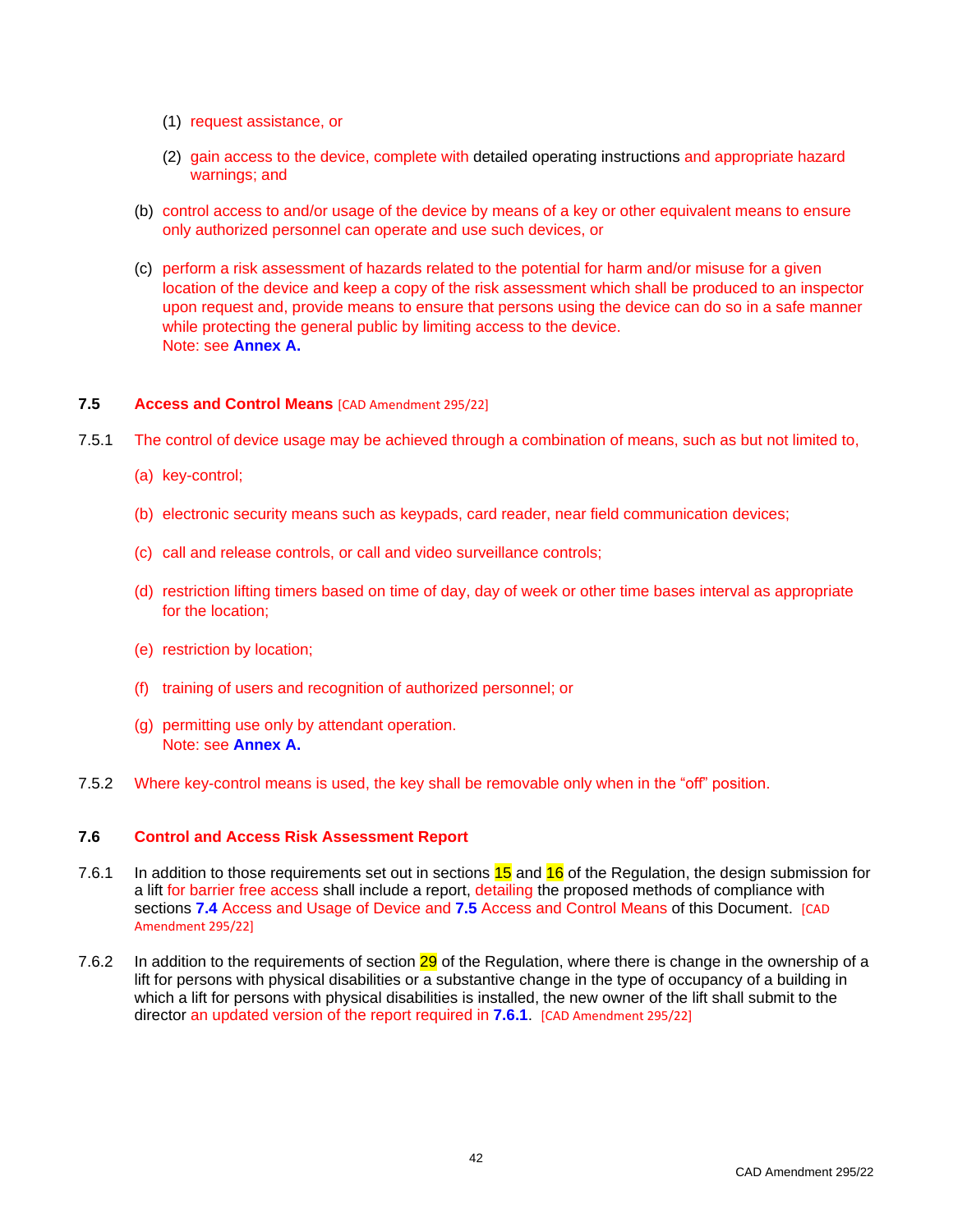(1) request assistance, or

(2) gain access to the device, complete with detailed operating instructions and appropriate hazard warnings; and

(b) control access to and/or usage of the device by means of a key or other equivalent means to ensure only authorized personnel can operate and use such devices, or

(c) perform a risk assessment of hazards related to the potential for harm and/or misuse for a given location of the device and keep a copy of the risk assessment which shall be produced to an inspector upon request and, provide means to ensure that persons using the device can do so in a safe manner while protecting the general public by limiting access to the device.
Note: see **Annex A.**

### 7.5 Access and Control Means [CAD Amendment 295/22]

7.5.1 The control of device usage may be achieved through a combination of means, such as but not limited to,

(a) key-control;

(b) electronic security means such as keypads, card reader, near field communication devices;

(c) call and release controls, or call and video surveillance controls;

(d) restriction lifting timers based on time of day, day of week or other time bases interval as appropriate for the location;

(e) restriction by location;

(f) training of users and recognition of authorized personnel; or

(g) permitting use only by attendant operation.
Note: see **Annex A.**

7.5.2 Where key-control means is used, the key shall be removable only when in the "off" position.

### 7.6 Control and Access Risk Assessment Report

7.6.1 In addition to those requirements set out in sections 15 and 16 of the Regulation, the design submission for a lift for barrier free access shall include a report, detailing the proposed methods of compliance with sections **7.4** Access and Usage of Device and **7.5** Access and Control Means of this Document. [CAD Amendment 295/22]

7.6.2 In addition to the requirements of section 29 of the Regulation, where there is change in the ownership of a lift for persons with physical disabilities or a substantive change in the type of occupancy of a building in which a lift for persons with physical disabilities is installed, the new owner of the lift shall submit to the director an updated version of the report required in **7.6.1**. [CAD Amendment 295/22]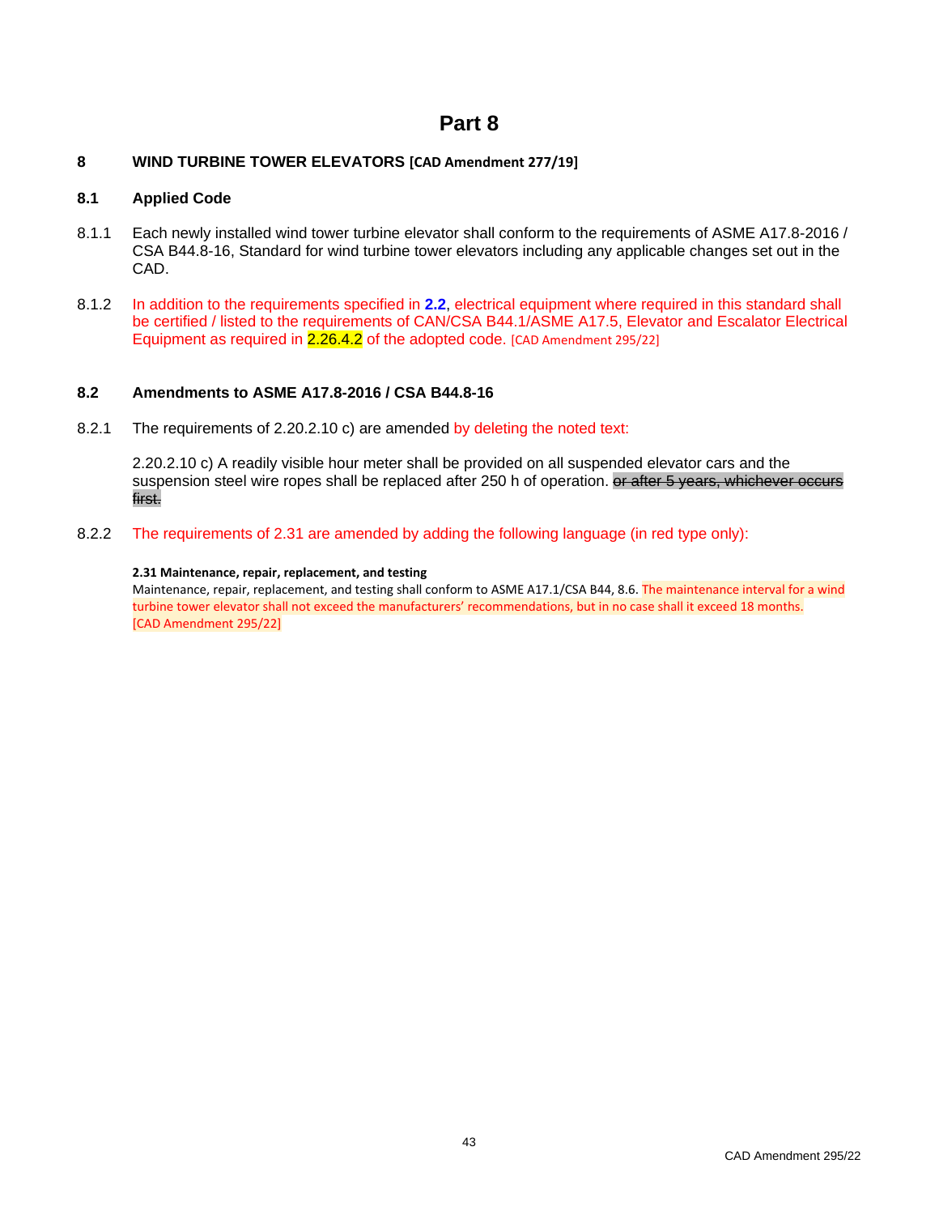# Part 8

## 8 WIND TURBINE TOWER ELEVATORS [CAD Amendment 277/19]

### 8.1 Applied Code

8.1.1 Each newly installed wind tower turbine elevator shall conform to the requirements of ASME A17.8-2016 / CSA B44.8-16, Standard for wind turbine tower elevators including any applicable changes set out in the CAD.

8.1.2 In addition to the requirements specified in **2.2**, electrical equipment where required in this standard shall be certified / listed to the requirements of CAN/CSA B44.1/ASME A17.5, Elevator and Escalator Electrical Equipment as required in 2.26.4.2 of the adopted code. [CAD Amendment 295/22]

### 8.2 Amendments to ASME A17.8-2016 / CSA B44.8-16

8.2.1 The requirements of 2.20.2.10 c) are amended by deleting the noted text:

2.20.2.10 c) A readily visible hour meter shall be provided on all suspended elevator cars and the suspension steel wire ropes shall be replaced after 250 h of operation. ~~or after 5 years, whichever occurs first.~~

8.2.2 The requirements of 2.31 are amended by adding the following language (in red type only):

**2.31 Maintenance, repair, replacement, and testing**
Maintenance, repair, replacement, and testing shall conform to ASME A17.1/CSA B44, 8.6. The maintenance interval for a wind turbine tower elevator shall not exceed the manufacturers' recommendations, but in no case shall it exceed 18 months. [CAD Amendment 295/22]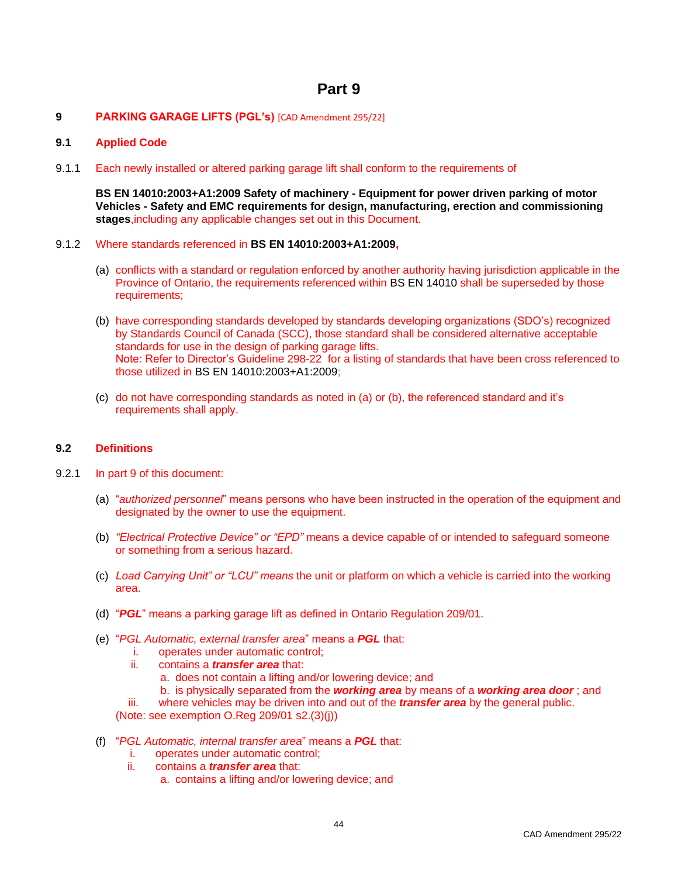# Part 9

## 9 PARKING GARAGE LIFTS (PGL's) [CAD Amendment 295/22]

### 9.1 Applied Code

9.1.1 Each newly installed or altered parking garage lift shall conform to the requirements of

**BS EN 14010:2003+A1:2009 Safety of machinery - Equipment for power driven parking of motor Vehicles - Safety and EMC requirements for design, manufacturing, erection and commissioning stages**,including any applicable changes set out in this Document.

9.1.2 Where standards referenced in **BS EN 14010:2003+A1:2009,**

(a) conflicts with a standard or regulation enforced by another authority having jurisdiction applicable in the Province of Ontario, the requirements referenced within BS EN 14010 shall be superseded by those requirements;

(b) have corresponding standards developed by standards developing organizations (SDO's) recognized by Standards Council of Canada (SCC), those standard shall be considered alternative acceptable standards for use in the design of parking garage lifts.
Note: Refer to Director's Guideline 298-22 for a listing of standards that have been cross referenced to those utilized in BS EN 14010:2003+A1:2009;

(c) do not have corresponding standards as noted in (a) or (b), the referenced standard and it's requirements shall apply.

### 9.2 Definitions

9.2.1 In part 9 of this document:

(a) "*authorized personnel*" means persons who have been instructed in the operation of the equipment and designated by the owner to use the equipment.

(b) *"Electrical Protective Device" or "EPD"* means a device capable of or intended to safeguard someone or something from a serious hazard.

(c) *Load Carrying Unit" or "LCU" means* the unit or platform on which a vehicle is carried into the working area.

(d) "***PGL***" means a parking garage lift as defined in Ontario Regulation 209/01.

(e) "*PGL Automatic, external transfer area*" means a ***PGL*** that:
   i. operates under automatic control;
   ii. contains a ***transfer area*** that:
      a. does not contain a lifting and/or lowering device; and
      b. is physically separated from the ***working area*** by means of a ***working area door*** ; and
   iii. where vehicles may be driven into and out of the ***transfer area*** by the general public.
(Note: see exemption O.Reg 209/01 s2.(3)(j))

(f) "*PGL Automatic, internal transfer area*" means a ***PGL*** that:
   i. operates under automatic control;
   ii. contains a ***transfer area*** that:
      a. contains a lifting and/or lowering device; and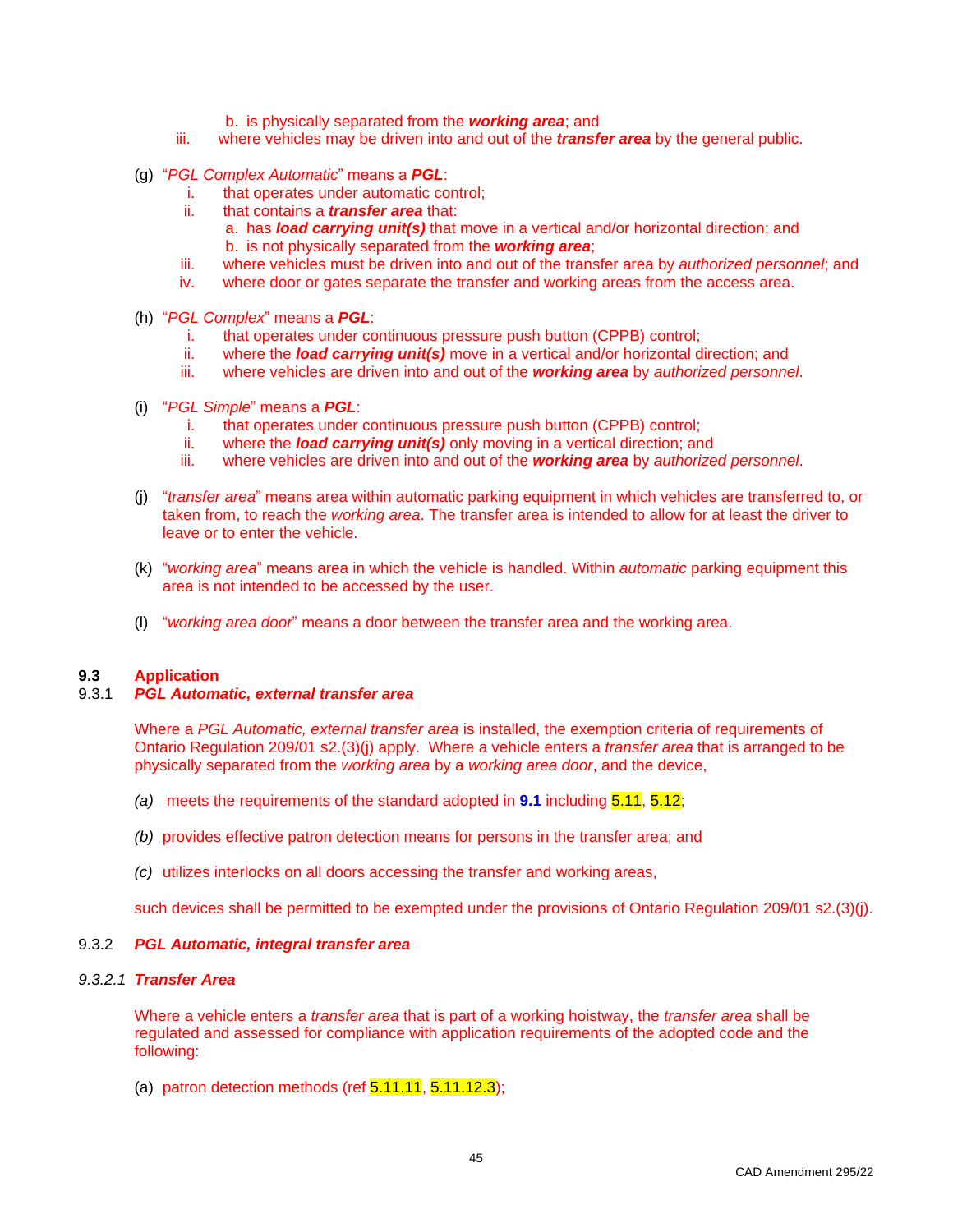b. is physically separated from the ***working area***; and

iii. where vehicles may be driven into and out of the ***transfer area*** by the general public.

(g) "*PGL Complex Automatic*" means a ***PGL***:

- i. that operates under automatic control;
- ii. that contains a ***transfer area*** that:
  - a. has ***load carrying unit(s)*** that move in a vertical and/or horizontal direction; and
  - b. is not physically separated from the ***working area***;
- iii. where vehicles must be driven into and out of the transfer area by *authorized personnel*; and
- iv. where door or gates separate the transfer and working areas from the access area.

(h) "*PGL Complex*" means a ***PGL***:

- i. that operates under continuous pressure push button (CPPB) control;
- ii. where the ***load carrying unit(s)*** move in a vertical and/or horizontal direction; and
- iii. where vehicles are driven into and out of the ***working area*** by *authorized personnel*.

(i) "*PGL Simple*" means a ***PGL***:

- i. that operates under continuous pressure push button (CPPB) control;
- ii. where the ***load carrying unit(s)*** only moving in a vertical direction; and
- iii. where vehicles are driven into and out of the ***working area*** by *authorized personnel*.

(j) "*transfer area*" means area within automatic parking equipment in which vehicles are transferred to, or taken from, to reach the *working area*. The transfer area is intended to allow for at least the driver to leave or to enter the vehicle.

(k) "*working area*" means area in which the vehicle is handled. Within *automatic* parking equipment this area is not intended to be accessed by the user.

(l) "*working area door*" means a door between the transfer area and the working area.

## 9.3 Application

### 9.3.1 *PGL Automatic, external transfer area*

Where a *PGL Automatic, external transfer area* is installed, the exemption criteria of requirements of Ontario Regulation 209/01 s2.(3)(j) apply. Where a vehicle enters a *transfer area* that is arranged to be physically separated from the *working area* by a *working area door*, and the device,

*(a)* meets the requirements of the standard adopted in **9.1** including 5.11, 5.12;

*(b)* provides effective patron detection means for persons in the transfer area; and

*(c)* utilizes interlocks on all doors accessing the transfer and working areas,

such devices shall be permitted to be exempted under the provisions of Ontario Regulation 209/01 s2.(3)(j).

### 9.3.2 *PGL Automatic, integral transfer area*

#### *9.3.2.1* *Transfer Area*

Where a vehicle enters a *transfer area* that is part of a working hoistway, the *transfer area* shall be regulated and assessed for compliance with application requirements of the adopted code and the following:

(a) patron detection methods (ref 5.11.11, 5.11.12.3);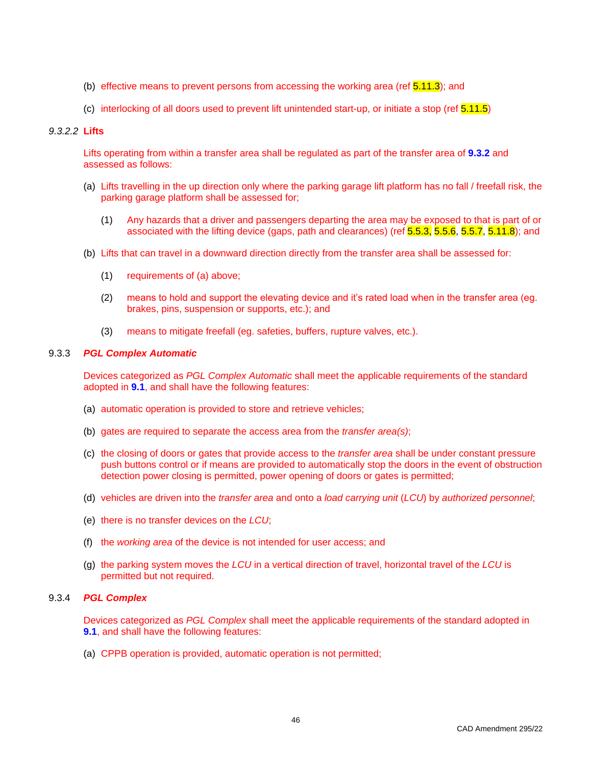(b) effective means to prevent persons from accessing the working area (ref 5.11.3); and

(c) interlocking of all doors used to prevent lift unintended start-up, or initiate a stop (ref 5.11.5)

#### *9.3.2.2* **Lifts**

Lifts operating from within a transfer area shall be regulated as part of the transfer area of **9.3.2** and assessed as follows:

(a) Lifts travelling in the up direction only where the parking garage lift platform has no fall / freefall risk, the parking garage platform shall be assessed for;

   (1) Any hazards that a driver and passengers departing the area may be exposed to that is part of or associated with the lifting device (gaps, path and clearances) (ref 5.5.3, 5.5.6, 5.5.7, 5.11.8); and

(b) Lifts that can travel in a downward direction directly from the transfer area shall be assessed for:

   (1) requirements of (a) above;

   (2) means to hold and support the elevating device and it's rated load when in the transfer area (eg. brakes, pins, suspension or supports, etc.); and

   (3) means to mitigate freefall (eg. safeties, buffers, rupture valves, etc.).

### 9.3.3 ***PGL Complex Automatic***

Devices categorized as *PGL Complex Automatic* shall meet the applicable requirements of the standard adopted in **9.1**, and shall have the following features:

(a) automatic operation is provided to store and retrieve vehicles;

(b) gates are required to separate the access area from the *transfer area(s)*;

(c) the closing of doors or gates that provide access to the *transfer area* shall be under constant pressure push buttons control or if means are provided to automatically stop the doors in the event of obstruction detection power closing is permitted, power opening of doors or gates is permitted;

(d) vehicles are driven into the *transfer area* and onto a *load carrying unit* (*LCU*) by *authorized personnel*;

(e) there is no transfer devices on the *LCU*;

(f) the *working area* of the device is not intended for user access; and

(g) the parking system moves the *LCU* in a vertical direction of travel, horizontal travel of the *LCU* is permitted but not required.

### 9.3.4 ***PGL Complex***

Devices categorized as *PGL Complex* shall meet the applicable requirements of the standard adopted in **9.1**, and shall have the following features:

(a) CPPB operation is provided, automatic operation is not permitted;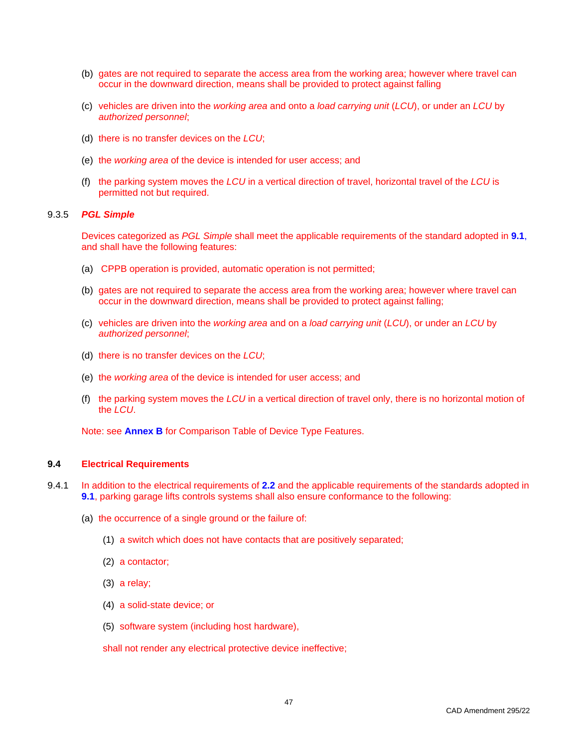(b) gates are not required to separate the access area from the working area; however where travel can occur in the downward direction, means shall be provided to protect against falling

(c) vehicles are driven into the *working area* and onto a *load carrying unit* (*LCU*), or under an *LCU* by *authorized personnel*;

(d) there is no transfer devices on the *LCU*;

(e) the *working area* of the device is intended for user access; and

(f) the parking system moves the *LCU* in a vertical direction of travel, horizontal travel of the *LCU* is permitted not but required.

9.3.5 ***PGL Simple***

Devices categorized as *PGL Simple* shall meet the applicable requirements of the standard adopted in **9.1**, and shall have the following features:

(a) CPPB operation is provided, automatic operation is not permitted;

(b) gates are not required to separate the access area from the working area; however where travel can occur in the downward direction, means shall be provided to protect against falling;

(c) vehicles are driven into the *working area* and on a *load carrying unit* (*LCU*), or under an *LCU* by *authorized personnel*;

(d) there is no transfer devices on the *LCU*;

(e) the *working area* of the device is intended for user access; and

(f) the parking system moves the *LCU* in a vertical direction of travel only, there is no horizontal motion of the *LCU*.

Note: see **Annex B** for Comparison Table of Device Type Features.

## 9.4 Electrical Requirements

9.4.1 In addition to the electrical requirements of **2.2** and the applicable requirements of the standards adopted in **9.1**, parking garage lifts controls systems shall also ensure conformance to the following:

(a) the occurrence of a single ground or the failure of:

(1) a switch which does not have contacts that are positively separated;

(2) a contactor;

(3) a relay;

(4) a solid-state device; or

(5) software system (including host hardware),

shall not render any electrical protective device ineffective;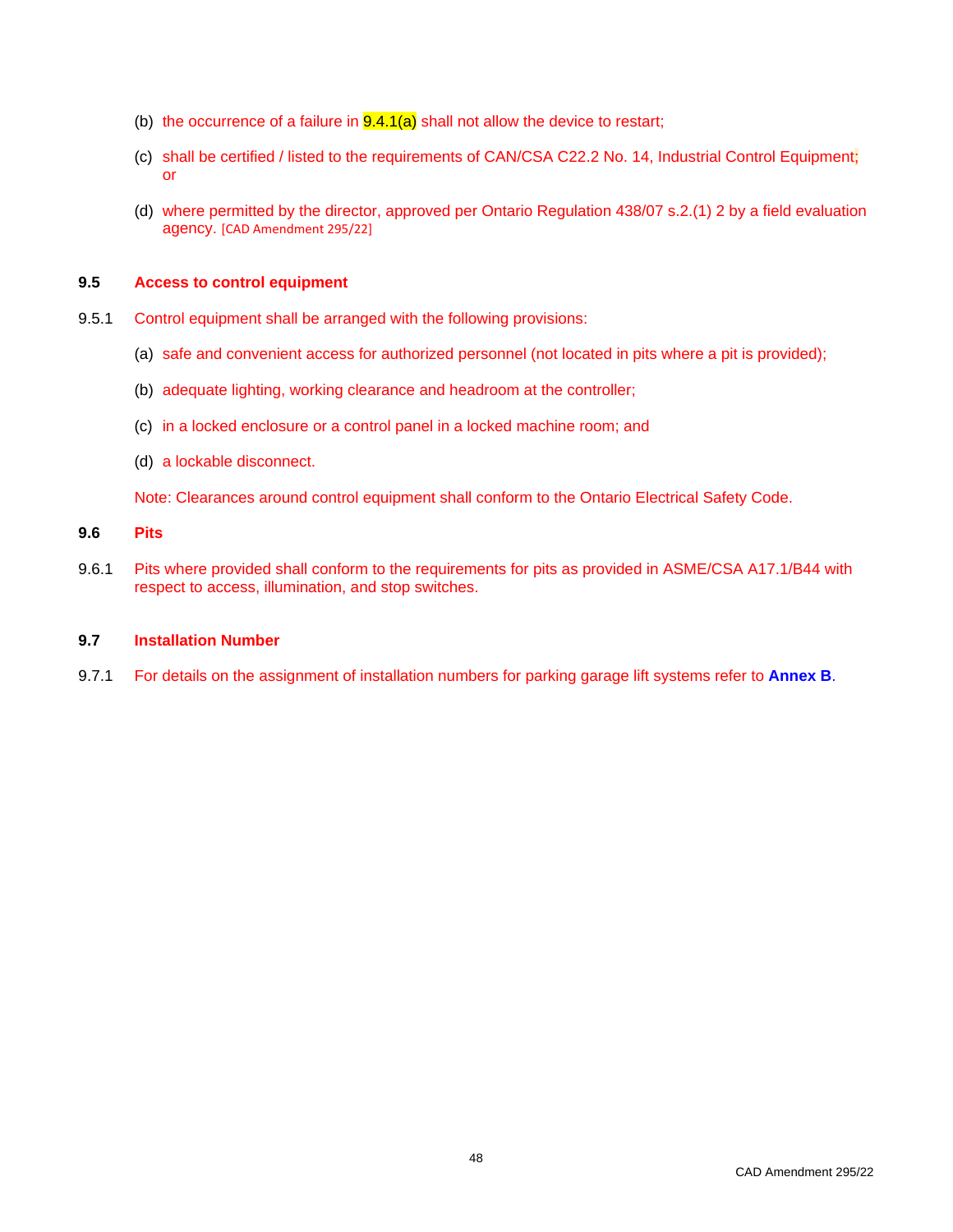(b) the occurrence of a failure in 9.4.1(a) shall not allow the device to restart;

(c) shall be certified / listed to the requirements of CAN/CSA C22.2 No. 14, Industrial Control Equipment; or

(d) where permitted by the director, approved per Ontario Regulation 438/07 s.2.(1) 2 by a field evaluation agency. [CAD Amendment 295/22]

## 9.5 Access to control equipment

9.5.1 Control equipment shall be arranged with the following provisions:

(a) safe and convenient access for authorized personnel (not located in pits where a pit is provided);

(b) adequate lighting, working clearance and headroom at the controller;

(c) in a locked enclosure or a control panel in a locked machine room; and

(d) a lockable disconnect.

Note: Clearances around control equipment shall conform to the Ontario Electrical Safety Code.

## 9.6 Pits

9.6.1 Pits where provided shall conform to the requirements for pits as provided in ASME/CSA A17.1/B44 with respect to access, illumination, and stop switches.

## 9.7 Installation Number

9.7.1 For details on the assignment of installation numbers for parking garage lift systems refer to **Annex B**.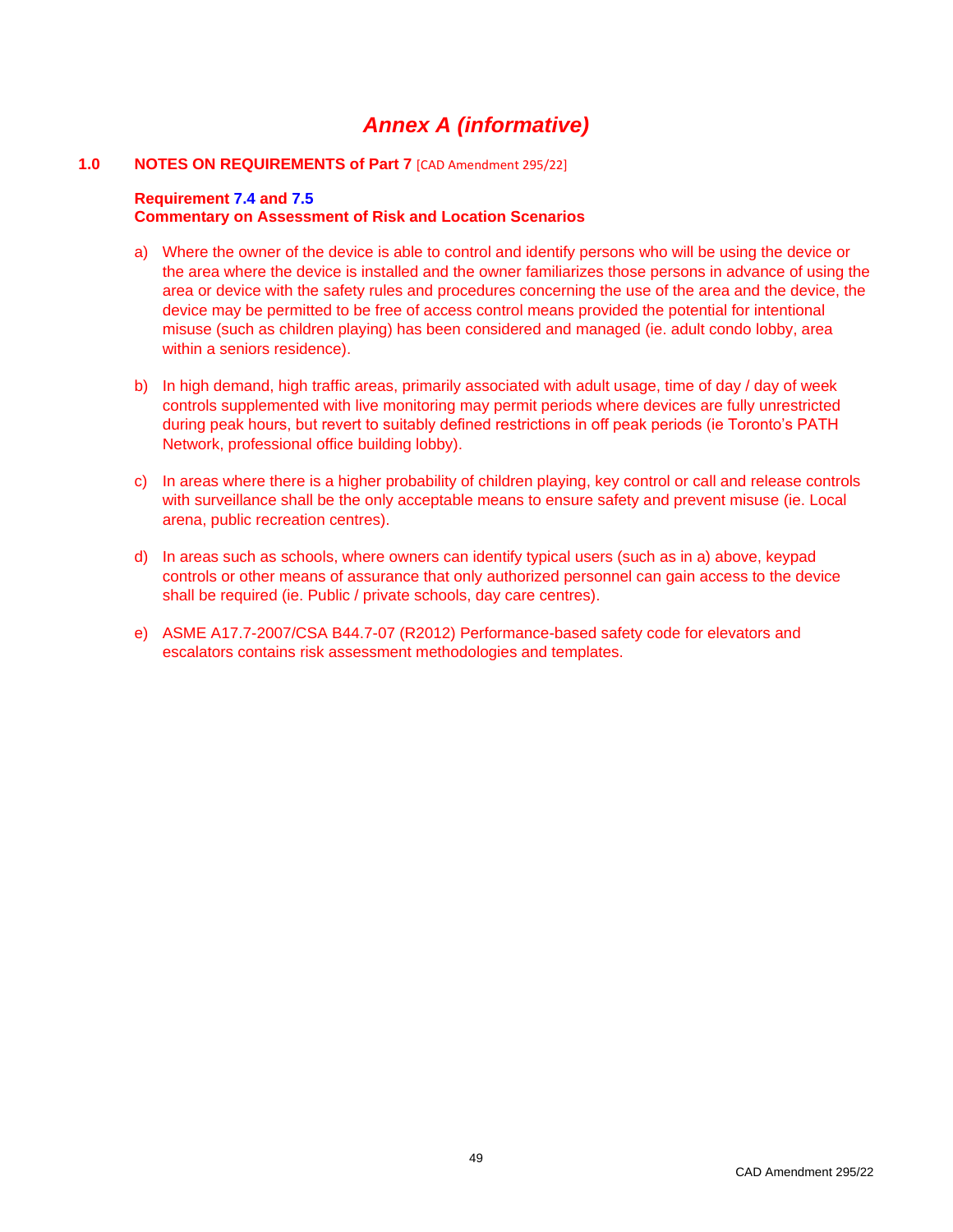# *Annex A (informative)*

## 1.0 NOTES ON REQUIREMENTS of Part 7 [CAD Amendment 295/22]

**Requirement 7.4 and 7.5**
**Commentary on Assessment of Risk and Location Scenarios**

a) Where the owner of the device is able to control and identify persons who will be using the device or the area where the device is installed and the owner familiarizes those persons in advance of using the area or device with the safety rules and procedures concerning the use of the area and the device, the device may be permitted to be free of access control means provided the potential for intentional misuse (such as children playing) has been considered and managed (ie. adult condo lobby, area within a seniors residence).

b) In high demand, high traffic areas, primarily associated with adult usage, time of day / day of week controls supplemented with live monitoring may permit periods where devices are fully unrestricted during peak hours, but revert to suitably defined restrictions in off peak periods (ie Toronto's PATH Network, professional office building lobby).

c) In areas where there is a higher probability of children playing, key control or call and release controls with surveillance shall be the only acceptable means to ensure safety and prevent misuse (ie. Local arena, public recreation centres).

d) In areas such as schools, where owners can identify typical users (such as in a) above, keypad controls or other means of assurance that only authorized personnel can gain access to the device shall be required (ie. Public / private schools, day care centres).

e) ASME A17.7-2007/CSA B44.7-07 (R2012) Performance-based safety code for elevators and escalators contains risk assessment methodologies and templates.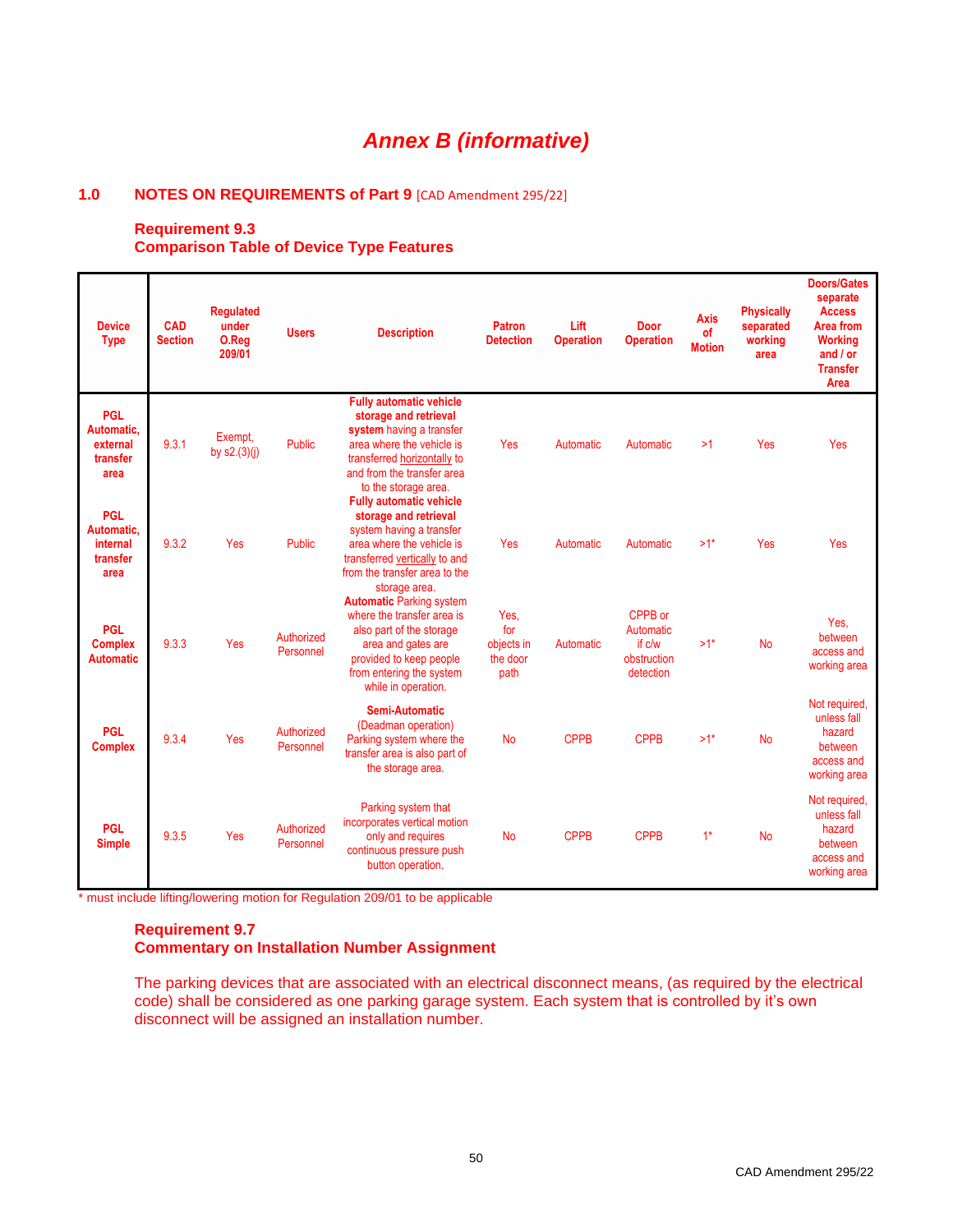# *Annex B (informative)*

## 1.0 NOTES ON REQUIREMENTS of Part 9 [CAD Amendment 295/22]

### Requirement 9.3
### Comparison Table of Device Type Features

| Device Type | CAD Section | Regulated under O.Reg 209/01 | Users | Description | Patron Detection | Lift Operation | Door Operation | Axis of Motion | Physically separated working area | Doors/Gates separate Access Area from Working and / or Transfer Area |
|---|---|---|---|---|---|---|---|---|---|---|
| **PGL Automatic, external transfer area** | 9.3.1 | Exempt, by s2.(3)(j) | Public | **Fully automatic vehicle storage and retrieval system** having a transfer area where the vehicle is transferred horizontally to and from the transfer area to the storage area. | Yes | Automatic | Automatic | >1 | Yes | Yes |
| **PGL Automatic, internal transfer area** | 9.3.2 | Yes | Public | **Fully automatic vehicle storage and retrieval** system having a transfer area where the vehicle is transferred vertically to and from the transfer area to the storage area. | Yes | Automatic | Automatic | >1* | Yes | Yes |
| **PGL Complex Automatic** | 9.3.3 | Yes | Authorized Personnel | **Automatic** Parking system where the transfer area is also part of the storage area and gates are provided to keep people from entering the system while in operation. | Yes, for objects in the door path | Automatic | CPPB or Automatic if c/w obstruction detection | >1* | No | Yes, between access and working area |
| **PGL Complex** | 9.3.4 | Yes | Authorized Personnel | **Semi-Automatic** (Deadman operation) Parking system where the transfer area is also part of the storage area. | No | CPPB | CPPB | >1* | No | Not required, unless fall hazard between access and working area |
| **PGL Simple** | 9.3.5 | Yes | Authorized Personnel | Parking system that incorporates vertical motion only and requires continuous pressure push button operation. | No | CPPB | CPPB | 1* | No | Not required, unless fall hazard between access and working area |

* must include lifting/lowering motion for Regulation 209/01 to be applicable

### Requirement 9.7
### Commentary on Installation Number Assignment

The parking devices that are associated with an electrical disconnect means, (as required by the electrical code) shall be considered as one parking garage system. Each system that is controlled by it's own disconnect will be assigned an installation number.